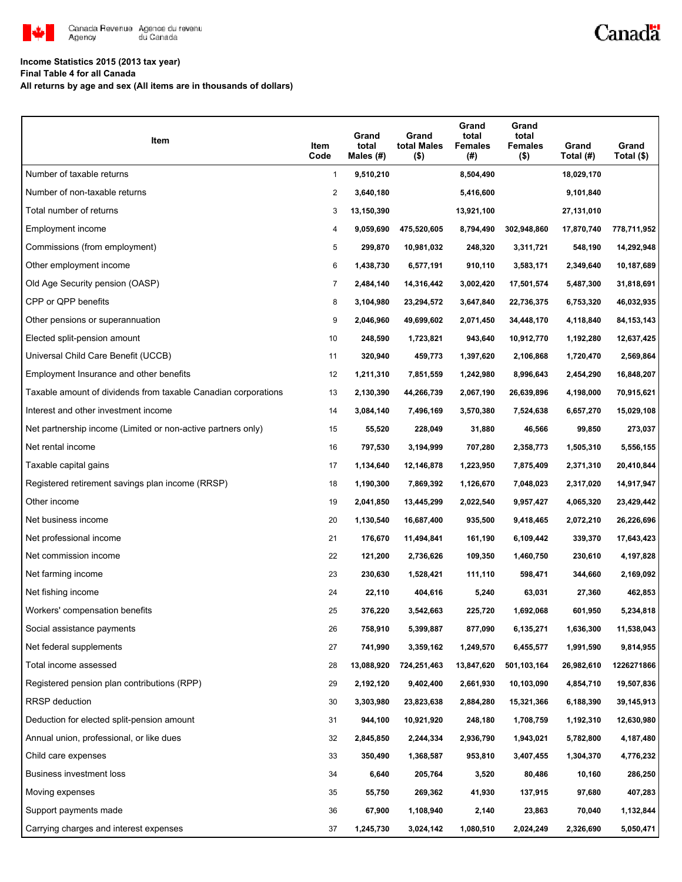Canada Revenue Agency / Agence du revenu du Canada

Canada

**Income Statistics 2015 (2013 tax year)**
**Final Table 4 for all Canada**
**All returns by age and sex (All items are in thousands of dollars)**

| Item | Item Code | Grand total Males (#) | Grand total Males ($) | Grand total Females (#) | Grand total Females ($) | Grand Total (#) | Grand Total ($) |
|---|---|---|---|---|---|---|---|
| Number of taxable returns | 1 | 9,510,210 | | 8,504,490 | | 18,029,170 | |
| Number of non-taxable returns | 2 | 3,640,180 | | 5,416,600 | | 9,101,840 | |
| Total number of returns | 3 | 13,150,390 | | 13,921,100 | | 27,131,010 | |
| Employment income | 4 | 9,059,690 | 475,520,605 | 8,794,490 | 302,948,860 | 17,870,740 | 778,711,952 |
| Commissions (from employment) | 5 | 299,870 | 10,981,032 | 248,320 | 3,311,721 | 548,190 | 14,292,948 |
| Other employment income | 6 | 1,438,730 | 6,577,191 | 910,110 | 3,583,171 | 2,349,640 | 10,187,689 |
| Old Age Security pension (OASP) | 7 | 2,484,140 | 14,316,442 | 3,002,420 | 17,501,574 | 5,487,300 | 31,818,691 |
| CPP or QPP benefits | 8 | 3,104,980 | 23,294,572 | 3,647,840 | 22,736,375 | 6,753,320 | 46,032,935 |
| Other pensions or superannuation | 9 | 2,046,960 | 49,699,602 | 2,071,450 | 34,448,170 | 4,118,840 | 84,153,143 |
| Elected split-pension amount | 10 | 248,590 | 1,723,821 | 943,640 | 10,912,770 | 1,192,280 | 12,637,425 |
| Universal Child Care Benefit (UCCB) | 11 | 320,940 | 459,773 | 1,397,620 | 2,106,868 | 1,720,470 | 2,569,864 |
| Employment Insurance and other benefits | 12 | 1,211,310 | 7,851,559 | 1,242,980 | 8,996,643 | 2,454,290 | 16,848,207 |
| Taxable amount of dividends from taxable Canadian corporations | 13 | 2,130,390 | 44,266,739 | 2,067,190 | 26,639,896 | 4,198,000 | 70,915,621 |
| Interest and other investment income | 14 | 3,084,140 | 7,496,169 | 3,570,380 | 7,524,638 | 6,657,270 | 15,029,108 |
| Net partnership income (Limited or non-active partners only) | 15 | 55,520 | 228,049 | 31,880 | 46,566 | 99,850 | 273,037 |
| Net rental income | 16 | 797,530 | 3,194,999 | 707,280 | 2,358,773 | 1,505,310 | 5,556,155 |
| Taxable capital gains | 17 | 1,134,640 | 12,146,878 | 1,223,950 | 7,875,409 | 2,371,310 | 20,410,844 |
| Registered retirement savings plan income (RRSP) | 18 | 1,190,300 | 7,869,392 | 1,126,670 | 7,048,023 | 2,317,020 | 14,917,947 |
| Other income | 19 | 2,041,850 | 13,445,299 | 2,022,540 | 9,957,427 | 4,065,320 | 23,429,442 |
| Net business income | 20 | 1,130,540 | 16,687,400 | 935,500 | 9,418,465 | 2,072,210 | 26,226,696 |
| Net professional income | 21 | 176,670 | 11,494,841 | 161,190 | 6,109,442 | 339,370 | 17,643,423 |
| Net commission income | 22 | 121,200 | 2,736,626 | 109,350 | 1,460,750 | 230,610 | 4,197,828 |
| Net farming income | 23 | 230,630 | 1,528,421 | 111,110 | 598,471 | 344,660 | 2,169,092 |
| Net fishing income | 24 | 22,110 | 404,616 | 5,240 | 63,031 | 27,360 | 462,853 |
| Workers' compensation benefits | 25 | 376,220 | 3,542,663 | 225,720 | 1,692,068 | 601,950 | 5,234,818 |
| Social assistance payments | 26 | 758,910 | 5,399,887 | 877,090 | 6,135,271 | 1,636,300 | 11,538,043 |
| Net federal supplements | 27 | 741,990 | 3,359,162 | 1,249,570 | 6,455,577 | 1,991,590 | 9,814,955 |
| Total income assessed | 28 | 13,088,920 | 724,251,463 | 13,847,620 | 501,103,164 | 26,982,610 | 1226271866 |
| Registered pension plan contributions (RPP) | 29 | 2,192,120 | 9,402,400 | 2,661,930 | 10,103,090 | 4,854,710 | 19,507,836 |
| RRSP deduction | 30 | 3,303,980 | 23,823,638 | 2,884,280 | 15,321,366 | 6,188,390 | 39,145,913 |
| Deduction for elected split-pension amount | 31 | 944,100 | 10,921,920 | 248,180 | 1,708,759 | 1,192,310 | 12,630,980 |
| Annual union, professional, or like dues | 32 | 2,845,850 | 2,244,334 | 2,936,790 | 1,943,021 | 5,782,800 | 4,187,480 |
| Child care expenses | 33 | 350,490 | 1,368,587 | 953,810 | 3,407,455 | 1,304,370 | 4,776,232 |
| Business investment loss | 34 | 6,640 | 205,764 | 3,520 | 80,486 | 10,160 | 286,250 |
| Moving expenses | 35 | 55,750 | 269,362 | 41,930 | 137,915 | 97,680 | 407,283 |
| Support payments made | 36 | 67,900 | 1,108,940 | 2,140 | 23,863 | 70,040 | 1,132,844 |
| Carrying charges and interest expenses | 37 | 1,245,730 | 3,024,142 | 1,080,510 | 2,024,249 | 2,326,690 | 5,050,471 |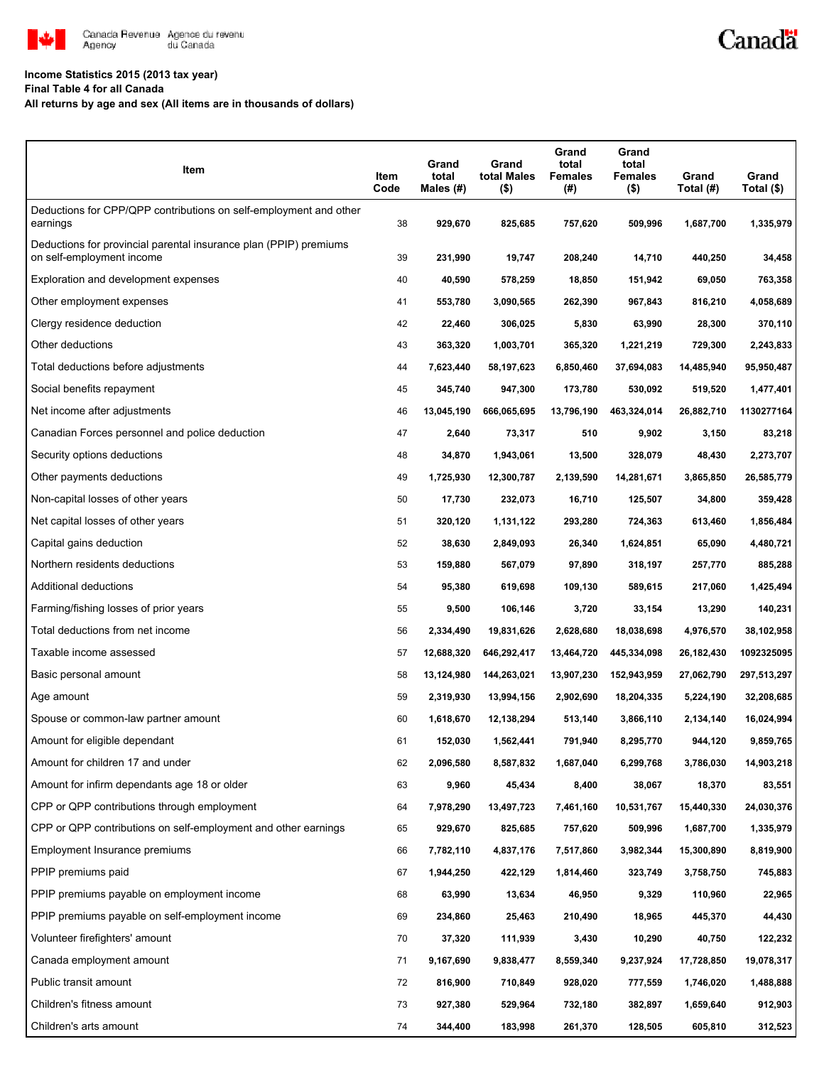Income Statistics 2015 (2013 tax year)
Final Table 4 for all Canada
All returns by age and sex (All items are in thousands of dollars)

| Item | Item Code | Grand total Males (#) | Grand total Males ($) | Grand total Females (#) | Grand total Females ($) | Grand Total (#) | Grand Total ($) |
|---|---|---|---|---|---|---|---|
| Deductions for CPP/QPP contributions on self-employment and other earnings | 38 | 929,670 | 825,685 | 757,620 | 509,996 | 1,687,700 | 1,335,979 |
| Deductions for provincial parental insurance plan (PPIP) premiums on self-employment income | 39 | 231,990 | 19,747 | 208,240 | 14,710 | 440,250 | 34,458 |
| Exploration and development expenses | 40 | 40,590 | 578,259 | 18,850 | 151,942 | 69,050 | 763,358 |
| Other employment expenses | 41 | 553,780 | 3,090,565 | 262,390 | 967,843 | 816,210 | 4,058,689 |
| Clergy residence deduction | 42 | 22,460 | 306,025 | 5,830 | 63,990 | 28,300 | 370,110 |
| Other deductions | 43 | 363,320 | 1,003,701 | 365,320 | 1,221,219 | 729,300 | 2,243,833 |
| Total deductions before adjustments | 44 | 7,623,440 | 58,197,623 | 6,850,460 | 37,694,083 | 14,485,940 | 95,950,487 |
| Social benefits repayment | 45 | 345,740 | 947,300 | 173,780 | 530,092 | 519,520 | 1,477,401 |
| Net income after adjustments | 46 | 13,045,190 | 666,065,695 | 13,796,190 | 463,324,014 | 26,882,710 | 1130277164 |
| Canadian Forces personnel and police deduction | 47 | 2,640 | 73,317 | 510 | 9,902 | 3,150 | 83,218 |
| Security options deductions | 48 | 34,870 | 1,943,061 | 13,500 | 328,079 | 48,430 | 2,273,707 |
| Other payments deductions | 49 | 1,725,930 | 12,300,787 | 2,139,590 | 14,281,671 | 3,865,850 | 26,585,779 |
| Non-capital losses of other years | 50 | 17,730 | 232,073 | 16,710 | 125,507 | 34,800 | 359,428 |
| Net capital losses of other years | 51 | 320,120 | 1,131,122 | 293,280 | 724,363 | 613,460 | 1,856,484 |
| Capital gains deduction | 52 | 38,630 | 2,849,093 | 26,340 | 1,624,851 | 65,090 | 4,480,721 |
| Northern residents deductions | 53 | 159,880 | 567,079 | 97,890 | 318,197 | 257,770 | 885,288 |
| Additional deductions | 54 | 95,380 | 619,698 | 109,130 | 589,615 | 217,060 | 1,425,494 |
| Farming/fishing losses of prior years | 55 | 9,500 | 106,146 | 3,720 | 33,154 | 13,290 | 140,231 |
| Total deductions from net income | 56 | 2,334,490 | 19,831,626 | 2,628,680 | 18,038,698 | 4,976,570 | 38,102,958 |
| Taxable income assessed | 57 | 12,688,320 | 646,292,417 | 13,464,720 | 445,334,098 | 26,182,430 | 1092325095 |
| Basic personal amount | 58 | 13,124,980 | 144,263,021 | 13,907,230 | 152,943,959 | 27,062,790 | 297,513,297 |
| Age amount | 59 | 2,319,930 | 13,994,156 | 2,902,690 | 18,204,335 | 5,224,190 | 32,208,685 |
| Spouse or common-law partner amount | 60 | 1,618,670 | 12,138,294 | 513,140 | 3,866,110 | 2,134,140 | 16,024,994 |
| Amount for eligible dependant | 61 | 152,030 | 1,562,441 | 791,940 | 8,295,770 | 944,120 | 9,859,765 |
| Amount for children 17 and under | 62 | 2,096,580 | 8,587,832 | 1,687,040 | 6,299,768 | 3,786,030 | 14,903,218 |
| Amount for infirm dependants age 18 or older | 63 | 9,960 | 45,434 | 8,400 | 38,067 | 18,370 | 83,551 |
| CPP or QPP contributions through employment | 64 | 7,978,290 | 13,497,723 | 7,461,160 | 10,531,767 | 15,440,330 | 24,030,376 |
| CPP or QPP contributions on self-employment and other earnings | 65 | 929,670 | 825,685 | 757,620 | 509,996 | 1,687,700 | 1,335,979 |
| Employment Insurance premiums | 66 | 7,782,110 | 4,837,176 | 7,517,860 | 3,982,344 | 15,300,890 | 8,819,900 |
| PPIP premiums paid | 67 | 1,944,250 | 422,129 | 1,814,460 | 323,749 | 3,758,750 | 745,883 |
| PPIP premiums payable on employment income | 68 | 63,990 | 13,634 | 46,950 | 9,329 | 110,960 | 22,965 |
| PPIP premiums payable on self-employment income | 69 | 234,860 | 25,463 | 210,490 | 18,965 | 445,370 | 44,430 |
| Volunteer firefighters' amount | 70 | 37,320 | 111,939 | 3,430 | 10,290 | 40,750 | 122,232 |
| Canada employment amount | 71 | 9,167,690 | 9,838,477 | 8,559,340 | 9,237,924 | 17,728,850 | 19,078,317 |
| Public transit amount | 72 | 816,900 | 710,849 | 928,020 | 777,559 | 1,746,020 | 1,488,888 |
| Children's fitness amount | 73 | 927,380 | 529,964 | 732,180 | 382,897 | 1,659,640 | 912,903 |
| Children's arts amount | 74 | 344,400 | 183,998 | 261,370 | 128,505 | 605,810 | 312,523 |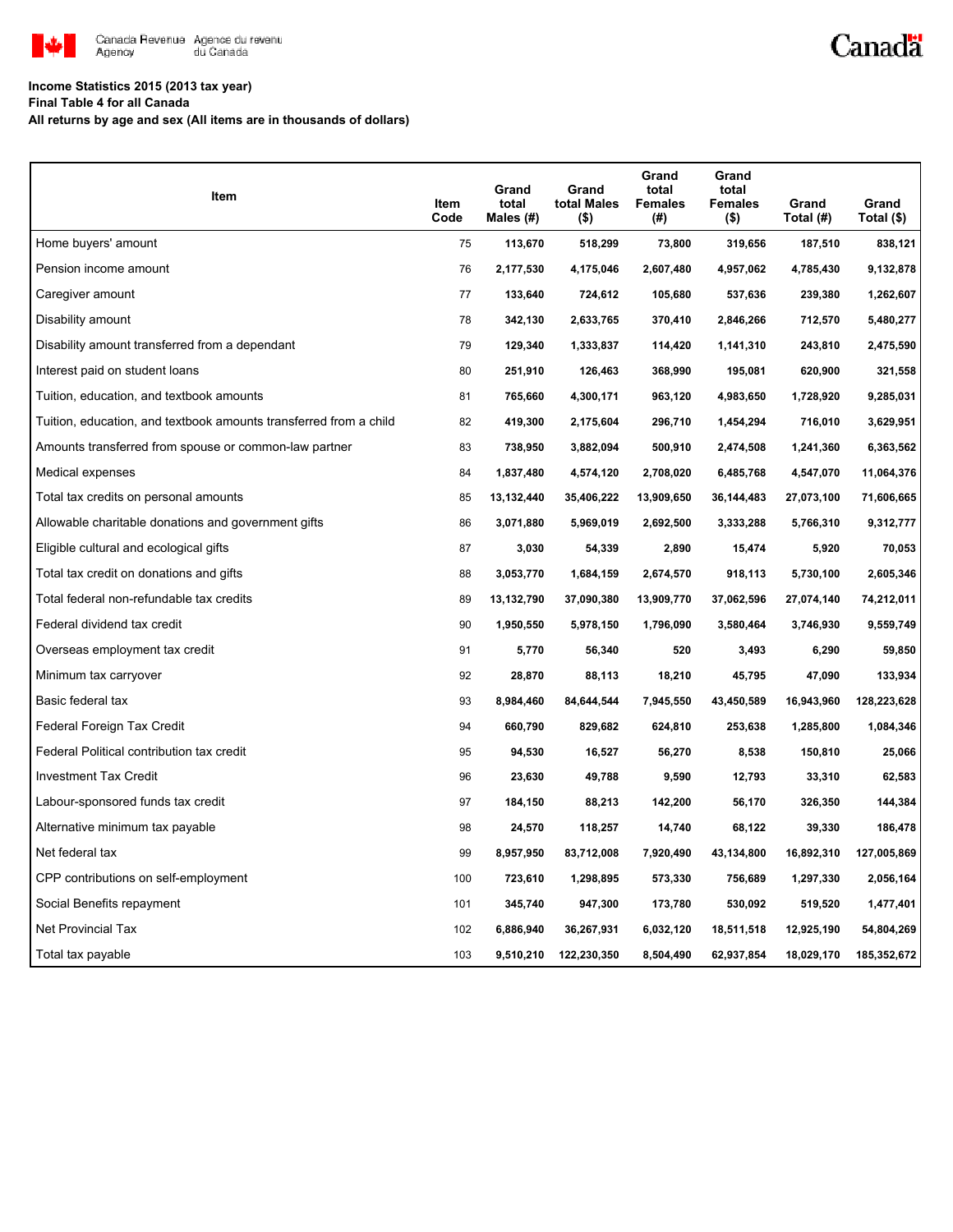**Income Statistics 2015 (2013 tax year)**
**Final Table 4 for all Canada**
**All returns by age and sex (All items are in thousands of dollars)**

| Item | Item Code | Grand total Males (#) | Grand total Males ($) | Grand total Females (#) | Grand total Females ($) | Grand Total (#) | Grand Total ($) |
|---|---|---|---|---|---|---|---|
| Home buyers' amount | 75 | 113,670 | 518,299 | 73,800 | 319,656 | 187,510 | 838,121 |
| Pension income amount | 76 | 2,177,530 | 4,175,046 | 2,607,480 | 4,957,062 | 4,785,430 | 9,132,878 |
| Caregiver amount | 77 | 133,640 | 724,612 | 105,680 | 537,636 | 239,380 | 1,262,607 |
| Disability amount | 78 | 342,130 | 2,633,765 | 370,410 | 2,846,266 | 712,570 | 5,480,277 |
| Disability amount transferred from a dependant | 79 | 129,340 | 1,333,837 | 114,420 | 1,141,310 | 243,810 | 2,475,590 |
| Interest paid on student loans | 80 | 251,910 | 126,463 | 368,990 | 195,081 | 620,900 | 321,558 |
| Tuition, education, and textbook amounts | 81 | 765,660 | 4,300,171 | 963,120 | 4,983,650 | 1,728,920 | 9,285,031 |
| Tuition, education, and textbook amounts transferred from a child | 82 | 419,300 | 2,175,604 | 296,710 | 1,454,294 | 716,010 | 3,629,951 |
| Amounts transferred from spouse or common-law partner | 83 | 738,950 | 3,882,094 | 500,910 | 2,474,508 | 1,241,360 | 6,363,562 |
| Medical expenses | 84 | 1,837,480 | 4,574,120 | 2,708,020 | 6,485,768 | 4,547,070 | 11,064,376 |
| Total tax credits on personal amounts | 85 | 13,132,440 | 35,406,222 | 13,909,650 | 36,144,483 | 27,073,100 | 71,606,665 |
| Allowable charitable donations and government gifts | 86 | 3,071,880 | 5,969,019 | 2,692,500 | 3,333,288 | 5,766,310 | 9,312,777 |
| Eligible cultural and ecological gifts | 87 | 3,030 | 54,339 | 2,890 | 15,474 | 5,920 | 70,053 |
| Total tax credit on donations and gifts | 88 | 3,053,770 | 1,684,159 | 2,674,570 | 918,113 | 5,730,100 | 2,605,346 |
| Total federal non-refundable tax credits | 89 | 13,132,790 | 37,090,380 | 13,909,770 | 37,062,596 | 27,074,140 | 74,212,011 |
| Federal dividend tax credit | 90 | 1,950,550 | 5,978,150 | 1,796,090 | 3,580,464 | 3,746,930 | 9,559,749 |
| Overseas employment tax credit | 91 | 5,770 | 56,340 | 520 | 3,493 | 6,290 | 59,850 |
| Minimum tax carryover | 92 | 28,870 | 88,113 | 18,210 | 45,795 | 47,090 | 133,934 |
| Basic federal tax | 93 | 8,984,460 | 84,644,544 | 7,945,550 | 43,450,589 | 16,943,960 | 128,223,628 |
| Federal Foreign Tax Credit | 94 | 660,790 | 829,682 | 624,810 | 253,638 | 1,285,800 | 1,084,346 |
| Federal Political contribution tax credit | 95 | 94,530 | 16,527 | 56,270 | 8,538 | 150,810 | 25,066 |
| Investment Tax Credit | 96 | 23,630 | 49,788 | 9,590 | 12,793 | 33,310 | 62,583 |
| Labour-sponsored funds tax credit | 97 | 184,150 | 88,213 | 142,200 | 56,170 | 326,350 | 144,384 |
| Alternative minimum tax payable | 98 | 24,570 | 118,257 | 14,740 | 68,122 | 39,330 | 186,478 |
| Net federal tax | 99 | 8,957,950 | 83,712,008 | 7,920,490 | 43,134,800 | 16,892,310 | 127,005,869 |
| CPP contributions on self-employment | 100 | 723,610 | 1,298,895 | 573,330 | 756,689 | 1,297,330 | 2,056,164 |
| Social Benefits repayment | 101 | 345,740 | 947,300 | 173,780 | 530,092 | 519,520 | 1,477,401 |
| Net Provincial Tax | 102 | 6,886,940 | 36,267,931 | 6,032,120 | 18,511,518 | 12,925,190 | 54,804,269 |
| Total tax payable | 103 | 9,510,210 | 122,230,350 | 8,504,490 | 62,937,854 | 18,029,170 | 185,352,672 |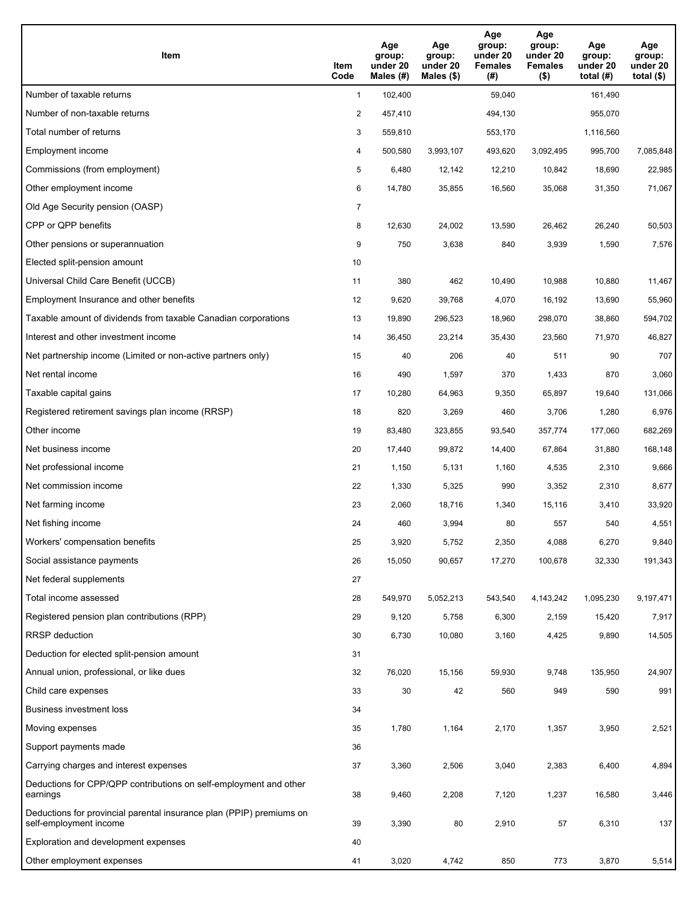| Item | Item Code | Age group: under 20 Males (#) | Age group: under 20 Males ($) | Age group: under 20 Females (#) | Age group: under 20 Females ($) | Age group: under 20 total (#) | Age group: under 20 total ($) |
|---|---|---|---|---|---|---|---|
| Number of taxable returns | 1 | 102,400 | | 59,040 | | 161,490 | |
| Number of non-taxable returns | 2 | 457,410 | | 494,130 | | 955,070 | |
| Total number of returns | 3 | 559,810 | | 553,170 | | 1,116,560 | |
| Employment income | 4 | 500,580 | 3,993,107 | 493,620 | 3,092,495 | 995,700 | 7,085,848 |
| Commissions (from employment) | 5 | 6,480 | 12,142 | 12,210 | 10,842 | 18,690 | 22,985 |
| Other employment income | 6 | 14,780 | 35,855 | 16,560 | 35,068 | 31,350 | 71,067 |
| Old Age Security pension (OASP) | 7 | | | | | | |
| CPP or QPP benefits | 8 | 12,630 | 24,002 | 13,590 | 26,462 | 26,240 | 50,503 |
| Other pensions or superannuation | 9 | 750 | 3,638 | 840 | 3,939 | 1,590 | 7,576 |
| Elected split-pension amount | 10 | | | | | | |
| Universal Child Care Benefit (UCCB) | 11 | 380 | 462 | 10,490 | 10,988 | 10,880 | 11,467 |
| Employment Insurance and other benefits | 12 | 9,620 | 39,768 | 4,070 | 16,192 | 13,690 | 55,960 |
| Taxable amount of dividends from taxable Canadian corporations | 13 | 19,890 | 296,523 | 18,960 | 298,070 | 38,860 | 594,702 |
| Interest and other investment income | 14 | 36,450 | 23,214 | 35,430 | 23,560 | 71,970 | 46,827 |
| Net partnership income (Limited or non-active partners only) | 15 | 40 | 206 | 40 | 511 | 90 | 707 |
| Net rental income | 16 | 490 | 1,597 | 370 | 1,433 | 870 | 3,060 |
| Taxable capital gains | 17 | 10,280 | 64,963 | 9,350 | 65,897 | 19,640 | 131,066 |
| Registered retirement savings plan income (RRSP) | 18 | 820 | 3,269 | 460 | 3,706 | 1,280 | 6,976 |
| Other income | 19 | 83,480 | 323,855 | 93,540 | 357,774 | 177,060 | 682,269 |
| Net business income | 20 | 17,440 | 99,872 | 14,400 | 67,864 | 31,880 | 168,148 |
| Net professional income | 21 | 1,150 | 5,131 | 1,160 | 4,535 | 2,310 | 9,666 |
| Net commission income | 22 | 1,330 | 5,325 | 990 | 3,352 | 2,310 | 8,677 |
| Net farming income | 23 | 2,060 | 18,716 | 1,340 | 15,116 | 3,410 | 33,920 |
| Net fishing income | 24 | 460 | 3,994 | 80 | 557 | 540 | 4,551 |
| Workers' compensation benefits | 25 | 3,920 | 5,752 | 2,350 | 4,088 | 6,270 | 9,840 |
| Social assistance payments | 26 | 15,050 | 90,657 | 17,270 | 100,678 | 32,330 | 191,343 |
| Net federal supplements | 27 | | | | | | |
| Total income assessed | 28 | 549,970 | 5,052,213 | 543,540 | 4,143,242 | 1,095,230 | 9,197,471 |
| Registered pension plan contributions (RPP) | 29 | 9,120 | 5,758 | 6,300 | 2,159 | 15,420 | 7,917 |
| RRSP deduction | 30 | 6,730 | 10,080 | 3,160 | 4,425 | 9,890 | 14,505 |
| Deduction for elected split-pension amount | 31 | | | | | | |
| Annual union, professional, or like dues | 32 | 76,020 | 15,156 | 59,930 | 9,748 | 135,950 | 24,907 |
| Child care expenses | 33 | 30 | 42 | 560 | 949 | 590 | 991 |
| Business investment loss | 34 | | | | | | |
| Moving expenses | 35 | 1,780 | 1,164 | 2,170 | 1,357 | 3,950 | 2,521 |
| Support payments made | 36 | | | | | | |
| Carrying charges and interest expenses | 37 | 3,360 | 2,506 | 3,040 | 2,383 | 6,400 | 4,894 |
| Deductions for CPP/QPP contributions on self-employment and other earnings | 38 | 9,460 | 2,208 | 7,120 | 1,237 | 16,580 | 3,446 |
| Deductions for provincial parental insurance plan (PPIP) premiums on self-employment income | 39 | 3,390 | 80 | 2,910 | 57 | 6,310 | 137 |
| Exploration and development expenses | 40 | | | | | | |
| Other employment expenses | 41 | 3,020 | 4,742 | 850 | 773 | 3,870 | 5,514 |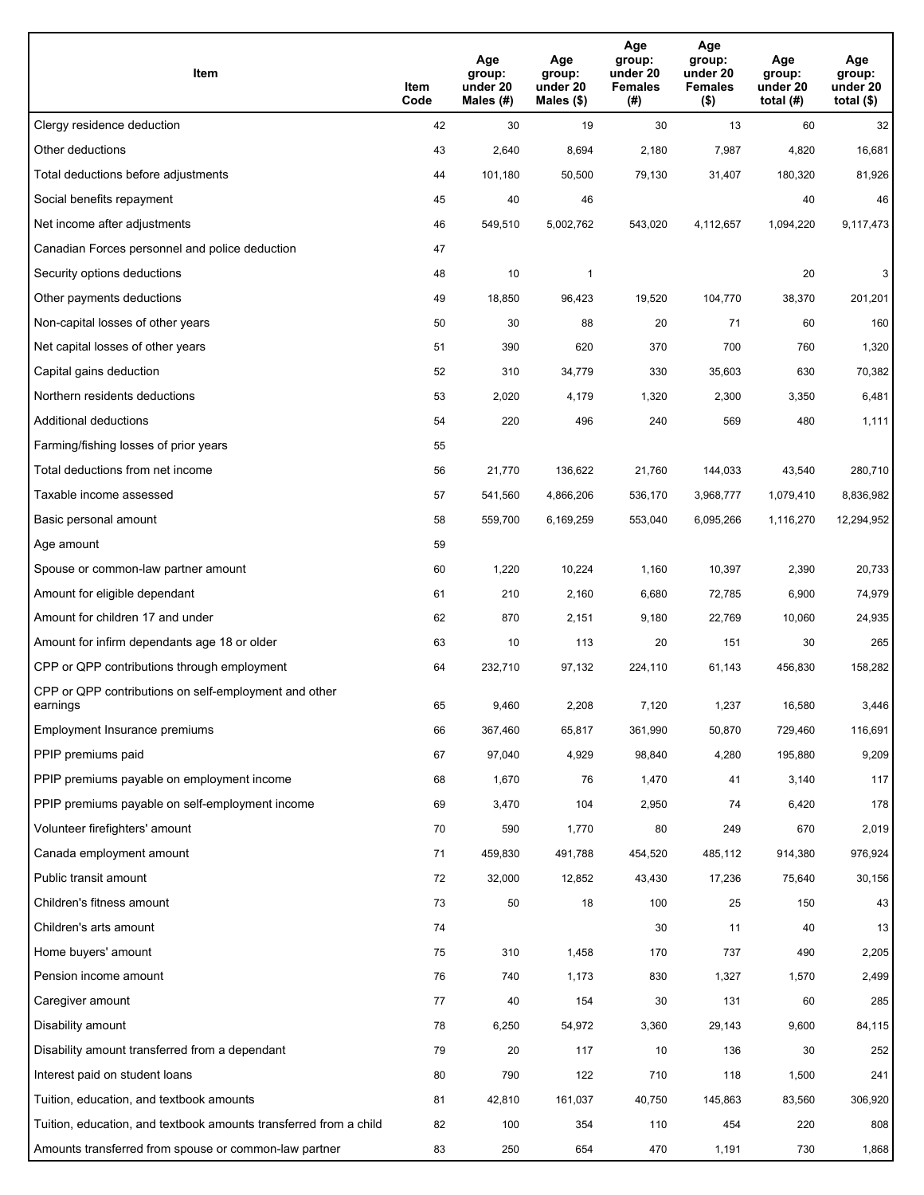| Item | Item Code | Age group: under 20 Males (#) | Age group: under 20 Males ($) | Age group: under 20 Females (#) | Age group: under 20 Females ($) | Age group: under 20 total (#) | Age group: under 20 total ($) |
|---|---|---|---|---|---|---|---|
| Clergy residence deduction | 42 | 30 | 19 | 30 | 13 | 60 | 32 |
| Other deductions | 43 | 2,640 | 8,694 | 2,180 | 7,987 | 4,820 | 16,681 |
| Total deductions before adjustments | 44 | 101,180 | 50,500 | 79,130 | 31,407 | 180,320 | 81,926 |
| Social benefits repayment | 45 | 40 | 46 | | | 40 | 46 |
| Net income after adjustments | 46 | 549,510 | 5,002,762 | 543,020 | 4,112,657 | 1,094,220 | 9,117,473 |
| Canadian Forces personnel and police deduction | 47 | | | | | | |
| Security options deductions | 48 | 10 | 1 | | | 20 | 3 |
| Other payments deductions | 49 | 18,850 | 96,423 | 19,520 | 104,770 | 38,370 | 201,201 |
| Non-capital losses of other years | 50 | 30 | 88 | 20 | 71 | 60 | 160 |
| Net capital losses of other years | 51 | 390 | 620 | 370 | 700 | 760 | 1,320 |
| Capital gains deduction | 52 | 310 | 34,779 | 330 | 35,603 | 630 | 70,382 |
| Northern residents deductions | 53 | 2,020 | 4,179 | 1,320 | 2,300 | 3,350 | 6,481 |
| Additional deductions | 54 | 220 | 496 | 240 | 569 | 480 | 1,111 |
| Farming/fishing losses of prior years | 55 | | | | | | |
| Total deductions from net income | 56 | 21,770 | 136,622 | 21,760 | 144,033 | 43,540 | 280,710 |
| Taxable income assessed | 57 | 541,560 | 4,866,206 | 536,170 | 3,968,777 | 1,079,410 | 8,836,982 |
| Basic personal amount | 58 | 559,700 | 6,169,259 | 553,040 | 6,095,266 | 1,116,270 | 12,294,952 |
| Age amount | 59 | | | | | | |
| Spouse or common-law partner amount | 60 | 1,220 | 10,224 | 1,160 | 10,397 | 2,390 | 20,733 |
| Amount for eligible dependant | 61 | 210 | 2,160 | 6,680 | 72,785 | 6,900 | 74,979 |
| Amount for children 17 and under | 62 | 870 | 2,151 | 9,180 | 22,769 | 10,060 | 24,935 |
| Amount for infirm dependants age 18 or older | 63 | 10 | 113 | 20 | 151 | 30 | 265 |
| CPP or QPP contributions through employment | 64 | 232,710 | 97,132 | 224,110 | 61,143 | 456,830 | 158,282 |
| CPP or QPP contributions on self-employment and other earnings | 65 | 9,460 | 2,208 | 7,120 | 1,237 | 16,580 | 3,446 |
| Employment Insurance premiums | 66 | 367,460 | 65,817 | 361,990 | 50,870 | 729,460 | 116,691 |
| PPIP premiums paid | 67 | 97,040 | 4,929 | 98,840 | 4,280 | 195,880 | 9,209 |
| PPIP premiums payable on employment income | 68 | 1,670 | 76 | 1,470 | 41 | 3,140 | 117 |
| PPIP premiums payable on self-employment income | 69 | 3,470 | 104 | 2,950 | 74 | 6,420 | 178 |
| Volunteer firefighters' amount | 70 | 590 | 1,770 | 80 | 249 | 670 | 2,019 |
| Canada employment amount | 71 | 459,830 | 491,788 | 454,520 | 485,112 | 914,380 | 976,924 |
| Public transit amount | 72 | 32,000 | 12,852 | 43,430 | 17,236 | 75,640 | 30,156 |
| Children's fitness amount | 73 | 50 | 18 | 100 | 25 | 150 | 43 |
| Children's arts amount | 74 | | | 30 | 11 | 40 | 13 |
| Home buyers' amount | 75 | 310 | 1,458 | 170 | 737 | 490 | 2,205 |
| Pension income amount | 76 | 740 | 1,173 | 830 | 1,327 | 1,570 | 2,499 |
| Caregiver amount | 77 | 40 | 154 | 30 | 131 | 60 | 285 |
| Disability amount | 78 | 6,250 | 54,972 | 3,360 | 29,143 | 9,600 | 84,115 |
| Disability amount transferred from a dependant | 79 | 20 | 117 | 10 | 136 | 30 | 252 |
| Interest paid on student loans | 80 | 790 | 122 | 710 | 118 | 1,500 | 241 |
| Tuition, education, and textbook amounts | 81 | 42,810 | 161,037 | 40,750 | 145,863 | 83,560 | 306,920 |
| Tuition, education, and textbook amounts transferred from a child | 82 | 100 | 354 | 110 | 454 | 220 | 808 |
| Amounts transferred from spouse or common-law partner | 83 | 250 | 654 | 470 | 1,191 | 730 | 1,868 |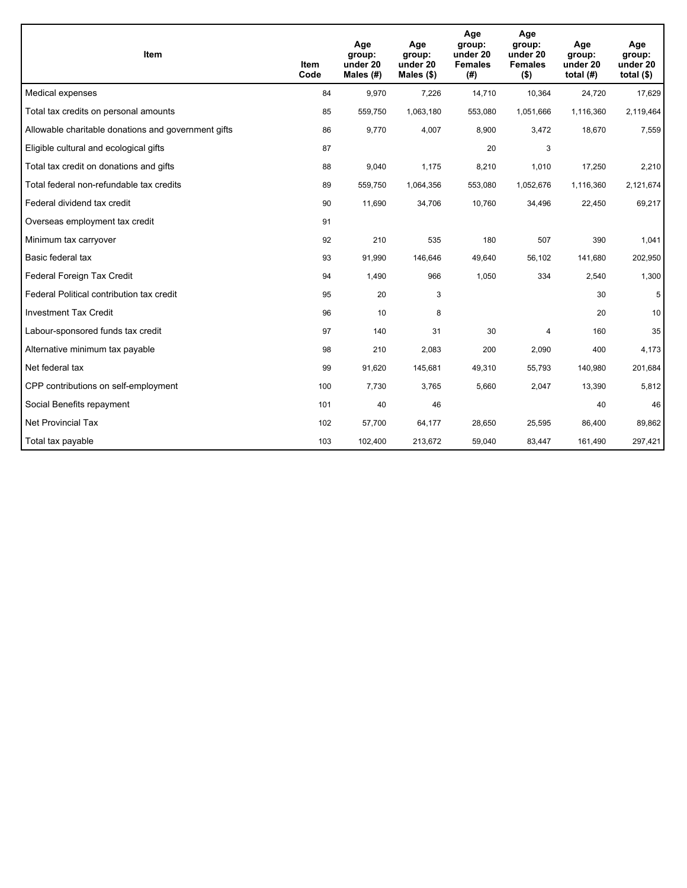| Item | Item Code | Age group: under 20 Males (#) | Age group: under 20 Males ($) | Age group: under 20 Females (#) | Age group: under 20 Females ($) | Age group: under 20 total (#) | Age group: under 20 total ($) |
|---|---|---|---|---|---|---|---|
| Medical expenses | 84 | 9,970 | 7,226 | 14,710 | 10,364 | 24,720 | 17,629 |
| Total tax credits on personal amounts | 85 | 559,750 | 1,063,180 | 553,080 | 1,051,666 | 1,116,360 | 2,119,464 |
| Allowable charitable donations and government gifts | 86 | 9,770 | 4,007 | 8,900 | 3,472 | 18,670 | 7,559 |
| Eligible cultural and ecological gifts | 87 | | | 20 | 3 | | |
| Total tax credit on donations and gifts | 88 | 9,040 | 1,175 | 8,210 | 1,010 | 17,250 | 2,210 |
| Total federal non-refundable tax credits | 89 | 559,750 | 1,064,356 | 553,080 | 1,052,676 | 1,116,360 | 2,121,674 |
| Federal dividend tax credit | 90 | 11,690 | 34,706 | 10,760 | 34,496 | 22,450 | 69,217 |
| Overseas employment tax credit | 91 | | | | | | |
| Minimum tax carryover | 92 | 210 | 535 | 180 | 507 | 390 | 1,041 |
| Basic federal tax | 93 | 91,990 | 146,646 | 49,640 | 56,102 | 141,680 | 202,950 |
| Federal Foreign Tax Credit | 94 | 1,490 | 966 | 1,050 | 334 | 2,540 | 1,300 |
| Federal Political contribution tax credit | 95 | 20 | 3 | | | 30 | 5 |
| Investment Tax Credit | 96 | 10 | 8 | | | 20 | 10 |
| Labour-sponsored funds tax credit | 97 | 140 | 31 | 30 | 4 | 160 | 35 |
| Alternative minimum tax payable | 98 | 210 | 2,083 | 200 | 2,090 | 400 | 4,173 |
| Net federal tax | 99 | 91,620 | 145,681 | 49,310 | 55,793 | 140,980 | 201,684 |
| CPP contributions on self-employment | 100 | 7,730 | 3,765 | 5,660 | 2,047 | 13,390 | 5,812 |
| Social Benefits repayment | 101 | 40 | 46 | | | 40 | 46 |
| Net Provincial Tax | 102 | 57,700 | 64,177 | 28,650 | 25,595 | 86,400 | 89,862 |
| Total tax payable | 103 | 102,400 | 213,672 | 59,040 | 83,447 | 161,490 | 297,421 |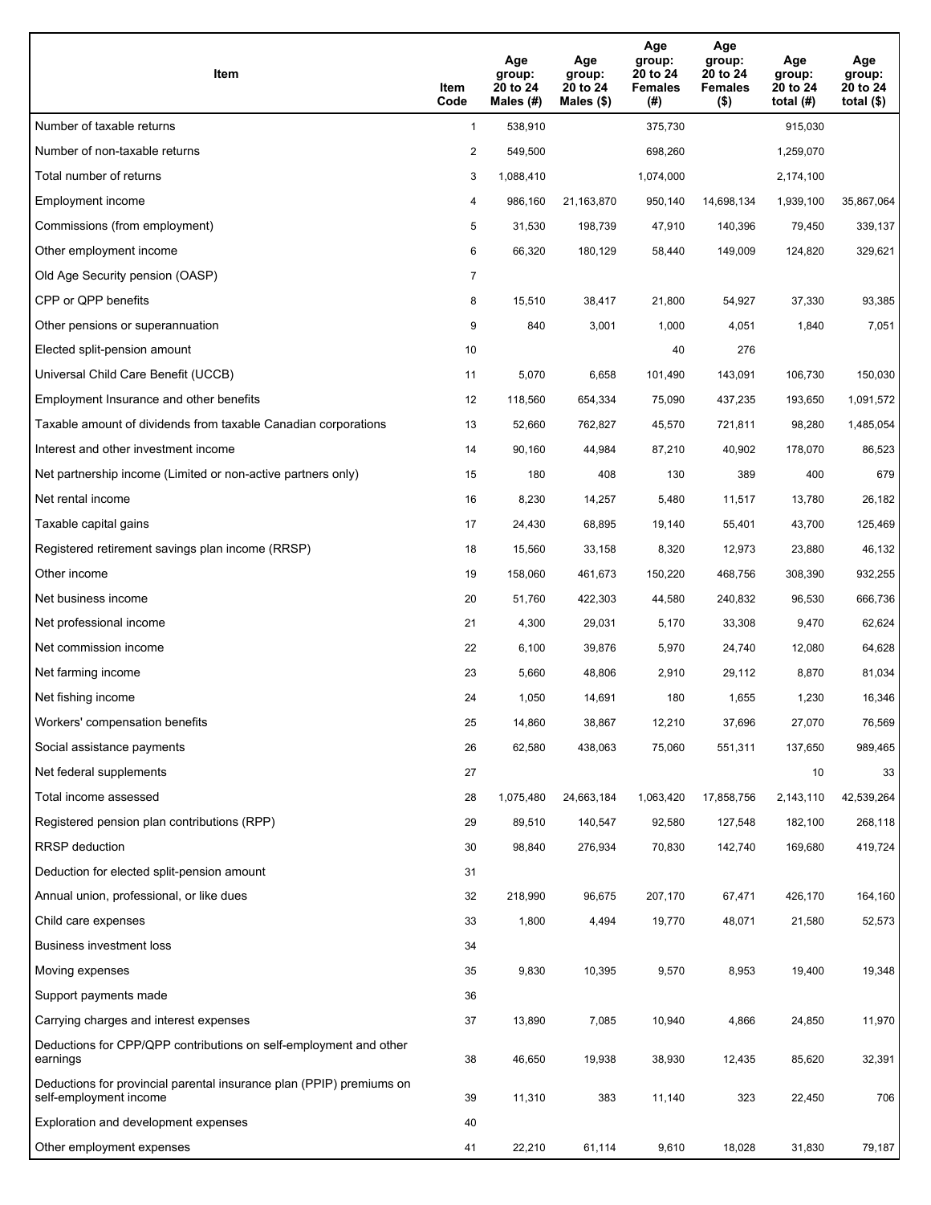| Item | Item Code | Age group: 20 to 24 Males (#) | Age group: 20 to 24 Males ($) | Age group: 20 to 24 Females (#) | Age group: 20 to 24 Females ($) | Age group: 20 to 24 total (#) | Age group: 20 to 24 total ($) |
|---|---|---|---|---|---|---|---|
| Number of taxable returns | 1 | 538,910 | | 375,730 | | 915,030 | |
| Number of non-taxable returns | 2 | 549,500 | | 698,260 | | 1,259,070 | |
| Total number of returns | 3 | 1,088,410 | | 1,074,000 | | 2,174,100 | |
| Employment income | 4 | 986,160 | 21,163,870 | 950,140 | 14,698,134 | 1,939,100 | 35,867,064 |
| Commissions (from employment) | 5 | 31,530 | 198,739 | 47,910 | 140,396 | 79,450 | 339,137 |
| Other employment income | 6 | 66,320 | 180,129 | 58,440 | 149,009 | 124,820 | 329,621 |
| Old Age Security pension (OASP) | 7 | | | | | | |
| CPP or QPP benefits | 8 | 15,510 | 38,417 | 21,800 | 54,927 | 37,330 | 93,385 |
| Other pensions or superannuation | 9 | 840 | 3,001 | 1,000 | 4,051 | 1,840 | 7,051 |
| Elected split-pension amount | 10 | | | 40 | 276 | | |
| Universal Child Care Benefit (UCCB) | 11 | 5,070 | 6,658 | 101,490 | 143,091 | 106,730 | 150,030 |
| Employment Insurance and other benefits | 12 | 118,560 | 654,334 | 75,090 | 437,235 | 193,650 | 1,091,572 |
| Taxable amount of dividends from taxable Canadian corporations | 13 | 52,660 | 762,827 | 45,570 | 721,811 | 98,280 | 1,485,054 |
| Interest and other investment income | 14 | 90,160 | 44,984 | 87,210 | 40,902 | 178,070 | 86,523 |
| Net partnership income (Limited or non-active partners only) | 15 | 180 | 408 | 130 | 389 | 400 | 679 |
| Net rental income | 16 | 8,230 | 14,257 | 5,480 | 11,517 | 13,780 | 26,182 |
| Taxable capital gains | 17 | 24,430 | 68,895 | 19,140 | 55,401 | 43,700 | 125,469 |
| Registered retirement savings plan income (RRSP) | 18 | 15,560 | 33,158 | 8,320 | 12,973 | 23,880 | 46,132 |
| Other income | 19 | 158,060 | 461,673 | 150,220 | 468,756 | 308,390 | 932,255 |
| Net business income | 20 | 51,760 | 422,303 | 44,580 | 240,832 | 96,530 | 666,736 |
| Net professional income | 21 | 4,300 | 29,031 | 5,170 | 33,308 | 9,470 | 62,624 |
| Net commission income | 22 | 6,100 | 39,876 | 5,970 | 24,740 | 12,080 | 64,628 |
| Net farming income | 23 | 5,660 | 48,806 | 2,910 | 29,112 | 8,870 | 81,034 |
| Net fishing income | 24 | 1,050 | 14,691 | 180 | 1,655 | 1,230 | 16,346 |
| Workers' compensation benefits | 25 | 14,860 | 38,867 | 12,210 | 37,696 | 27,070 | 76,569 |
| Social assistance payments | 26 | 62,580 | 438,063 | 75,060 | 551,311 | 137,650 | 989,465 |
| Net federal supplements | 27 | | | | | 10 | 33 |
| Total income assessed | 28 | 1,075,480 | 24,663,184 | 1,063,420 | 17,858,756 | 2,143,110 | 42,539,264 |
| Registered pension plan contributions (RPP) | 29 | 89,510 | 140,547 | 92,580 | 127,548 | 182,100 | 268,118 |
| RRSP deduction | 30 | 98,840 | 276,934 | 70,830 | 142,740 | 169,680 | 419,724 |
| Deduction for elected split-pension amount | 31 | | | | | | |
| Annual union, professional, or like dues | 32 | 218,990 | 96,675 | 207,170 | 67,471 | 426,170 | 164,160 |
| Child care expenses | 33 | 1,800 | 4,494 | 19,770 | 48,071 | 21,580 | 52,573 |
| Business investment loss | 34 | | | | | | |
| Moving expenses | 35 | 9,830 | 10,395 | 9,570 | 8,953 | 19,400 | 19,348 |
| Support payments made | 36 | | | | | | |
| Carrying charges and interest expenses | 37 | 13,890 | 7,085 | 10,940 | 4,866 | 24,850 | 11,970 |
| Deductions for CPP/QPP contributions on self-employment and other earnings | 38 | 46,650 | 19,938 | 38,930 | 12,435 | 85,620 | 32,391 |
| Deductions for provincial parental insurance plan (PPIP) premiums on self-employment income | 39 | 11,310 | 383 | 11,140 | 323 | 22,450 | 706 |
| Exploration and development expenses | 40 | | | | | | |
| Other employment expenses | 41 | 22,210 | 61,114 | 9,610 | 18,028 | 31,830 | 79,187 |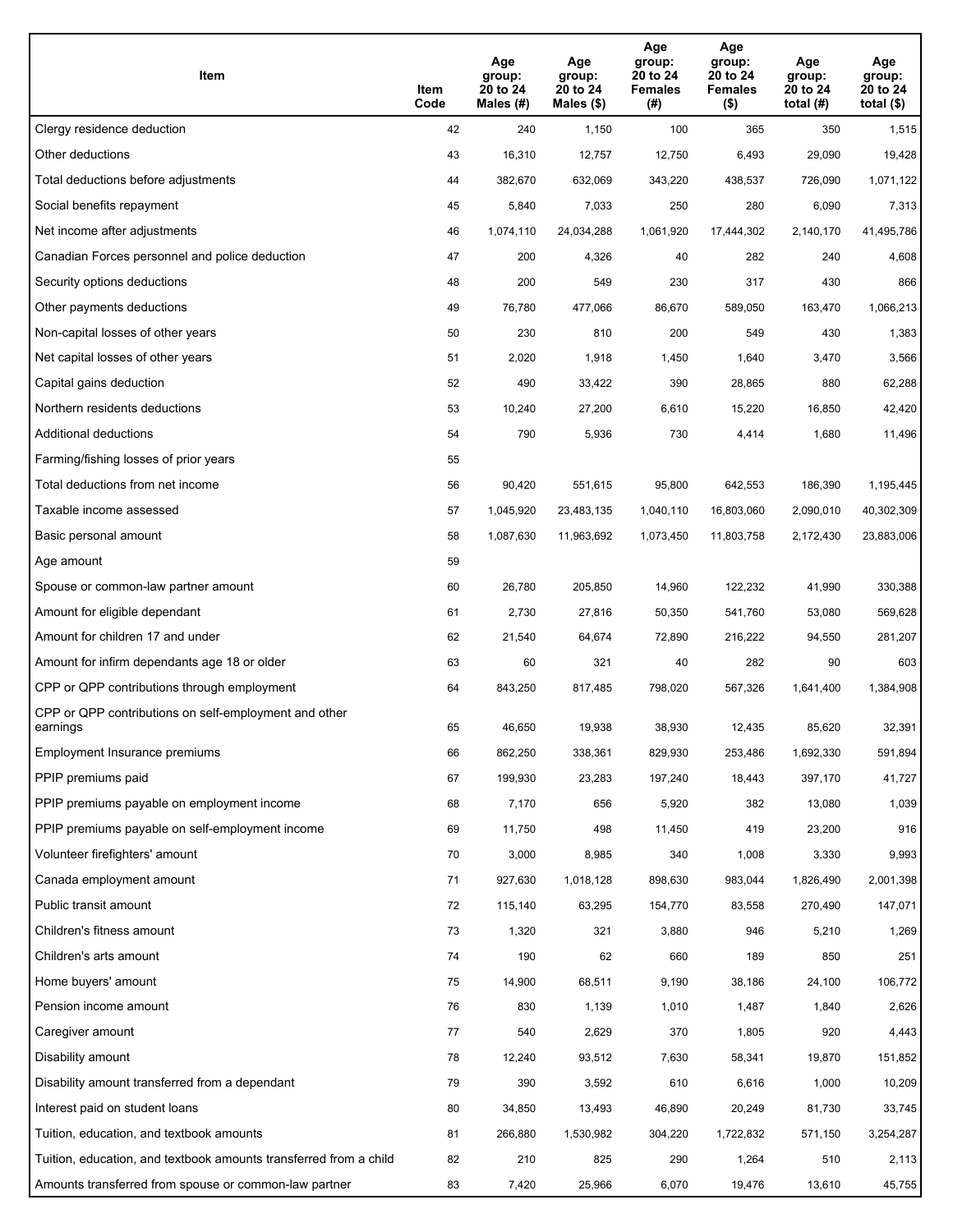| Item | Item Code | Age group: 20 to 24 Males (#) | Age group: 20 to 24 Males ($) | Age group: 20 to 24 Females (#) | Age group: 20 to 24 Females ($) | Age group: 20 to 24 total (#) | Age group: 20 to 24 total ($) |
|---|---|---|---|---|---|---|---|
| Clergy residence deduction | 42 | 240 | 1,150 | 100 | 365 | 350 | 1,515 |
| Other deductions | 43 | 16,310 | 12,757 | 12,750 | 6,493 | 29,090 | 19,428 |
| Total deductions before adjustments | 44 | 382,670 | 632,069 | 343,220 | 438,537 | 726,090 | 1,071,122 |
| Social benefits repayment | 45 | 5,840 | 7,033 | 250 | 280 | 6,090 | 7,313 |
| Net income after adjustments | 46 | 1,074,110 | 24,034,288 | 1,061,920 | 17,444,302 | 2,140,170 | 41,495,786 |
| Canadian Forces personnel and police deduction | 47 | 200 | 4,326 | 40 | 282 | 240 | 4,608 |
| Security options deductions | 48 | 200 | 549 | 230 | 317 | 430 | 866 |
| Other payments deductions | 49 | 76,780 | 477,066 | 86,670 | 589,050 | 163,470 | 1,066,213 |
| Non-capital losses of other years | 50 | 230 | 810 | 200 | 549 | 430 | 1,383 |
| Net capital losses of other years | 51 | 2,020 | 1,918 | 1,450 | 1,640 | 3,470 | 3,566 |
| Capital gains deduction | 52 | 490 | 33,422 | 390 | 28,865 | 880 | 62,288 |
| Northern residents deductions | 53 | 10,240 | 27,200 | 6,610 | 15,220 | 16,850 | 42,420 |
| Additional deductions | 54 | 790 | 5,936 | 730 | 4,414 | 1,680 | 11,496 |
| Farming/fishing losses of prior years | 55 | | | | | | |
| Total deductions from net income | 56 | 90,420 | 551,615 | 95,800 | 642,553 | 186,390 | 1,195,445 |
| Taxable income assessed | 57 | 1,045,920 | 23,483,135 | 1,040,110 | 16,803,060 | 2,090,010 | 40,302,309 |
| Basic personal amount | 58 | 1,087,630 | 11,963,692 | 1,073,450 | 11,803,758 | 2,172,430 | 23,883,006 |
| Age amount | 59 | | | | | | |
| Spouse or common-law partner amount | 60 | 26,780 | 205,850 | 14,960 | 122,232 | 41,990 | 330,388 |
| Amount for eligible dependant | 61 | 2,730 | 27,816 | 50,350 | 541,760 | 53,080 | 569,628 |
| Amount for children 17 and under | 62 | 21,540 | 64,674 | 72,890 | 216,222 | 94,550 | 281,207 |
| Amount for infirm dependants age 18 or older | 63 | 60 | 321 | 40 | 282 | 90 | 603 |
| CPP or QPP contributions through employment | 64 | 843,250 | 817,485 | 798,020 | 567,326 | 1,641,400 | 1,384,908 |
| CPP or QPP contributions on self-employment and other earnings | 65 | 46,650 | 19,938 | 38,930 | 12,435 | 85,620 | 32,391 |
| Employment Insurance premiums | 66 | 862,250 | 338,361 | 829,930 | 253,486 | 1,692,330 | 591,894 |
| PPIP premiums paid | 67 | 199,930 | 23,283 | 197,240 | 18,443 | 397,170 | 41,727 |
| PPIP premiums payable on employment income | 68 | 7,170 | 656 | 5,920 | 382 | 13,080 | 1,039 |
| PPIP premiums payable on self-employment income | 69 | 11,750 | 498 | 11,450 | 419 | 23,200 | 916 |
| Volunteer firefighters' amount | 70 | 3,000 | 8,985 | 340 | 1,008 | 3,330 | 9,993 |
| Canada employment amount | 71 | 927,630 | 1,018,128 | 898,630 | 983,044 | 1,826,490 | 2,001,398 |
| Public transit amount | 72 | 115,140 | 63,295 | 154,770 | 83,558 | 270,490 | 147,071 |
| Children's fitness amount | 73 | 1,320 | 321 | 3,880 | 946 | 5,210 | 1,269 |
| Children's arts amount | 74 | 190 | 62 | 660 | 189 | 850 | 251 |
| Home buyers' amount | 75 | 14,900 | 68,511 | 9,190 | 38,186 | 24,100 | 106,772 |
| Pension income amount | 76 | 830 | 1,139 | 1,010 | 1,487 | 1,840 | 2,626 |
| Caregiver amount | 77 | 540 | 2,629 | 370 | 1,805 | 920 | 4,443 |
| Disability amount | 78 | 12,240 | 93,512 | 7,630 | 58,341 | 19,870 | 151,852 |
| Disability amount transferred from a dependant | 79 | 390 | 3,592 | 610 | 6,616 | 1,000 | 10,209 |
| Interest paid on student loans | 80 | 34,850 | 13,493 | 46,890 | 20,249 | 81,730 | 33,745 |
| Tuition, education, and textbook amounts | 81 | 266,880 | 1,530,982 | 304,220 | 1,722,832 | 571,150 | 3,254,287 |
| Tuition, education, and textbook amounts transferred from a child | 82 | 210 | 825 | 290 | 1,264 | 510 | 2,113 |
| Amounts transferred from spouse or common-law partner | 83 | 7,420 | 25,966 | 6,070 | 19,476 | 13,610 | 45,755 |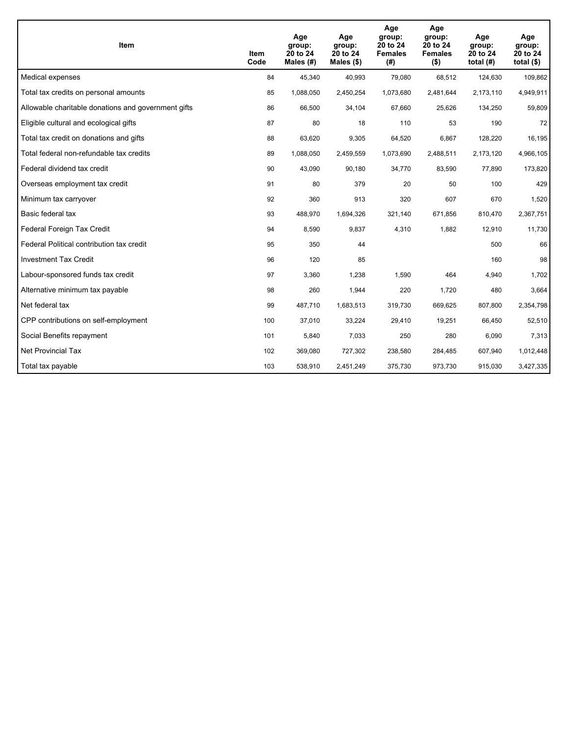| Item | Item Code | Age group: 20 to 24 Males (#) | Age group: 20 to 24 Males ($) | Age group: 20 to 24 Females (#) | Age group: 20 to 24 Females ($) | Age group: 20 to 24 total (#) | Age group: 20 to 24 total ($) |
|---|---|---|---|---|---|---|---|
| Medical expenses | 84 | 45,340 | 40,993 | 79,080 | 68,512 | 124,630 | 109,862 |
| Total tax credits on personal amounts | 85 | 1,088,050 | 2,450,254 | 1,073,680 | 2,481,644 | 2,173,110 | 4,949,911 |
| Allowable charitable donations and government gifts | 86 | 66,500 | 34,104 | 67,660 | 25,626 | 134,250 | 59,809 |
| Eligible cultural and ecological gifts | 87 | 80 | 18 | 110 | 53 | 190 | 72 |
| Total tax credit on donations and gifts | 88 | 63,620 | 9,305 | 64,520 | 6,867 | 128,220 | 16,195 |
| Total federal non-refundable tax credits | 89 | 1,088,050 | 2,459,559 | 1,073,690 | 2,488,511 | 2,173,120 | 4,966,105 |
| Federal dividend tax credit | 90 | 43,090 | 90,180 | 34,770 | 83,590 | 77,890 | 173,820 |
| Overseas employment tax credit | 91 | 80 | 379 | 20 | 50 | 100 | 429 |
| Minimum tax carryover | 92 | 360 | 913 | 320 | 607 | 670 | 1,520 |
| Basic federal tax | 93 | 488,970 | 1,694,326 | 321,140 | 671,856 | 810,470 | 2,367,751 |
| Federal Foreign Tax Credit | 94 | 8,590 | 9,837 | 4,310 | 1,882 | 12,910 | 11,730 |
| Federal Political contribution tax credit | 95 | 350 | 44 | | | 500 | 66 |
| Investment Tax Credit | 96 | 120 | 85 | | | 160 | 98 |
| Labour-sponsored funds tax credit | 97 | 3,360 | 1,238 | 1,590 | 464 | 4,940 | 1,702 |
| Alternative minimum tax payable | 98 | 260 | 1,944 | 220 | 1,720 | 480 | 3,664 |
| Net federal tax | 99 | 487,710 | 1,683,513 | 319,730 | 669,625 | 807,800 | 2,354,798 |
| CPP contributions on self-employment | 100 | 37,010 | 33,224 | 29,410 | 19,251 | 66,450 | 52,510 |
| Social Benefits repayment | 101 | 5,840 | 7,033 | 250 | 280 | 6,090 | 7,313 |
| Net Provincial Tax | 102 | 369,080 | 727,302 | 238,580 | 284,485 | 607,940 | 1,012,448 |
| Total tax payable | 103 | 538,910 | 2,451,249 | 375,730 | 973,730 | 915,030 | 3,427,335 |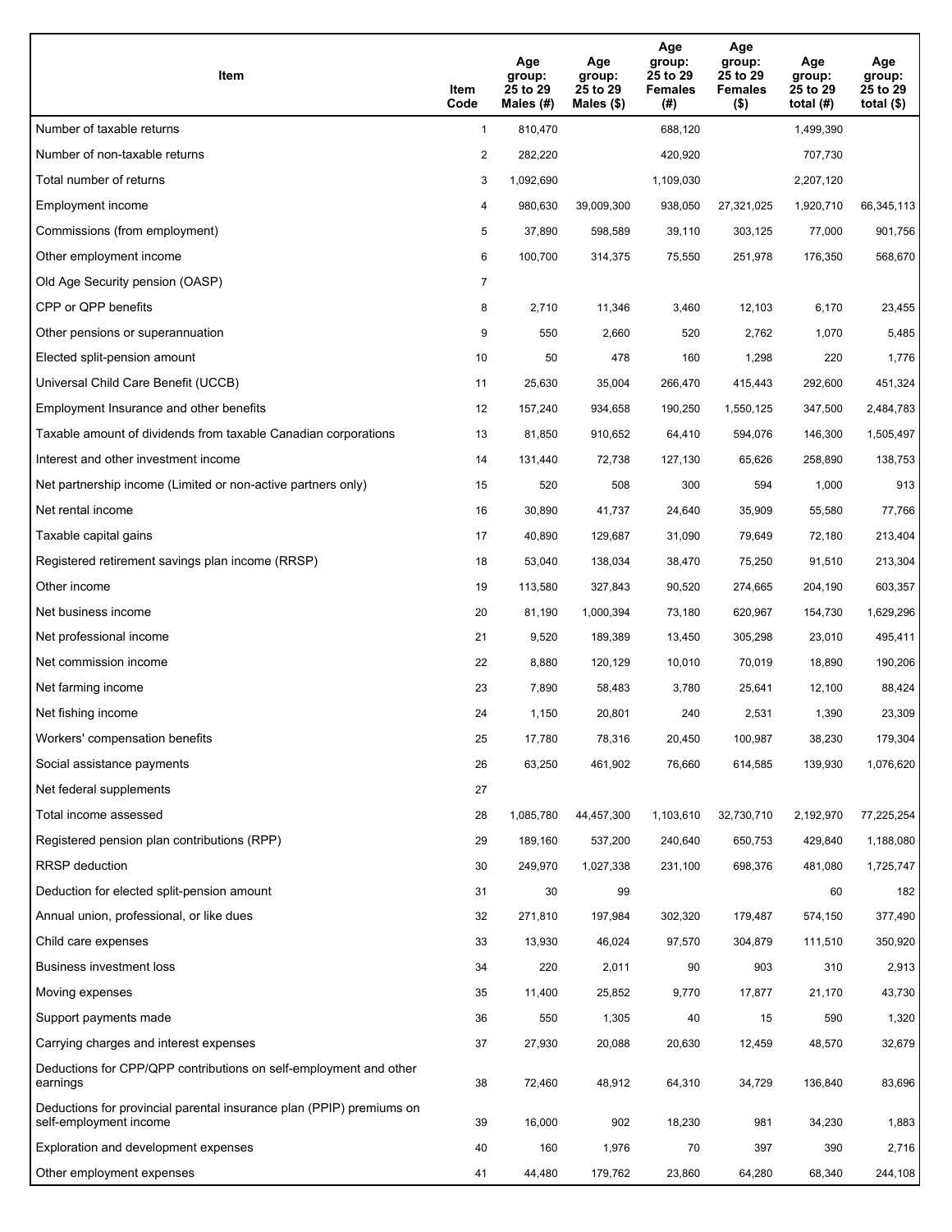| Item | Item Code | Age group: 25 to 29 Males (#) | Age group: 25 to 29 Males ($) | Age group: 25 to 29 Females (#) | Age group: 25 to 29 Females ($) | Age group: 25 to 29 total (#) | Age group: 25 to 29 total ($) |
|---|---|---|---|---|---|---|---|
| Number of taxable returns | 1 | 810,470 | | 688,120 | | 1,499,390 | |
| Number of non-taxable returns | 2 | 282,220 | | 420,920 | | 707,730 | |
| Total number of returns | 3 | 1,092,690 | | 1,109,030 | | 2,207,120 | |
| Employment income | 4 | 980,630 | 39,009,300 | 938,050 | 27,321,025 | 1,920,710 | 66,345,113 |
| Commissions (from employment) | 5 | 37,890 | 598,589 | 39,110 | 303,125 | 77,000 | 901,756 |
| Other employment income | 6 | 100,700 | 314,375 | 75,550 | 251,978 | 176,350 | 568,670 |
| Old Age Security pension (OASP) | 7 | | | | | | |
| CPP or QPP benefits | 8 | 2,710 | 11,346 | 3,460 | 12,103 | 6,170 | 23,455 |
| Other pensions or superannuation | 9 | 550 | 2,660 | 520 | 2,762 | 1,070 | 5,485 |
| Elected split-pension amount | 10 | 50 | 478 | 160 | 1,298 | 220 | 1,776 |
| Universal Child Care Benefit (UCCB) | 11 | 25,630 | 35,004 | 266,470 | 415,443 | 292,600 | 451,324 |
| Employment Insurance and other benefits | 12 | 157,240 | 934,658 | 190,250 | 1,550,125 | 347,500 | 2,484,783 |
| Taxable amount of dividends from taxable Canadian corporations | 13 | 81,850 | 910,652 | 64,410 | 594,076 | 146,300 | 1,505,497 |
| Interest and other investment income | 14 | 131,440 | 72,738 | 127,130 | 65,626 | 258,890 | 138,753 |
| Net partnership income (Limited or non-active partners only) | 15 | 520 | 508 | 300 | 594 | 1,000 | 913 |
| Net rental income | 16 | 30,890 | 41,737 | 24,640 | 35,909 | 55,580 | 77,766 |
| Taxable capital gains | 17 | 40,890 | 129,687 | 31,090 | 79,649 | 72,180 | 213,404 |
| Registered retirement savings plan income (RRSP) | 18 | 53,040 | 138,034 | 38,470 | 75,250 | 91,510 | 213,304 |
| Other income | 19 | 113,580 | 327,843 | 90,520 | 274,665 | 204,190 | 603,357 |
| Net business income | 20 | 81,190 | 1,000,394 | 73,180 | 620,967 | 154,730 | 1,629,296 |
| Net professional income | 21 | 9,520 | 189,389 | 13,450 | 305,298 | 23,010 | 495,411 |
| Net commission income | 22 | 8,880 | 120,129 | 10,010 | 70,019 | 18,890 | 190,206 |
| Net farming income | 23 | 7,890 | 58,483 | 3,780 | 25,641 | 12,100 | 88,424 |
| Net fishing income | 24 | 1,150 | 20,801 | 240 | 2,531 | 1,390 | 23,309 |
| Workers' compensation benefits | 25 | 17,780 | 78,316 | 20,450 | 100,987 | 38,230 | 179,304 |
| Social assistance payments | 26 | 63,250 | 461,902 | 76,660 | 614,585 | 139,930 | 1,076,620 |
| Net federal supplements | 27 | | | | | | |
| Total income assessed | 28 | 1,085,780 | 44,457,300 | 1,103,610 | 32,730,710 | 2,192,970 | 77,225,254 |
| Registered pension plan contributions (RPP) | 29 | 189,160 | 537,200 | 240,640 | 650,753 | 429,840 | 1,188,080 |
| RRSP deduction | 30 | 249,970 | 1,027,338 | 231,100 | 698,376 | 481,080 | 1,725,747 |
| Deduction for elected split-pension amount | 31 | 30 | 99 | | | 60 | 182 |
| Annual union, professional, or like dues | 32 | 271,810 | 197,984 | 302,320 | 179,487 | 574,150 | 377,490 |
| Child care expenses | 33 | 13,930 | 46,024 | 97,570 | 304,879 | 111,510 | 350,920 |
| Business investment loss | 34 | 220 | 2,011 | 90 | 903 | 310 | 2,913 |
| Moving expenses | 35 | 11,400 | 25,852 | 9,770 | 17,877 | 21,170 | 43,730 |
| Support payments made | 36 | 550 | 1,305 | 40 | 15 | 590 | 1,320 |
| Carrying charges and interest expenses | 37 | 27,930 | 20,088 | 20,630 | 12,459 | 48,570 | 32,679 |
| Deductions for CPP/QPP contributions on self-employment and other earnings | 38 | 72,460 | 48,912 | 64,310 | 34,729 | 136,840 | 83,696 |
| Deductions for provincial parental insurance plan (PPIP) premiums on self-employment income | 39 | 16,000 | 902 | 18,230 | 981 | 34,230 | 1,883 |
| Exploration and development expenses | 40 | 160 | 1,976 | 70 | 397 | 390 | 2,716 |
| Other employment expenses | 41 | 44,480 | 179,762 | 23,860 | 64,280 | 68,340 | 244,108 |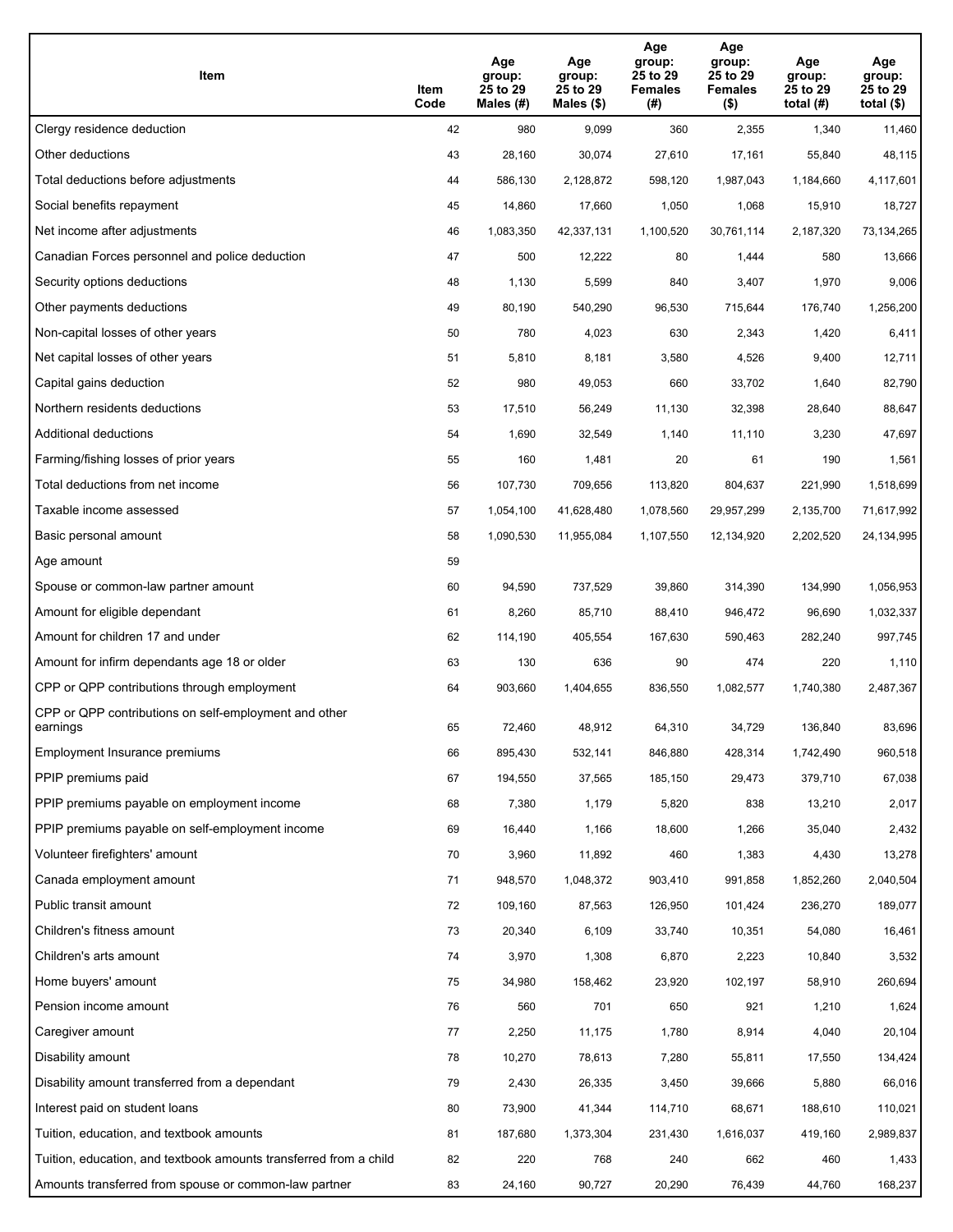| Item | Item Code | Age group: 25 to 29 Males (#) | Age group: 25 to 29 Males ($) | Age group: 25 to 29 Females (#) | Age group: 25 to 29 Females ($) | Age group: 25 to 29 total (#) | Age group: 25 to 29 total ($) |
|---|---|---|---|---|---|---|---|
| Clergy residence deduction | 42 | 980 | 9,099 | 360 | 2,355 | 1,340 | 11,460 |
| Other deductions | 43 | 28,160 | 30,074 | 27,610 | 17,161 | 55,840 | 48,115 |
| Total deductions before adjustments | 44 | 586,130 | 2,128,872 | 598,120 | 1,987,043 | 1,184,660 | 4,117,601 |
| Social benefits repayment | 45 | 14,860 | 17,660 | 1,050 | 1,068 | 15,910 | 18,727 |
| Net income after adjustments | 46 | 1,083,350 | 42,337,131 | 1,100,520 | 30,761,114 | 2,187,320 | 73,134,265 |
| Canadian Forces personnel and police deduction | 47 | 500 | 12,222 | 80 | 1,444 | 580 | 13,666 |
| Security options deductions | 48 | 1,130 | 5,599 | 840 | 3,407 | 1,970 | 9,006 |
| Other payments deductions | 49 | 80,190 | 540,290 | 96,530 | 715,644 | 176,740 | 1,256,200 |
| Non-capital losses of other years | 50 | 780 | 4,023 | 630 | 2,343 | 1,420 | 6,411 |
| Net capital losses of other years | 51 | 5,810 | 8,181 | 3,580 | 4,526 | 9,400 | 12,711 |
| Capital gains deduction | 52 | 980 | 49,053 | 660 | 33,702 | 1,640 | 82,790 |
| Northern residents deductions | 53 | 17,510 | 56,249 | 11,130 | 32,398 | 28,640 | 88,647 |
| Additional deductions | 54 | 1,690 | 32,549 | 1,140 | 11,110 | 3,230 | 47,697 |
| Farming/fishing losses of prior years | 55 | 160 | 1,481 | 20 | 61 | 190 | 1,561 |
| Total deductions from net income | 56 | 107,730 | 709,656 | 113,820 | 804,637 | 221,990 | 1,518,699 |
| Taxable income assessed | 57 | 1,054,100 | 41,628,480 | 1,078,560 | 29,957,299 | 2,135,700 | 71,617,992 |
| Basic personal amount | 58 | 1,090,530 | 11,955,084 | 1,107,550 | 12,134,920 | 2,202,520 | 24,134,995 |
| Age amount | 59 | | | | | | |
| Spouse or common-law partner amount | 60 | 94,590 | 737,529 | 39,860 | 314,390 | 134,990 | 1,056,953 |
| Amount for eligible dependant | 61 | 8,260 | 85,710 | 88,410 | 946,472 | 96,690 | 1,032,337 |
| Amount for children 17 and under | 62 | 114,190 | 405,554 | 167,630 | 590,463 | 282,240 | 997,745 |
| Amount for infirm dependants age 18 or older | 63 | 130 | 636 | 90 | 474 | 220 | 1,110 |
| CPP or QPP contributions through employment | 64 | 903,660 | 1,404,655 | 836,550 | 1,082,577 | 1,740,380 | 2,487,367 |
| CPP or QPP contributions on self-employment and other earnings | 65 | 72,460 | 48,912 | 64,310 | 34,729 | 136,840 | 83,696 |
| Employment Insurance premiums | 66 | 895,430 | 532,141 | 846,880 | 428,314 | 1,742,490 | 960,518 |
| PPIP premiums paid | 67 | 194,550 | 37,565 | 185,150 | 29,473 | 379,710 | 67,038 |
| PPIP premiums payable on employment income | 68 | 7,380 | 1,179 | 5,820 | 838 | 13,210 | 2,017 |
| PPIP premiums payable on self-employment income | 69 | 16,440 | 1,166 | 18,600 | 1,266 | 35,040 | 2,432 |
| Volunteer firefighters' amount | 70 | 3,960 | 11,892 | 460 | 1,383 | 4,430 | 13,278 |
| Canada employment amount | 71 | 948,570 | 1,048,372 | 903,410 | 991,858 | 1,852,260 | 2,040,504 |
| Public transit amount | 72 | 109,160 | 87,563 | 126,950 | 101,424 | 236,270 | 189,077 |
| Children's fitness amount | 73 | 20,340 | 6,109 | 33,740 | 10,351 | 54,080 | 16,461 |
| Children's arts amount | 74 | 3,970 | 1,308 | 6,870 | 2,223 | 10,840 | 3,532 |
| Home buyers' amount | 75 | 34,980 | 158,462 | 23,920 | 102,197 | 58,910 | 260,694 |
| Pension income amount | 76 | 560 | 701 | 650 | 921 | 1,210 | 1,624 |
| Caregiver amount | 77 | 2,250 | 11,175 | 1,780 | 8,914 | 4,040 | 20,104 |
| Disability amount | 78 | 10,270 | 78,613 | 7,280 | 55,811 | 17,550 | 134,424 |
| Disability amount transferred from a dependant | 79 | 2,430 | 26,335 | 3,450 | 39,666 | 5,880 | 66,016 |
| Interest paid on student loans | 80 | 73,900 | 41,344 | 114,710 | 68,671 | 188,610 | 110,021 |
| Tuition, education, and textbook amounts | 81 | 187,680 | 1,373,304 | 231,430 | 1,616,037 | 419,160 | 2,989,837 |
| Tuition, education, and textbook amounts transferred from a child | 82 | 220 | 768 | 240 | 662 | 460 | 1,433 |
| Amounts transferred from spouse or common-law partner | 83 | 24,160 | 90,727 | 20,290 | 76,439 | 44,760 | 168,237 |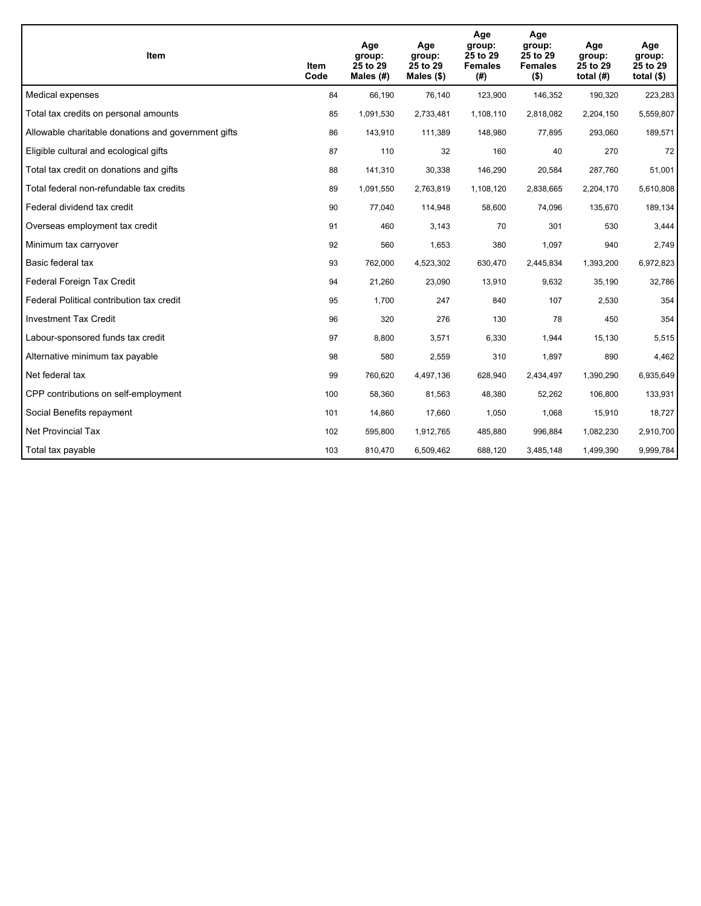| Item | Item Code | Age group: 25 to 29 Males (#) | Age group: 25 to 29 Males ($) | Age group: 25 to 29 Females (#) | Age group: 25 to 29 Females ($) | Age group: 25 to 29 total (#) | Age group: 25 to 29 total ($) |
|---|---|---|---|---|---|---|---|
| Medical expenses | 84 | 66,190 | 76,140 | 123,900 | 146,352 | 190,320 | 223,283 |
| Total tax credits on personal amounts | 85 | 1,091,530 | 2,733,481 | 1,108,110 | 2,818,082 | 2,204,150 | 5,559,807 |
| Allowable charitable donations and government gifts | 86 | 143,910 | 111,389 | 148,980 | 77,895 | 293,060 | 189,571 |
| Eligible cultural and ecological gifts | 87 | 110 | 32 | 160 | 40 | 270 | 72 |
| Total tax credit on donations and gifts | 88 | 141,310 | 30,338 | 146,290 | 20,584 | 287,760 | 51,001 |
| Total federal non-refundable tax credits | 89 | 1,091,550 | 2,763,819 | 1,108,120 | 2,838,665 | 2,204,170 | 5,610,808 |
| Federal dividend tax credit | 90 | 77,040 | 114,948 | 58,600 | 74,096 | 135,670 | 189,134 |
| Overseas employment tax credit | 91 | 460 | 3,143 | 70 | 301 | 530 | 3,444 |
| Minimum tax carryover | 92 | 560 | 1,653 | 380 | 1,097 | 940 | 2,749 |
| Basic federal tax | 93 | 762,000 | 4,523,302 | 630,470 | 2,445,834 | 1,393,200 | 6,972,823 |
| Federal Foreign Tax Credit | 94 | 21,260 | 23,090 | 13,910 | 9,632 | 35,190 | 32,786 |
| Federal Political contribution tax credit | 95 | 1,700 | 247 | 840 | 107 | 2,530 | 354 |
| Investment Tax Credit | 96 | 320 | 276 | 130 | 78 | 450 | 354 |
| Labour-sponsored funds tax credit | 97 | 8,800 | 3,571 | 6,330 | 1,944 | 15,130 | 5,515 |
| Alternative minimum tax payable | 98 | 580 | 2,559 | 310 | 1,897 | 890 | 4,462 |
| Net federal tax | 99 | 760,620 | 4,497,136 | 628,940 | 2,434,497 | 1,390,290 | 6,935,649 |
| CPP contributions on self-employment | 100 | 58,360 | 81,563 | 48,380 | 52,262 | 106,800 | 133,931 |
| Social Benefits repayment | 101 | 14,860 | 17,660 | 1,050 | 1,068 | 15,910 | 18,727 |
| Net Provincial Tax | 102 | 595,800 | 1,912,765 | 485,880 | 996,884 | 1,082,230 | 2,910,700 |
| Total tax payable | 103 | 810,470 | 6,509,462 | 688,120 | 3,485,148 | 1,499,390 | 9,999,784 |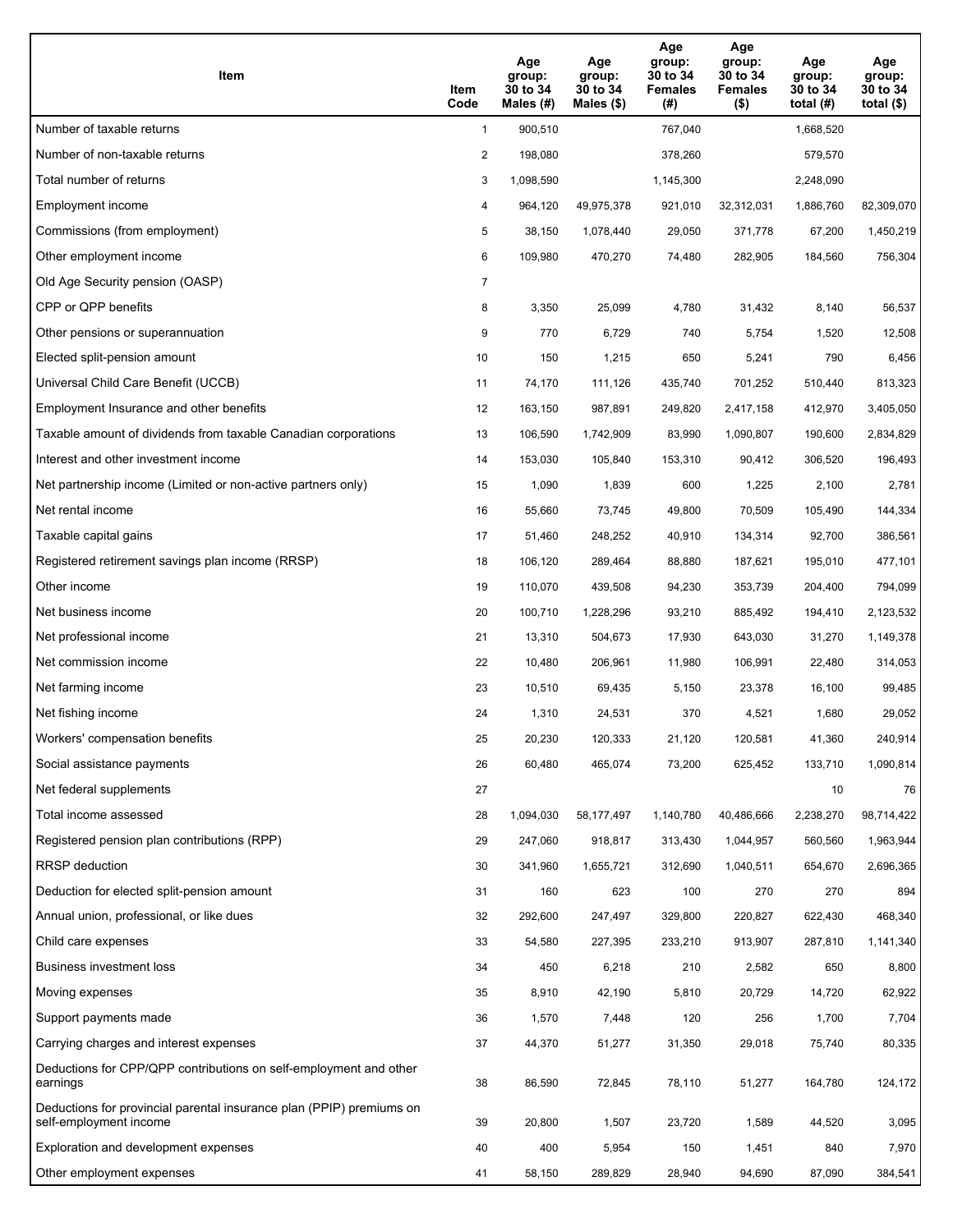| Item | Item Code | Age group: 30 to 34 Males (#) | Age group: 30 to 34 Males ($) | Age group: 30 to 34 Females (#) | Age group: 30 to 34 Females ($) | Age group: 30 to 34 total (#) | Age group: 30 to 34 total ($) |
|---|---|---|---|---|---|---|---|
| Number of taxable returns | 1 | 900,510 | | 767,040 | | 1,668,520 | |
| Number of non-taxable returns | 2 | 198,080 | | 378,260 | | 579,570 | |
| Total number of returns | 3 | 1,098,590 | | 1,145,300 | | 2,248,090 | |
| Employment income | 4 | 964,120 | 49,975,378 | 921,010 | 32,312,031 | 1,886,760 | 82,309,070 |
| Commissions (from employment) | 5 | 38,150 | 1,078,440 | 29,050 | 371,778 | 67,200 | 1,450,219 |
| Other employment income | 6 | 109,980 | 470,270 | 74,480 | 282,905 | 184,560 | 756,304 |
| Old Age Security pension (OASP) | 7 | | | | | | |
| CPP or QPP benefits | 8 | 3,350 | 25,099 | 4,780 | 31,432 | 8,140 | 56,537 |
| Other pensions or superannuation | 9 | 770 | 6,729 | 740 | 5,754 | 1,520 | 12,508 |
| Elected split-pension amount | 10 | 150 | 1,215 | 650 | 5,241 | 790 | 6,456 |
| Universal Child Care Benefit (UCCB) | 11 | 74,170 | 111,126 | 435,740 | 701,252 | 510,440 | 813,323 |
| Employment Insurance and other benefits | 12 | 163,150 | 987,891 | 249,820 | 2,417,158 | 412,970 | 3,405,050 |
| Taxable amount of dividends from taxable Canadian corporations | 13 | 106,590 | 1,742,909 | 83,990 | 1,090,807 | 190,600 | 2,834,829 |
| Interest and other investment income | 14 | 153,030 | 105,840 | 153,310 | 90,412 | 306,520 | 196,493 |
| Net partnership income (Limited or non-active partners only) | 15 | 1,090 | 1,839 | 600 | 1,225 | 2,100 | 2,781 |
| Net rental income | 16 | 55,660 | 73,745 | 49,800 | 70,509 | 105,490 | 144,334 |
| Taxable capital gains | 17 | 51,460 | 248,252 | 40,910 | 134,314 | 92,700 | 386,561 |
| Registered retirement savings plan income (RRSP) | 18 | 106,120 | 289,464 | 88,880 | 187,621 | 195,010 | 477,101 |
| Other income | 19 | 110,070 | 439,508 | 94,230 | 353,739 | 204,400 | 794,099 |
| Net business income | 20 | 100,710 | 1,228,296 | 93,210 | 885,492 | 194,410 | 2,123,532 |
| Net professional income | 21 | 13,310 | 504,673 | 17,930 | 643,030 | 31,270 | 1,149,378 |
| Net commission income | 22 | 10,480 | 206,961 | 11,980 | 106,991 | 22,480 | 314,053 |
| Net farming income | 23 | 10,510 | 69,435 | 5,150 | 23,378 | 16,100 | 99,485 |
| Net fishing income | 24 | 1,310 | 24,531 | 370 | 4,521 | 1,680 | 29,052 |
| Workers' compensation benefits | 25 | 20,230 | 120,333 | 21,120 | 120,581 | 41,360 | 240,914 |
| Social assistance payments | 26 | 60,480 | 465,074 | 73,200 | 625,452 | 133,710 | 1,090,814 |
| Net federal supplements | 27 | | | | | 10 | 76 |
| Total income assessed | 28 | 1,094,030 | 58,177,497 | 1,140,780 | 40,486,666 | 2,238,270 | 98,714,422 |
| Registered pension plan contributions (RPP) | 29 | 247,060 | 918,817 | 313,430 | 1,044,957 | 560,560 | 1,963,944 |
| RRSP deduction | 30 | 341,960 | 1,655,721 | 312,690 | 1,040,511 | 654,670 | 2,696,365 |
| Deduction for elected split-pension amount | 31 | 160 | 623 | 100 | 270 | 270 | 894 |
| Annual union, professional, or like dues | 32 | 292,600 | 247,497 | 329,800 | 220,827 | 622,430 | 468,340 |
| Child care expenses | 33 | 54,580 | 227,395 | 233,210 | 913,907 | 287,810 | 1,141,340 |
| Business investment loss | 34 | 450 | 6,218 | 210 | 2,582 | 650 | 8,800 |
| Moving expenses | 35 | 8,910 | 42,190 | 5,810 | 20,729 | 14,720 | 62,922 |
| Support payments made | 36 | 1,570 | 7,448 | 120 | 256 | 1,700 | 7,704 |
| Carrying charges and interest expenses | 37 | 44,370 | 51,277 | 31,350 | 29,018 | 75,740 | 80,335 |
| Deductions for CPP/QPP contributions on self-employment and other earnings | 38 | 86,590 | 72,845 | 78,110 | 51,277 | 164,780 | 124,172 |
| Deductions for provincial parental insurance plan (PPIP) premiums on self-employment income | 39 | 20,800 | 1,507 | 23,720 | 1,589 | 44,520 | 3,095 |
| Exploration and development expenses | 40 | 400 | 5,954 | 150 | 1,451 | 840 | 7,970 |
| Other employment expenses | 41 | 58,150 | 289,829 | 28,940 | 94,690 | 87,090 | 384,541 |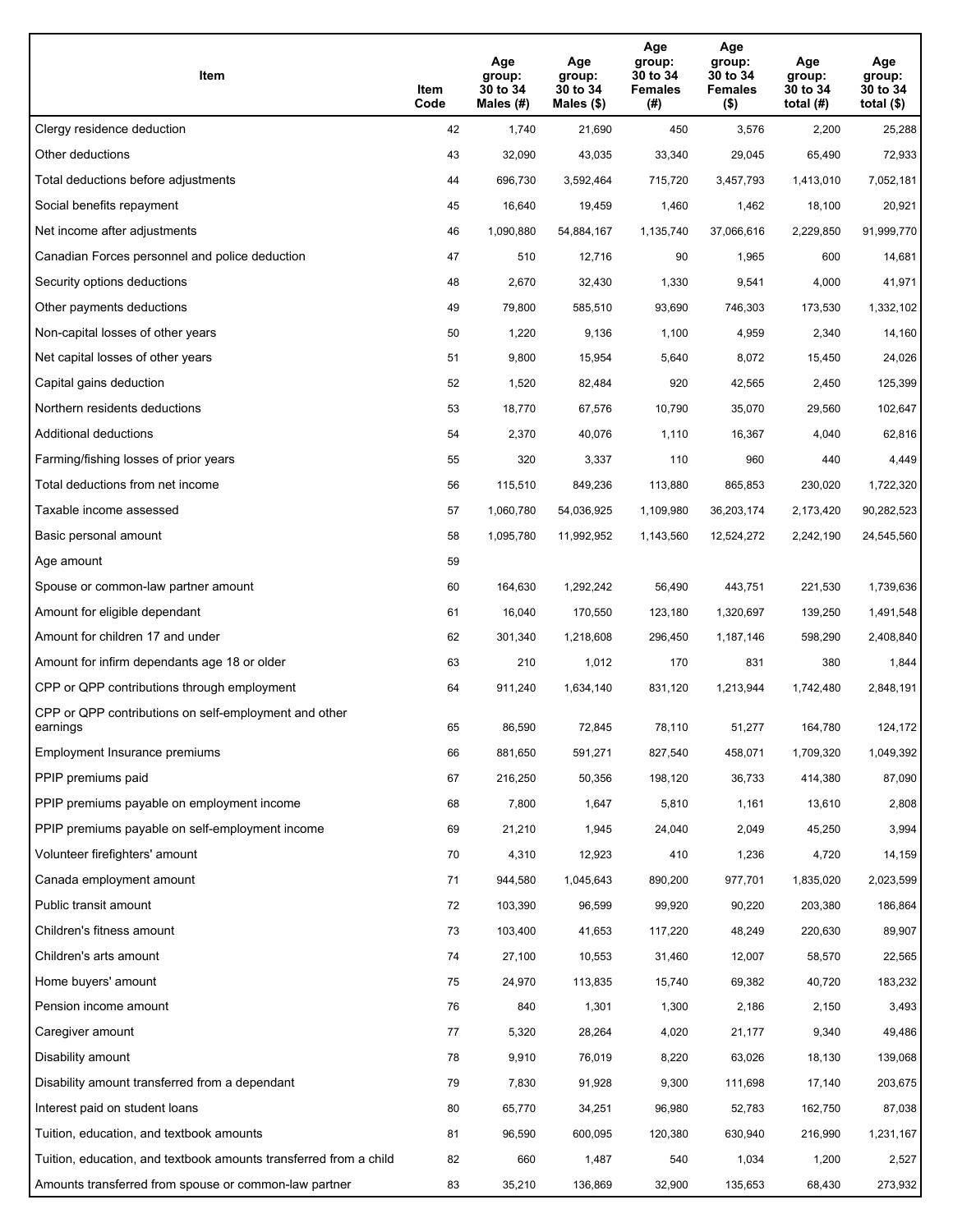| Item | Item Code | Age group: 30 to 34 Males (#) | Age group: 30 to 34 Males ($) | Age group: 30 to 34 Females (#) | Age group: 30 to 34 Females ($) | Age group: 30 to 34 total (#) | Age group: 30 to 34 total ($) |
|---|---|---|---|---|---|---|---|
| Clergy residence deduction | 42 | 1,740 | 21,690 | 450 | 3,576 | 2,200 | 25,288 |
| Other deductions | 43 | 32,090 | 43,035 | 33,340 | 29,045 | 65,490 | 72,933 |
| Total deductions before adjustments | 44 | 696,730 | 3,592,464 | 715,720 | 3,457,793 | 1,413,010 | 7,052,181 |
| Social benefits repayment | 45 | 16,640 | 19,459 | 1,460 | 1,462 | 18,100 | 20,921 |
| Net income after adjustments | 46 | 1,090,880 | 54,884,167 | 1,135,740 | 37,066,616 | 2,229,850 | 91,999,770 |
| Canadian Forces personnel and police deduction | 47 | 510 | 12,716 | 90 | 1,965 | 600 | 14,681 |
| Security options deductions | 48 | 2,670 | 32,430 | 1,330 | 9,541 | 4,000 | 41,971 |
| Other payments deductions | 49 | 79,800 | 585,510 | 93,690 | 746,303 | 173,530 | 1,332,102 |
| Non-capital losses of other years | 50 | 1,220 | 9,136 | 1,100 | 4,959 | 2,340 | 14,160 |
| Net capital losses of other years | 51 | 9,800 | 15,954 | 5,640 | 8,072 | 15,450 | 24,026 |
| Capital gains deduction | 52 | 1,520 | 82,484 | 920 | 42,565 | 2,450 | 125,399 |
| Northern residents deductions | 53 | 18,770 | 67,576 | 10,790 | 35,070 | 29,560 | 102,647 |
| Additional deductions | 54 | 2,370 | 40,076 | 1,110 | 16,367 | 4,040 | 62,816 |
| Farming/fishing losses of prior years | 55 | 320 | 3,337 | 110 | 960 | 440 | 4,449 |
| Total deductions from net income | 56 | 115,510 | 849,236 | 113,880 | 865,853 | 230,020 | 1,722,320 |
| Taxable income assessed | 57 | 1,060,780 | 54,036,925 | 1,109,980 | 36,203,174 | 2,173,420 | 90,282,523 |
| Basic personal amount | 58 | 1,095,780 | 11,992,952 | 1,143,560 | 12,524,272 | 2,242,190 | 24,545,560 |
| Age amount | 59 | | | | | | |
| Spouse or common-law partner amount | 60 | 164,630 | 1,292,242 | 56,490 | 443,751 | 221,530 | 1,739,636 |
| Amount for eligible dependant | 61 | 16,040 | 170,550 | 123,180 | 1,320,697 | 139,250 | 1,491,548 |
| Amount for children 17 and under | 62 | 301,340 | 1,218,608 | 296,450 | 1,187,146 | 598,290 | 2,408,840 |
| Amount for infirm dependants age 18 or older | 63 | 210 | 1,012 | 170 | 831 | 380 | 1,844 |
| CPP or QPP contributions through employment | 64 | 911,240 | 1,634,140 | 831,120 | 1,213,944 | 1,742,480 | 2,848,191 |
| CPP or QPP contributions on self-employment and other earnings | 65 | 86,590 | 72,845 | 78,110 | 51,277 | 164,780 | 124,172 |
| Employment Insurance premiums | 66 | 881,650 | 591,271 | 827,540 | 458,071 | 1,709,320 | 1,049,392 |
| PPIP premiums paid | 67 | 216,250 | 50,356 | 198,120 | 36,733 | 414,380 | 87,090 |
| PPIP premiums payable on employment income | 68 | 7,800 | 1,647 | 5,810 | 1,161 | 13,610 | 2,808 |
| PPIP premiums payable on self-employment income | 69 | 21,210 | 1,945 | 24,040 | 2,049 | 45,250 | 3,994 |
| Volunteer firefighters' amount | 70 | 4,310 | 12,923 | 410 | 1,236 | 4,720 | 14,159 |
| Canada employment amount | 71 | 944,580 | 1,045,643 | 890,200 | 977,701 | 1,835,020 | 2,023,599 |
| Public transit amount | 72 | 103,390 | 96,599 | 99,920 | 90,220 | 203,380 | 186,864 |
| Children's fitness amount | 73 | 103,400 | 41,653 | 117,220 | 48,249 | 220,630 | 89,907 |
| Children's arts amount | 74 | 27,100 | 10,553 | 31,460 | 12,007 | 58,570 | 22,565 |
| Home buyers' amount | 75 | 24,970 | 113,835 | 15,740 | 69,382 | 40,720 | 183,232 |
| Pension income amount | 76 | 840 | 1,301 | 1,300 | 2,186 | 2,150 | 3,493 |
| Caregiver amount | 77 | 5,320 | 28,264 | 4,020 | 21,177 | 9,340 | 49,486 |
| Disability amount | 78 | 9,910 | 76,019 | 8,220 | 63,026 | 18,130 | 139,068 |
| Disability amount transferred from a dependant | 79 | 7,830 | 91,928 | 9,300 | 111,698 | 17,140 | 203,675 |
| Interest paid on student loans | 80 | 65,770 | 34,251 | 96,980 | 52,783 | 162,750 | 87,038 |
| Tuition, education, and textbook amounts | 81 | 96,590 | 600,095 | 120,380 | 630,940 | 216,990 | 1,231,167 |
| Tuition, education, and textbook amounts transferred from a child | 82 | 660 | 1,487 | 540 | 1,034 | 1,200 | 2,527 |
| Amounts transferred from spouse or common-law partner | 83 | 35,210 | 136,869 | 32,900 | 135,653 | 68,430 | 273,932 |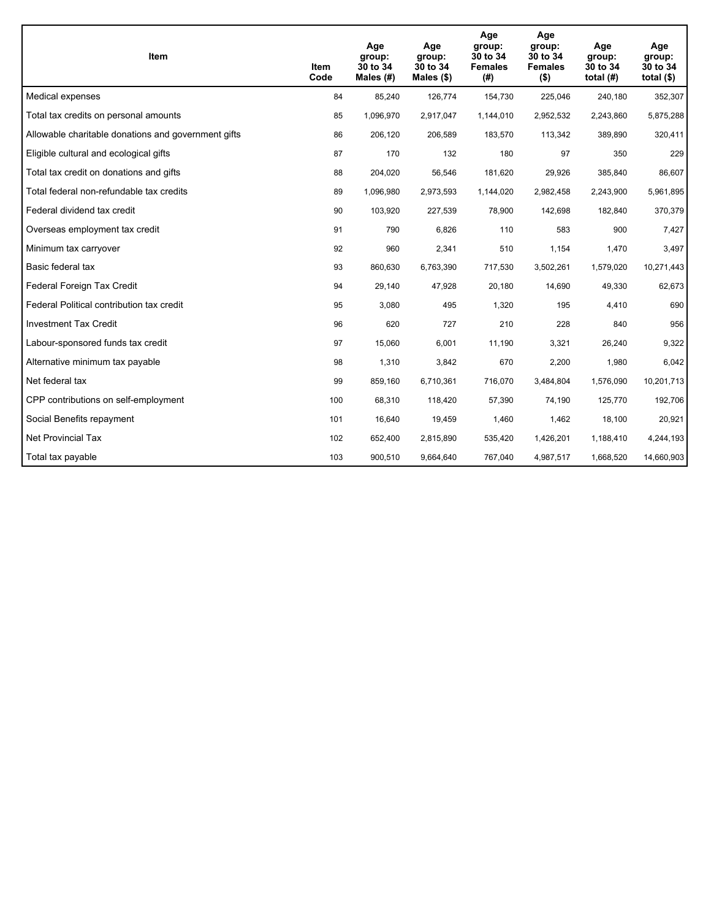| Item | Item Code | Age group: 30 to 34 Males (#) | Age group: 30 to 34 Males ($) | Age group: 30 to 34 Females (#) | Age group: 30 to 34 Females ($) | Age group: 30 to 34 total (#) | Age group: 30 to 34 total ($) |
|---|---|---|---|---|---|---|---|
| Medical expenses | 84 | 85,240 | 126,774 | 154,730 | 225,046 | 240,180 | 352,307 |
| Total tax credits on personal amounts | 85 | 1,096,970 | 2,917,047 | 1,144,010 | 2,952,532 | 2,243,860 | 5,875,288 |
| Allowable charitable donations and government gifts | 86 | 206,120 | 206,589 | 183,570 | 113,342 | 389,890 | 320,411 |
| Eligible cultural and ecological gifts | 87 | 170 | 132 | 180 | 97 | 350 | 229 |
| Total tax credit on donations and gifts | 88 | 204,020 | 56,546 | 181,620 | 29,926 | 385,840 | 86,607 |
| Total federal non-refundable tax credits | 89 | 1,096,980 | 2,973,593 | 1,144,020 | 2,982,458 | 2,243,900 | 5,961,895 |
| Federal dividend tax credit | 90 | 103,920 | 227,539 | 78,900 | 142,698 | 182,840 | 370,379 |
| Overseas employment tax credit | 91 | 790 | 6,826 | 110 | 583 | 900 | 7,427 |
| Minimum tax carryover | 92 | 960 | 2,341 | 510 | 1,154 | 1,470 | 3,497 |
| Basic federal tax | 93 | 860,630 | 6,763,390 | 717,530 | 3,502,261 | 1,579,020 | 10,271,443 |
| Federal Foreign Tax Credit | 94 | 29,140 | 47,928 | 20,180 | 14,690 | 49,330 | 62,673 |
| Federal Political contribution tax credit | 95 | 3,080 | 495 | 1,320 | 195 | 4,410 | 690 |
| Investment Tax Credit | 96 | 620 | 727 | 210 | 228 | 840 | 956 |
| Labour-sponsored funds tax credit | 97 | 15,060 | 6,001 | 11,190 | 3,321 | 26,240 | 9,322 |
| Alternative minimum tax payable | 98 | 1,310 | 3,842 | 670 | 2,200 | 1,980 | 6,042 |
| Net federal tax | 99 | 859,160 | 6,710,361 | 716,070 | 3,484,804 | 1,576,090 | 10,201,713 |
| CPP contributions on self-employment | 100 | 68,310 | 118,420 | 57,390 | 74,190 | 125,770 | 192,706 |
| Social Benefits repayment | 101 | 16,640 | 19,459 | 1,460 | 1,462 | 18,100 | 20,921 |
| Net Provincial Tax | 102 | 652,400 | 2,815,890 | 535,420 | 1,426,201 | 1,188,410 | 4,244,193 |
| Total tax payable | 103 | 900,510 | 9,664,640 | 767,040 | 4,987,517 | 1,668,520 | 14,660,903 |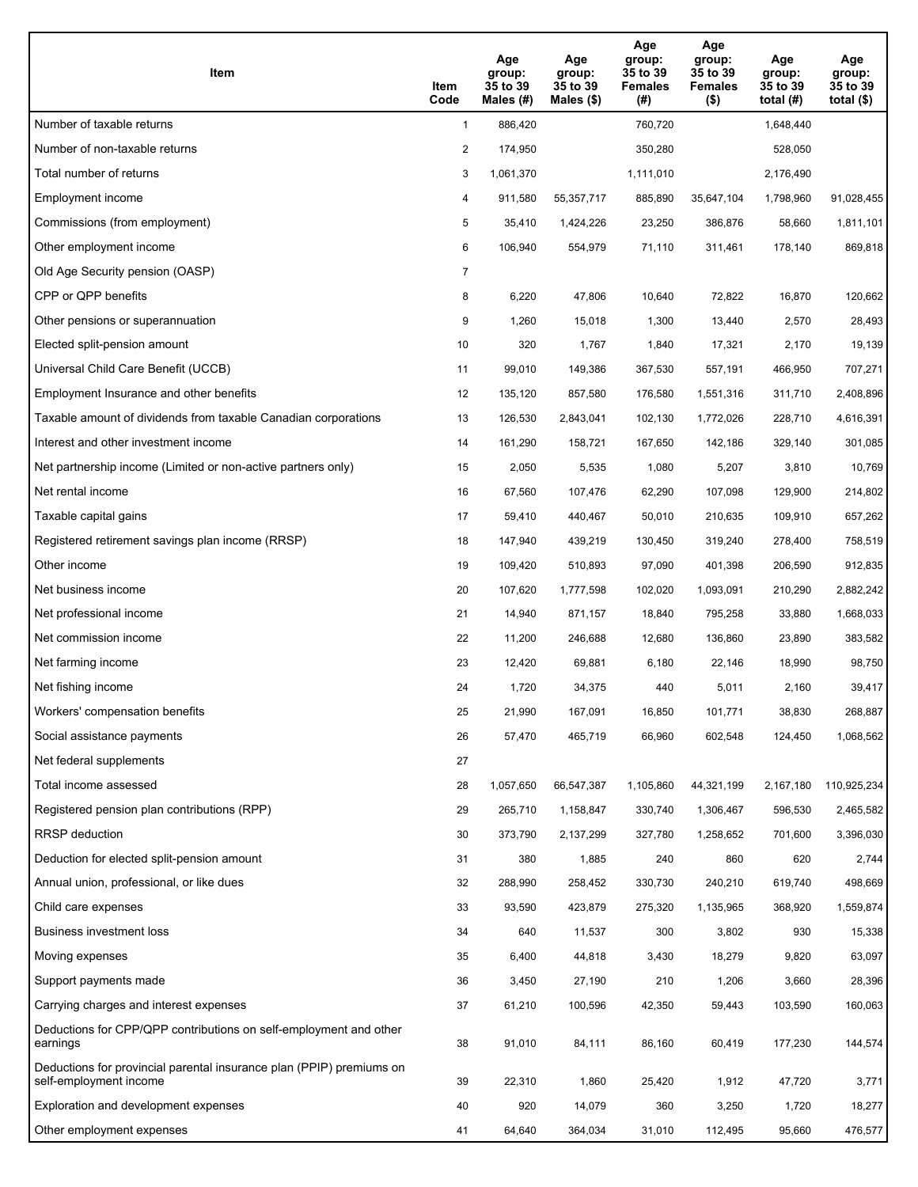| Item | Item Code | Age group: 35 to 39 Males (#) | Age group: 35 to 39 Males ($) | Age group: 35 to 39 Females (#) | Age group: 35 to 39 Females ($) | Age group: 35 to 39 total (#) | Age group: 35 to 39 total ($) |
|---|---|---|---|---|---|---|---|
| Number of taxable returns | 1 | 886,420 | | 760,720 | | 1,648,440 | |
| Number of non-taxable returns | 2 | 174,950 | | 350,280 | | 528,050 | |
| Total number of returns | 3 | 1,061,370 | | 1,111,010 | | 2,176,490 | |
| Employment income | 4 | 911,580 | 55,357,717 | 885,890 | 35,647,104 | 1,798,960 | 91,028,455 |
| Commissions (from employment) | 5 | 35,410 | 1,424,226 | 23,250 | 386,876 | 58,660 | 1,811,101 |
| Other employment income | 6 | 106,940 | 554,979 | 71,110 | 311,461 | 178,140 | 869,818 |
| Old Age Security pension (OASP) | 7 | | | | | | |
| CPP or QPP benefits | 8 | 6,220 | 47,806 | 10,640 | 72,822 | 16,870 | 120,662 |
| Other pensions or superannuation | 9 | 1,260 | 15,018 | 1,300 | 13,440 | 2,570 | 28,493 |
| Elected split-pension amount | 10 | 320 | 1,767 | 1,840 | 17,321 | 2,170 | 19,139 |
| Universal Child Care Benefit (UCCB) | 11 | 99,010 | 149,386 | 367,530 | 557,191 | 466,950 | 707,271 |
| Employment Insurance and other benefits | 12 | 135,120 | 857,580 | 176,580 | 1,551,316 | 311,710 | 2,408,896 |
| Taxable amount of dividends from taxable Canadian corporations | 13 | 126,530 | 2,843,041 | 102,130 | 1,772,026 | 228,710 | 4,616,391 |
| Interest and other investment income | 14 | 161,290 | 158,721 | 167,650 | 142,186 | 329,140 | 301,085 |
| Net partnership income (Limited or non-active partners only) | 15 | 2,050 | 5,535 | 1,080 | 5,207 | 3,810 | 10,769 |
| Net rental income | 16 | 67,560 | 107,476 | 62,290 | 107,098 | 129,900 | 214,802 |
| Taxable capital gains | 17 | 59,410 | 440,467 | 50,010 | 210,635 | 109,910 | 657,262 |
| Registered retirement savings plan income (RRSP) | 18 | 147,940 | 439,219 | 130,450 | 319,240 | 278,400 | 758,519 |
| Other income | 19 | 109,420 | 510,893 | 97,090 | 401,398 | 206,590 | 912,835 |
| Net business income | 20 | 107,620 | 1,777,598 | 102,020 | 1,093,091 | 210,290 | 2,882,242 |
| Net professional income | 21 | 14,940 | 871,157 | 18,840 | 795,258 | 33,880 | 1,668,033 |
| Net commission income | 22 | 11,200 | 246,688 | 12,680 | 136,860 | 23,890 | 383,582 |
| Net farming income | 23 | 12,420 | 69,881 | 6,180 | 22,146 | 18,990 | 98,750 |
| Net fishing income | 24 | 1,720 | 34,375 | 440 | 5,011 | 2,160 | 39,417 |
| Workers' compensation benefits | 25 | 21,990 | 167,091 | 16,850 | 101,771 | 38,830 | 268,887 |
| Social assistance payments | 26 | 57,470 | 465,719 | 66,960 | 602,548 | 124,450 | 1,068,562 |
| Net federal supplements | 27 | | | | | | |
| Total income assessed | 28 | 1,057,650 | 66,547,387 | 1,105,860 | 44,321,199 | 2,167,180 | 110,925,234 |
| Registered pension plan contributions (RPP) | 29 | 265,710 | 1,158,847 | 330,740 | 1,306,467 | 596,530 | 2,465,582 |
| RRSP deduction | 30 | 373,790 | 2,137,299 | 327,780 | 1,258,652 | 701,600 | 3,396,030 |
| Deduction for elected split-pension amount | 31 | 380 | 1,885 | 240 | 860 | 620 | 2,744 |
| Annual union, professional, or like dues | 32 | 288,990 | 258,452 | 330,730 | 240,210 | 619,740 | 498,669 |
| Child care expenses | 33 | 93,590 | 423,879 | 275,320 | 1,135,965 | 368,920 | 1,559,874 |
| Business investment loss | 34 | 640 | 11,537 | 300 | 3,802 | 930 | 15,338 |
| Moving expenses | 35 | 6,400 | 44,818 | 3,430 | 18,279 | 9,820 | 63,097 |
| Support payments made | 36 | 3,450 | 27,190 | 210 | 1,206 | 3,660 | 28,396 |
| Carrying charges and interest expenses | 37 | 61,210 | 100,596 | 42,350 | 59,443 | 103,590 | 160,063 |
| Deductions for CPP/QPP contributions on self-employment and other earnings | 38 | 91,010 | 84,111 | 86,160 | 60,419 | 177,230 | 144,574 |
| Deductions for provincial parental insurance plan (PPIP) premiums on self-employment income | 39 | 22,310 | 1,860 | 25,420 | 1,912 | 47,720 | 3,771 |
| Exploration and development expenses | 40 | 920 | 14,079 | 360 | 3,250 | 1,720 | 18,277 |
| Other employment expenses | 41 | 64,640 | 364,034 | 31,010 | 112,495 | 95,660 | 476,577 |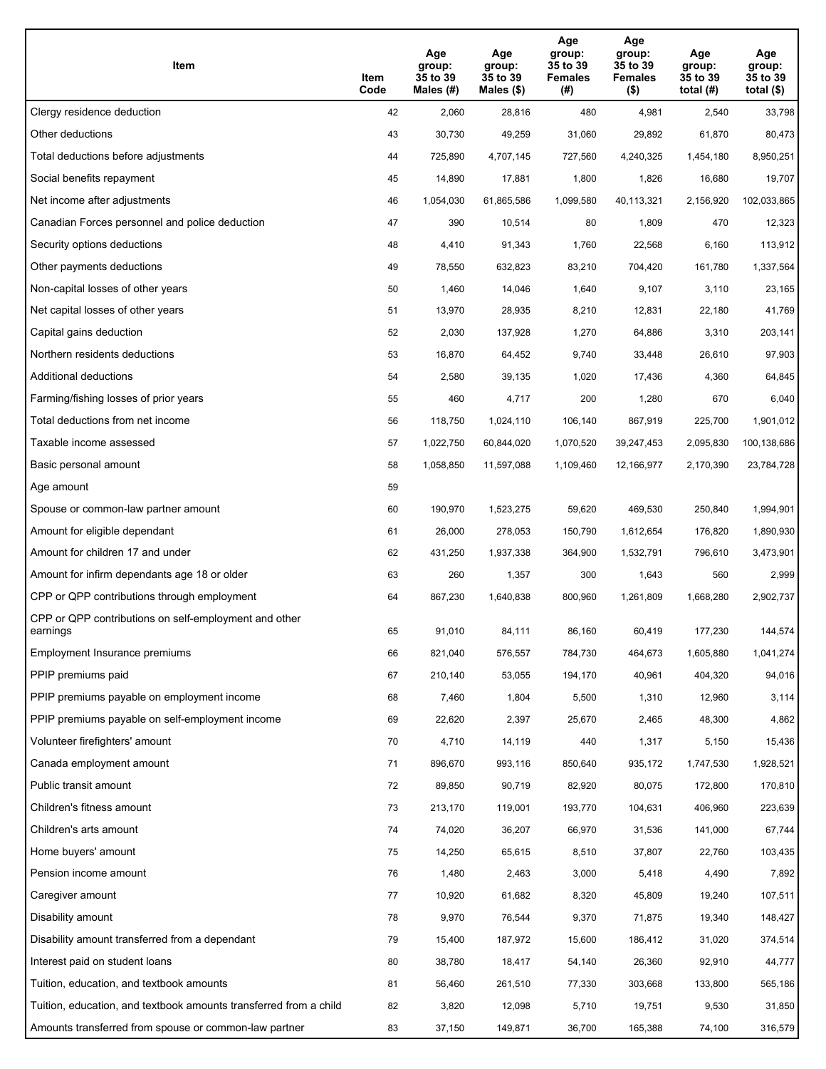| Item | Item Code | Age group: 35 to 39 Males (#) | Age group: 35 to 39 Males ($) | Age group: 35 to 39 Females (#) | Age group: 35 to 39 Females ($) | Age group: 35 to 39 total (#) | Age group: 35 to 39 total ($) |
|---|---|---|---|---|---|---|---|
| Clergy residence deduction | 42 | 2,060 | 28,816 | 480 | 4,981 | 2,540 | 33,798 |
| Other deductions | 43 | 30,730 | 49,259 | 31,060 | 29,892 | 61,870 | 80,473 |
| Total deductions before adjustments | 44 | 725,890 | 4,707,145 | 727,560 | 4,240,325 | 1,454,180 | 8,950,251 |
| Social benefits repayment | 45 | 14,890 | 17,881 | 1,800 | 1,826 | 16,680 | 19,707 |
| Net income after adjustments | 46 | 1,054,030 | 61,865,586 | 1,099,580 | 40,113,321 | 2,156,920 | 102,033,865 |
| Canadian Forces personnel and police deduction | 47 | 390 | 10,514 | 80 | 1,809 | 470 | 12,323 |
| Security options deductions | 48 | 4,410 | 91,343 | 1,760 | 22,568 | 6,160 | 113,912 |
| Other payments deductions | 49 | 78,550 | 632,823 | 83,210 | 704,420 | 161,780 | 1,337,564 |
| Non-capital losses of other years | 50 | 1,460 | 14,046 | 1,640 | 9,107 | 3,110 | 23,165 |
| Net capital losses of other years | 51 | 13,970 | 28,935 | 8,210 | 12,831 | 22,180 | 41,769 |
| Capital gains deduction | 52 | 2,030 | 137,928 | 1,270 | 64,886 | 3,310 | 203,141 |
| Northern residents deductions | 53 | 16,870 | 64,452 | 9,740 | 33,448 | 26,610 | 97,903 |
| Additional deductions | 54 | 2,580 | 39,135 | 1,020 | 17,436 | 4,360 | 64,845 |
| Farming/fishing losses of prior years | 55 | 460 | 4,717 | 200 | 1,280 | 670 | 6,040 |
| Total deductions from net income | 56 | 118,750 | 1,024,110 | 106,140 | 867,919 | 225,700 | 1,901,012 |
| Taxable income assessed | 57 | 1,022,750 | 60,844,020 | 1,070,520 | 39,247,453 | 2,095,830 | 100,138,686 |
| Basic personal amount | 58 | 1,058,850 | 11,597,088 | 1,109,460 | 12,166,977 | 2,170,390 | 23,784,728 |
| Age amount | 59 | | | | | | |
| Spouse or common-law partner amount | 60 | 190,970 | 1,523,275 | 59,620 | 469,530 | 250,840 | 1,994,901 |
| Amount for eligible dependant | 61 | 26,000 | 278,053 | 150,790 | 1,612,654 | 176,820 | 1,890,930 |
| Amount for children 17 and under | 62 | 431,250 | 1,937,338 | 364,900 | 1,532,791 | 796,610 | 3,473,901 |
| Amount for infirm dependants age 18 or older | 63 | 260 | 1,357 | 300 | 1,643 | 560 | 2,999 |
| CPP or QPP contributions through employment | 64 | 867,230 | 1,640,838 | 800,960 | 1,261,809 | 1,668,280 | 2,902,737 |
| CPP or QPP contributions on self-employment and other earnings | 65 | 91,010 | 84,111 | 86,160 | 60,419 | 177,230 | 144,574 |
| Employment Insurance premiums | 66 | 821,040 | 576,557 | 784,730 | 464,673 | 1,605,880 | 1,041,274 |
| PPIP premiums paid | 67 | 210,140 | 53,055 | 194,170 | 40,961 | 404,320 | 94,016 |
| PPIP premiums payable on employment income | 68 | 7,460 | 1,804 | 5,500 | 1,310 | 12,960 | 3,114 |
| PPIP premiums payable on self-employment income | 69 | 22,620 | 2,397 | 25,670 | 2,465 | 48,300 | 4,862 |
| Volunteer firefighters' amount | 70 | 4,710 | 14,119 | 440 | 1,317 | 5,150 | 15,436 |
| Canada employment amount | 71 | 896,670 | 993,116 | 850,640 | 935,172 | 1,747,530 | 1,928,521 |
| Public transit amount | 72 | 89,850 | 90,719 | 82,920 | 80,075 | 172,800 | 170,810 |
| Children's fitness amount | 73 | 213,170 | 119,001 | 193,770 | 104,631 | 406,960 | 223,639 |
| Children's arts amount | 74 | 74,020 | 36,207 | 66,970 | 31,536 | 141,000 | 67,744 |
| Home buyers' amount | 75 | 14,250 | 65,615 | 8,510 | 37,807 | 22,760 | 103,435 |
| Pension income amount | 76 | 1,480 | 2,463 | 3,000 | 5,418 | 4,490 | 7,892 |
| Caregiver amount | 77 | 10,920 | 61,682 | 8,320 | 45,809 | 19,240 | 107,511 |
| Disability amount | 78 | 9,970 | 76,544 | 9,370 | 71,875 | 19,340 | 148,427 |
| Disability amount transferred from a dependant | 79 | 15,400 | 187,972 | 15,600 | 186,412 | 31,020 | 374,514 |
| Interest paid on student loans | 80 | 38,780 | 18,417 | 54,140 | 26,360 | 92,910 | 44,777 |
| Tuition, education, and textbook amounts | 81 | 56,460 | 261,510 | 77,330 | 303,668 | 133,800 | 565,186 |
| Tuition, education, and textbook amounts transferred from a child | 82 | 3,820 | 12,098 | 5,710 | 19,751 | 9,530 | 31,850 |
| Amounts transferred from spouse or common-law partner | 83 | 37,150 | 149,871 | 36,700 | 165,388 | 74,100 | 316,579 |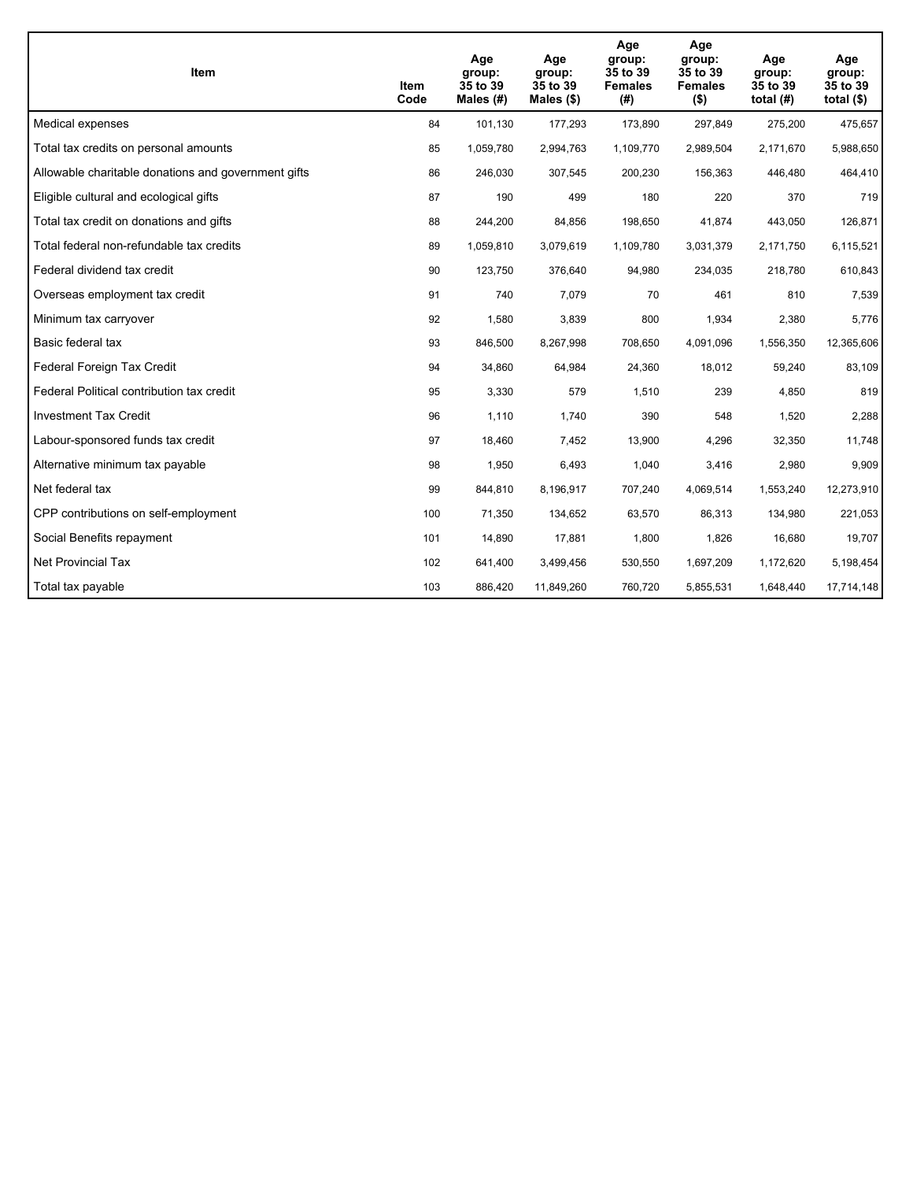| Item | Item Code | Age group: 35 to 39 Males (#) | Age group: 35 to 39 Males ($) | Age group: 35 to 39 Females (#) | Age group: 35 to 39 Females ($) | Age group: 35 to 39 total (#) | Age group: 35 to 39 total ($) |
|---|---|---|---|---|---|---|---|
| Medical expenses | 84 | 101,130 | 177,293 | 173,890 | 297,849 | 275,200 | 475,657 |
| Total tax credits on personal amounts | 85 | 1,059,780 | 2,994,763 | 1,109,770 | 2,989,504 | 2,171,670 | 5,988,650 |
| Allowable charitable donations and government gifts | 86 | 246,030 | 307,545 | 200,230 | 156,363 | 446,480 | 464,410 |
| Eligible cultural and ecological gifts | 87 | 190 | 499 | 180 | 220 | 370 | 719 |
| Total tax credit on donations and gifts | 88 | 244,200 | 84,856 | 198,650 | 41,874 | 443,050 | 126,871 |
| Total federal non-refundable tax credits | 89 | 1,059,810 | 3,079,619 | 1,109,780 | 3,031,379 | 2,171,750 | 6,115,521 |
| Federal dividend tax credit | 90 | 123,750 | 376,640 | 94,980 | 234,035 | 218,780 | 610,843 |
| Overseas employment tax credit | 91 | 740 | 7,079 | 70 | 461 | 810 | 7,539 |
| Minimum tax carryover | 92 | 1,580 | 3,839 | 800 | 1,934 | 2,380 | 5,776 |
| Basic federal tax | 93 | 846,500 | 8,267,998 | 708,650 | 4,091,096 | 1,556,350 | 12,365,606 |
| Federal Foreign Tax Credit | 94 | 34,860 | 64,984 | 24,360 | 18,012 | 59,240 | 83,109 |
| Federal Political contribution tax credit | 95 | 3,330 | 579 | 1,510 | 239 | 4,850 | 819 |
| Investment Tax Credit | 96 | 1,110 | 1,740 | 390 | 548 | 1,520 | 2,288 |
| Labour-sponsored funds tax credit | 97 | 18,460 | 7,452 | 13,900 | 4,296 | 32,350 | 11,748 |
| Alternative minimum tax payable | 98 | 1,950 | 6,493 | 1,040 | 3,416 | 2,980 | 9,909 |
| Net federal tax | 99 | 844,810 | 8,196,917 | 707,240 | 4,069,514 | 1,553,240 | 12,273,910 |
| CPP contributions on self-employment | 100 | 71,350 | 134,652 | 63,570 | 86,313 | 134,980 | 221,053 |
| Social Benefits repayment | 101 | 14,890 | 17,881 | 1,800 | 1,826 | 16,680 | 19,707 |
| Net Provincial Tax | 102 | 641,400 | 3,499,456 | 530,550 | 1,697,209 | 1,172,620 | 5,198,454 |
| Total tax payable | 103 | 886,420 | 11,849,260 | 760,720 | 5,855,531 | 1,648,440 | 17,714,148 |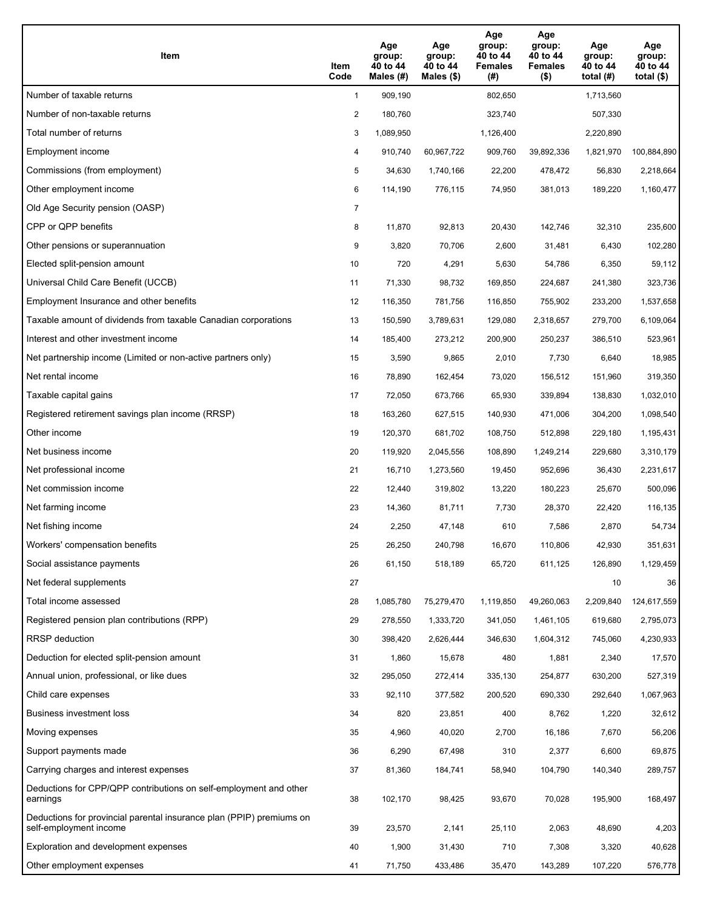| Item | Item Code | Age group: 40 to 44 Males (#) | Age group: 40 to 44 Males ($) | Age group: 40 to 44 Females (#) | Age group: 40 to 44 Females ($) | Age group: 40 to 44 total (#) | Age group: 40 to 44 total ($) |
|---|---|---|---|---|---|---|---|
| Number of taxable returns | 1 | 909,190 | | 802,650 | | 1,713,560 | |
| Number of non-taxable returns | 2 | 180,760 | | 323,740 | | 507,330 | |
| Total number of returns | 3 | 1,089,950 | | 1,126,400 | | 2,220,890 | |
| Employment income | 4 | 910,740 | 60,967,722 | 909,760 | 39,892,336 | 1,821,970 | 100,884,890 |
| Commissions (from employment) | 5 | 34,630 | 1,740,166 | 22,200 | 478,472 | 56,830 | 2,218,664 |
| Other employment income | 6 | 114,190 | 776,115 | 74,950 | 381,013 | 189,220 | 1,160,477 |
| Old Age Security pension (OASP) | 7 | | | | | | |
| CPP or QPP benefits | 8 | 11,870 | 92,813 | 20,430 | 142,746 | 32,310 | 235,600 |
| Other pensions or superannuation | 9 | 3,820 | 70,706 | 2,600 | 31,481 | 6,430 | 102,280 |
| Elected split-pension amount | 10 | 720 | 4,291 | 5,630 | 54,786 | 6,350 | 59,112 |
| Universal Child Care Benefit (UCCB) | 11 | 71,330 | 98,732 | 169,850 | 224,687 | 241,380 | 323,736 |
| Employment Insurance and other benefits | 12 | 116,350 | 781,756 | 116,850 | 755,902 | 233,200 | 1,537,658 |
| Taxable amount of dividends from taxable Canadian corporations | 13 | 150,590 | 3,789,631 | 129,080 | 2,318,657 | 279,700 | 6,109,064 |
| Interest and other investment income | 14 | 185,400 | 273,212 | 200,900 | 250,237 | 386,510 | 523,961 |
| Net partnership income (Limited or non-active partners only) | 15 | 3,590 | 9,865 | 2,010 | 7,730 | 6,640 | 18,985 |
| Net rental income | 16 | 78,890 | 162,454 | 73,020 | 156,512 | 151,960 | 319,350 |
| Taxable capital gains | 17 | 72,050 | 673,766 | 65,930 | 339,894 | 138,830 | 1,032,010 |
| Registered retirement savings plan income (RRSP) | 18 | 163,260 | 627,515 | 140,930 | 471,006 | 304,200 | 1,098,540 |
| Other income | 19 | 120,370 | 681,702 | 108,750 | 512,898 | 229,180 | 1,195,431 |
| Net business income | 20 | 119,920 | 2,045,556 | 108,890 | 1,249,214 | 229,680 | 3,310,179 |
| Net professional income | 21 | 16,710 | 1,273,560 | 19,450 | 952,696 | 36,430 | 2,231,617 |
| Net commission income | 22 | 12,440 | 319,802 | 13,220 | 180,223 | 25,670 | 500,096 |
| Net farming income | 23 | 14,360 | 81,711 | 7,730 | 28,370 | 22,420 | 116,135 |
| Net fishing income | 24 | 2,250 | 47,148 | 610 | 7,586 | 2,870 | 54,734 |
| Workers' compensation benefits | 25 | 26,250 | 240,798 | 16,670 | 110,806 | 42,930 | 351,631 |
| Social assistance payments | 26 | 61,150 | 518,189 | 65,720 | 611,125 | 126,890 | 1,129,459 |
| Net federal supplements | 27 | | | | | 10 | 36 |
| Total income assessed | 28 | 1,085,780 | 75,279,470 | 1,119,850 | 49,260,063 | 2,209,840 | 124,617,559 |
| Registered pension plan contributions (RPP) | 29 | 278,550 | 1,333,720 | 341,050 | 1,461,105 | 619,680 | 2,795,073 |
| RRSP deduction | 30 | 398,420 | 2,626,444 | 346,630 | 1,604,312 | 745,060 | 4,230,933 |
| Deduction for elected split-pension amount | 31 | 1,860 | 15,678 | 480 | 1,881 | 2,340 | 17,570 |
| Annual union, professional, or like dues | 32 | 295,050 | 272,414 | 335,130 | 254,877 | 630,200 | 527,319 |
| Child care expenses | 33 | 92,110 | 377,582 | 200,520 | 690,330 | 292,640 | 1,067,963 |
| Business investment loss | 34 | 820 | 23,851 | 400 | 8,762 | 1,220 | 32,612 |
| Moving expenses | 35 | 4,960 | 40,020 | 2,700 | 16,186 | 7,670 | 56,206 |
| Support payments made | 36 | 6,290 | 67,498 | 310 | 2,377 | 6,600 | 69,875 |
| Carrying charges and interest expenses | 37 | 81,360 | 184,741 | 58,940 | 104,790 | 140,340 | 289,757 |
| Deductions for CPP/QPP contributions on self-employment and other earnings | 38 | 102,170 | 98,425 | 93,670 | 70,028 | 195,900 | 168,497 |
| Deductions for provincial parental insurance plan (PPIP) premiums on self-employment income | 39 | 23,570 | 2,141 | 25,110 | 2,063 | 48,690 | 4,203 |
| Exploration and development expenses | 40 | 1,900 | 31,430 | 710 | 7,308 | 3,320 | 40,628 |
| Other employment expenses | 41 | 71,750 | 433,486 | 35,470 | 143,289 | 107,220 | 576,778 |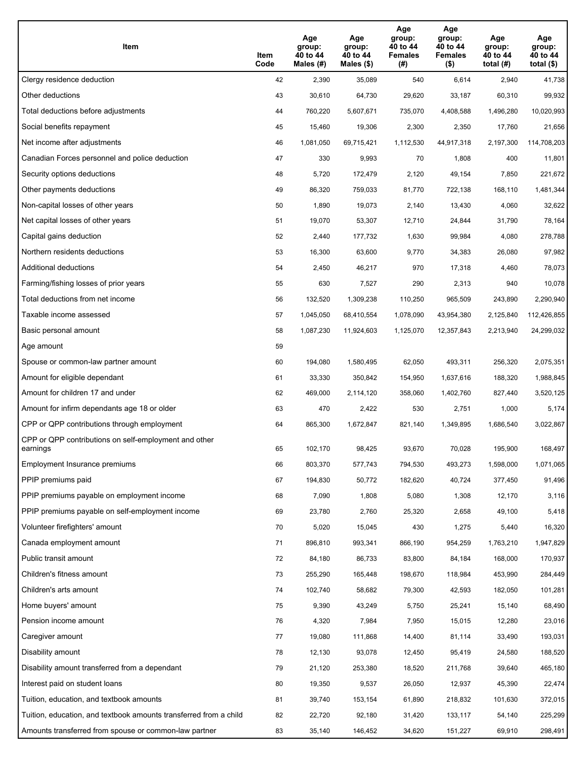| Item | Item Code | Age group: 40 to 44 Males (#) | Age group: 40 to 44 Males ($) | Age group: 40 to 44 Females (#) | Age group: 40 to 44 Females ($) | Age group: 40 to 44 total (#) | Age group: 40 to 44 total ($) |
|---|---|---|---|---|---|---|---|
| Clergy residence deduction | 42 | 2,390 | 35,089 | 540 | 6,614 | 2,940 | 41,738 |
| Other deductions | 43 | 30,610 | 64,730 | 29,620 | 33,187 | 60,310 | 99,932 |
| Total deductions before adjustments | 44 | 760,220 | 5,607,671 | 735,070 | 4,408,588 | 1,496,280 | 10,020,993 |
| Social benefits repayment | 45 | 15,460 | 19,306 | 2,300 | 2,350 | 17,760 | 21,656 |
| Net income after adjustments | 46 | 1,081,050 | 69,715,421 | 1,112,530 | 44,917,318 | 2,197,300 | 114,708,203 |
| Canadian Forces personnel and police deduction | 47 | 330 | 9,993 | 70 | 1,808 | 400 | 11,801 |
| Security options deductions | 48 | 5,720 | 172,479 | 2,120 | 49,154 | 7,850 | 221,672 |
| Other payments deductions | 49 | 86,320 | 759,033 | 81,770 | 722,138 | 168,110 | 1,481,344 |
| Non-capital losses of other years | 50 | 1,890 | 19,073 | 2,140 | 13,430 | 4,060 | 32,622 |
| Net capital losses of other years | 51 | 19,070 | 53,307 | 12,710 | 24,844 | 31,790 | 78,164 |
| Capital gains deduction | 52 | 2,440 | 177,732 | 1,630 | 99,984 | 4,080 | 278,788 |
| Northern residents deductions | 53 | 16,300 | 63,600 | 9,770 | 34,383 | 26,080 | 97,982 |
| Additional deductions | 54 | 2,450 | 46,217 | 970 | 17,318 | 4,460 | 78,073 |
| Farming/fishing losses of prior years | 55 | 630 | 7,527 | 290 | 2,313 | 940 | 10,078 |
| Total deductions from net income | 56 | 132,520 | 1,309,238 | 110,250 | 965,509 | 243,890 | 2,290,940 |
| Taxable income assessed | 57 | 1,045,050 | 68,410,554 | 1,078,090 | 43,954,380 | 2,125,840 | 112,426,855 |
| Basic personal amount | 58 | 1,087,230 | 11,924,603 | 1,125,070 | 12,357,843 | 2,213,940 | 24,299,032 |
| Age amount | 59 | | | | | | |
| Spouse or common-law partner amount | 60 | 194,080 | 1,580,495 | 62,050 | 493,311 | 256,320 | 2,075,351 |
| Amount for eligible dependant | 61 | 33,330 | 350,842 | 154,950 | 1,637,616 | 188,320 | 1,988,845 |
| Amount for children 17 and under | 62 | 469,000 | 2,114,120 | 358,060 | 1,402,760 | 827,440 | 3,520,125 |
| Amount for infirm dependants age 18 or older | 63 | 470 | 2,422 | 530 | 2,751 | 1,000 | 5,174 |
| CPP or QPP contributions through employment | 64 | 865,300 | 1,672,847 | 821,140 | 1,349,895 | 1,686,540 | 3,022,867 |
| CPP or QPP contributions on self-employment and other earnings | 65 | 102,170 | 98,425 | 93,670 | 70,028 | 195,900 | 168,497 |
| Employment Insurance premiums | 66 | 803,370 | 577,743 | 794,530 | 493,273 | 1,598,000 | 1,071,065 |
| PPIP premiums paid | 67 | 194,830 | 50,772 | 182,620 | 40,724 | 377,450 | 91,496 |
| PPIP premiums payable on employment income | 68 | 7,090 | 1,808 | 5,080 | 1,308 | 12,170 | 3,116 |
| PPIP premiums payable on self-employment income | 69 | 23,780 | 2,760 | 25,320 | 2,658 | 49,100 | 5,418 |
| Volunteer firefighters' amount | 70 | 5,020 | 15,045 | 430 | 1,275 | 5,440 | 16,320 |
| Canada employment amount | 71 | 896,810 | 993,341 | 866,190 | 954,259 | 1,763,210 | 1,947,829 |
| Public transit amount | 72 | 84,180 | 86,733 | 83,800 | 84,184 | 168,000 | 170,937 |
| Children's fitness amount | 73 | 255,290 | 165,448 | 198,670 | 118,984 | 453,990 | 284,449 |
| Children's arts amount | 74 | 102,740 | 58,682 | 79,300 | 42,593 | 182,050 | 101,281 |
| Home buyers' amount | 75 | 9,390 | 43,249 | 5,750 | 25,241 | 15,140 | 68,490 |
| Pension income amount | 76 | 4,320 | 7,984 | 7,950 | 15,015 | 12,280 | 23,016 |
| Caregiver amount | 77 | 19,080 | 111,868 | 14,400 | 81,114 | 33,490 | 193,031 |
| Disability amount | 78 | 12,130 | 93,078 | 12,450 | 95,419 | 24,580 | 188,520 |
| Disability amount transferred from a dependant | 79 | 21,120 | 253,380 | 18,520 | 211,768 | 39,640 | 465,180 |
| Interest paid on student loans | 80 | 19,350 | 9,537 | 26,050 | 12,937 | 45,390 | 22,474 |
| Tuition, education, and textbook amounts | 81 | 39,740 | 153,154 | 61,890 | 218,832 | 101,630 | 372,015 |
| Tuition, education, and textbook amounts transferred from a child | 82 | 22,720 | 92,180 | 31,420 | 133,117 | 54,140 | 225,299 |
| Amounts transferred from spouse or common-law partner | 83 | 35,140 | 146,452 | 34,620 | 151,227 | 69,910 | 298,491 |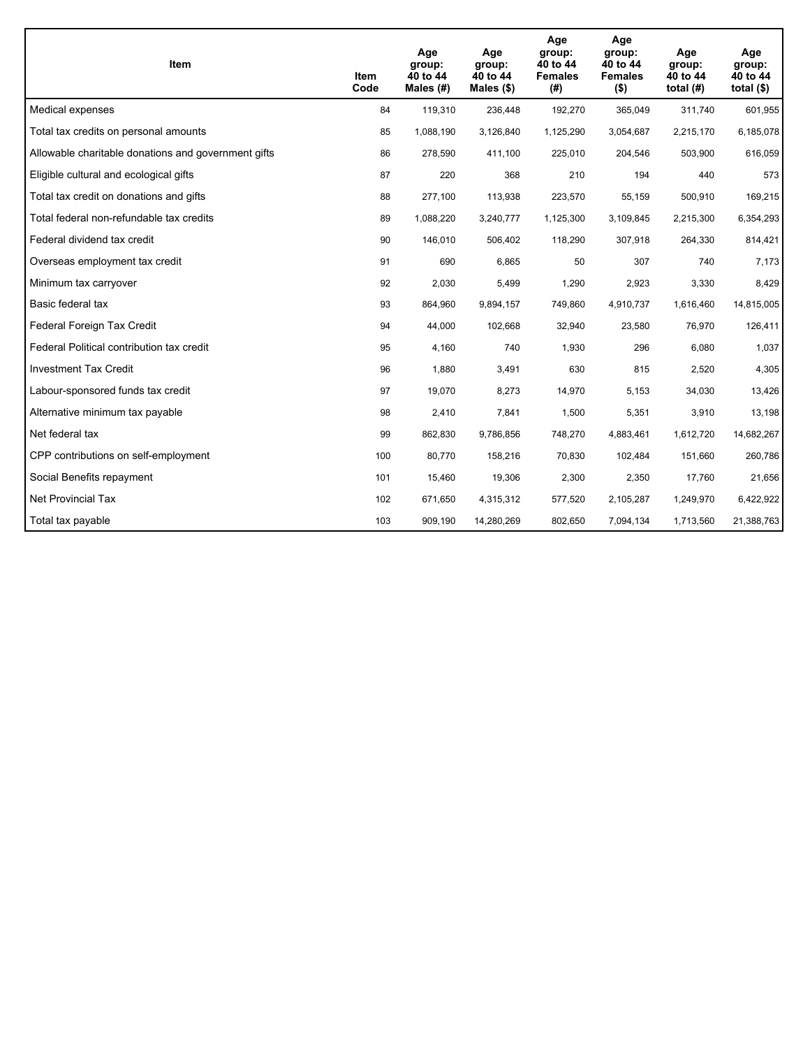| Item | Item Code | Age group: 40 to 44 Males (#) | Age group: 40 to 44 Males ($) | Age group: 40 to 44 Females (#) | Age group: 40 to 44 Females ($) | Age group: 40 to 44 total (#) | Age group: 40 to 44 total ($) |
| --- | --- | --- | --- | --- | --- | --- | --- |
| Medical expenses | 84 | 119,310 | 236,448 | 192,270 | 365,049 | 311,740 | 601,955 |
| Total tax credits on personal amounts | 85 | 1,088,190 | 3,126,840 | 1,125,290 | 3,054,687 | 2,215,170 | 6,185,078 |
| Allowable charitable donations and government gifts | 86 | 278,590 | 411,100 | 225,010 | 204,546 | 503,900 | 616,059 |
| Eligible cultural and ecological gifts | 87 | 220 | 368 | 210 | 194 | 440 | 573 |
| Total tax credit on donations and gifts | 88 | 277,100 | 113,938 | 223,570 | 55,159 | 500,910 | 169,215 |
| Total federal non-refundable tax credits | 89 | 1,088,220 | 3,240,777 | 1,125,300 | 3,109,845 | 2,215,300 | 6,354,293 |
| Federal dividend tax credit | 90 | 146,010 | 506,402 | 118,290 | 307,918 | 264,330 | 814,421 |
| Overseas employment tax credit | 91 | 690 | 6,865 | 50 | 307 | 740 | 7,173 |
| Minimum tax carryover | 92 | 2,030 | 5,499 | 1,290 | 2,923 | 3,330 | 8,429 |
| Basic federal tax | 93 | 864,960 | 9,894,157 | 749,860 | 4,910,737 | 1,616,460 | 14,815,005 |
| Federal Foreign Tax Credit | 94 | 44,000 | 102,668 | 32,940 | 23,580 | 76,970 | 126,411 |
| Federal Political contribution tax credit | 95 | 4,160 | 740 | 1,930 | 296 | 6,080 | 1,037 |
| Investment Tax Credit | 96 | 1,880 | 3,491 | 630 | 815 | 2,520 | 4,305 |
| Labour-sponsored funds tax credit | 97 | 19,070 | 8,273 | 14,970 | 5,153 | 34,030 | 13,426 |
| Alternative minimum tax payable | 98 | 2,410 | 7,841 | 1,500 | 5,351 | 3,910 | 13,198 |
| Net federal tax | 99 | 862,830 | 9,786,856 | 748,270 | 4,883,461 | 1,612,720 | 14,682,267 |
| CPP contributions on self-employment | 100 | 80,770 | 158,216 | 70,830 | 102,484 | 151,660 | 260,786 |
| Social Benefits repayment | 101 | 15,460 | 19,306 | 2,300 | 2,350 | 17,760 | 21,656 |
| Net Provincial Tax | 102 | 671,650 | 4,315,312 | 577,520 | 2,105,287 | 1,249,970 | 6,422,922 |
| Total tax payable | 103 | 909,190 | 14,280,269 | 802,650 | 7,094,134 | 1,713,560 | 21,388,763 |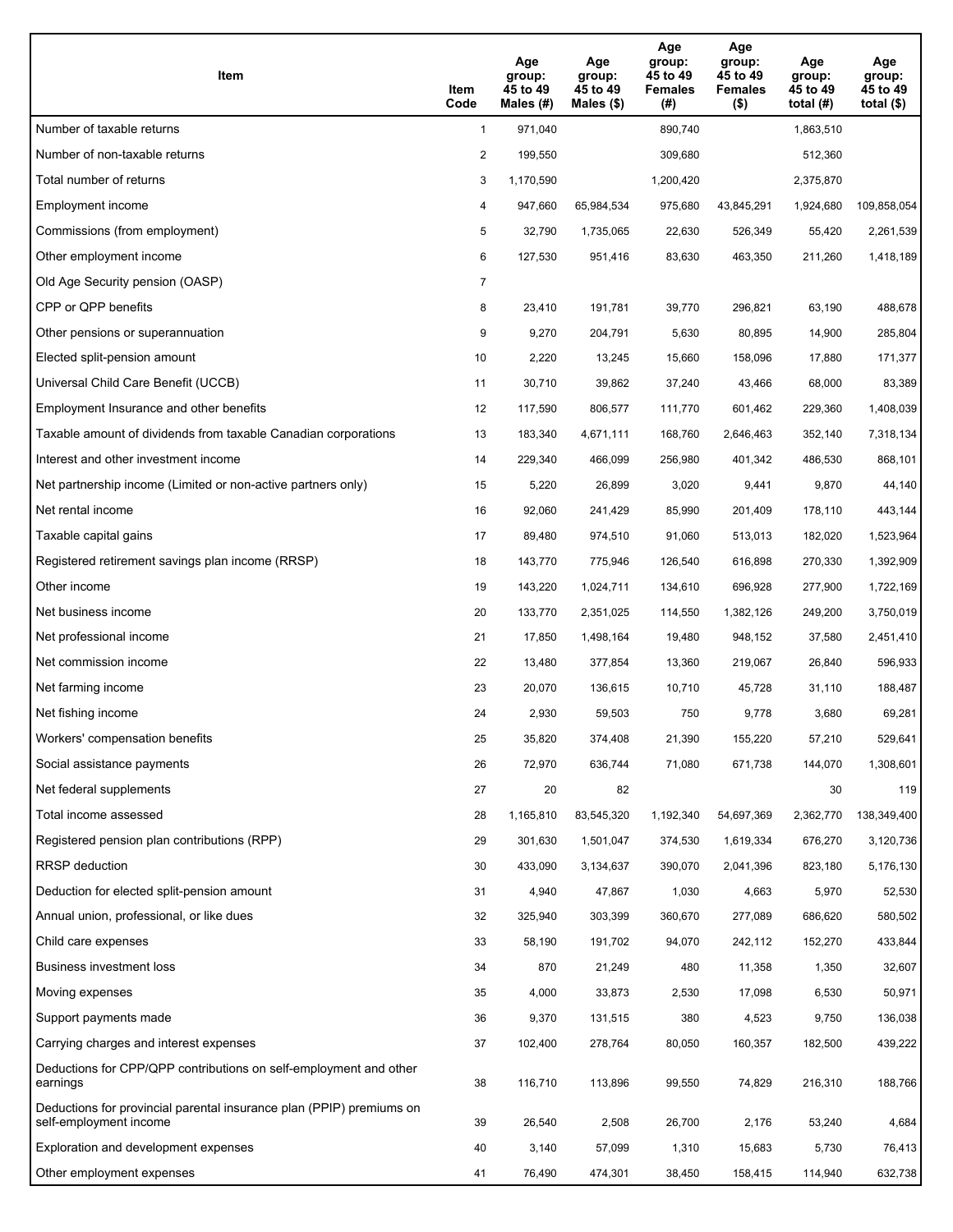| Item | Item Code | Age group: 45 to 49 Males (#) | Age group: 45 to 49 Males ($) | Age group: 45 to 49 Females (#) | Age group: 45 to 49 Females ($) | Age group: 45 to 49 total (#) | Age group: 45 to 49 total ($) |
|---|---|---|---|---|---|---|---|
| Number of taxable returns | 1 | 971,040 | | 890,740 | | 1,863,510 | |
| Number of non-taxable returns | 2 | 199,550 | | 309,680 | | 512,360 | |
| Total number of returns | 3 | 1,170,590 | | 1,200,420 | | 2,375,870 | |
| Employment income | 4 | 947,660 | 65,984,534 | 975,680 | 43,845,291 | 1,924,680 | 109,858,054 |
| Commissions (from employment) | 5 | 32,790 | 1,735,065 | 22,630 | 526,349 | 55,420 | 2,261,539 |
| Other employment income | 6 | 127,530 | 951,416 | 83,630 | 463,350 | 211,260 | 1,418,189 |
| Old Age Security pension (OASP) | 7 | | | | | | |
| CPP or QPP benefits | 8 | 23,410 | 191,781 | 39,770 | 296,821 | 63,190 | 488,678 |
| Other pensions or superannuation | 9 | 9,270 | 204,791 | 5,630 | 80,895 | 14,900 | 285,804 |
| Elected split-pension amount | 10 | 2,220 | 13,245 | 15,660 | 158,096 | 17,880 | 171,377 |
| Universal Child Care Benefit (UCCB) | 11 | 30,710 | 39,862 | 37,240 | 43,466 | 68,000 | 83,389 |
| Employment Insurance and other benefits | 12 | 117,590 | 806,577 | 111,770 | 601,462 | 229,360 | 1,408,039 |
| Taxable amount of dividends from taxable Canadian corporations | 13 | 183,340 | 4,671,111 | 168,760 | 2,646,463 | 352,140 | 7,318,134 |
| Interest and other investment income | 14 | 229,340 | 466,099 | 256,980 | 401,342 | 486,530 | 868,101 |
| Net partnership income (Limited or non-active partners only) | 15 | 5,220 | 26,899 | 3,020 | 9,441 | 9,870 | 44,140 |
| Net rental income | 16 | 92,060 | 241,429 | 85,990 | 201,409 | 178,110 | 443,144 |
| Taxable capital gains | 17 | 89,480 | 974,510 | 91,060 | 513,013 | 182,020 | 1,523,964 |
| Registered retirement savings plan income (RRSP) | 18 | 143,770 | 775,946 | 126,540 | 616,898 | 270,330 | 1,392,909 |
| Other income | 19 | 143,220 | 1,024,711 | 134,610 | 696,928 | 277,900 | 1,722,169 |
| Net business income | 20 | 133,770 | 2,351,025 | 114,550 | 1,382,126 | 249,200 | 3,750,019 |
| Net professional income | 21 | 17,850 | 1,498,164 | 19,480 | 948,152 | 37,580 | 2,451,410 |
| Net commission income | 22 | 13,480 | 377,854 | 13,360 | 219,067 | 26,840 | 596,933 |
| Net farming income | 23 | 20,070 | 136,615 | 10,710 | 45,728 | 31,110 | 188,487 |
| Net fishing income | 24 | 2,930 | 59,503 | 750 | 9,778 | 3,680 | 69,281 |
| Workers' compensation benefits | 25 | 35,820 | 374,408 | 21,390 | 155,220 | 57,210 | 529,641 |
| Social assistance payments | 26 | 72,970 | 636,744 | 71,080 | 671,738 | 144,070 | 1,308,601 |
| Net federal supplements | 27 | 20 | 82 | | | 30 | 119 |
| Total income assessed | 28 | 1,165,810 | 83,545,320 | 1,192,340 | 54,697,369 | 2,362,770 | 138,349,400 |
| Registered pension plan contributions (RPP) | 29 | 301,630 | 1,501,047 | 374,530 | 1,619,334 | 676,270 | 3,120,736 |
| RRSP deduction | 30 | 433,090 | 3,134,637 | 390,070 | 2,041,396 | 823,180 | 5,176,130 |
| Deduction for elected split-pension amount | 31 | 4,940 | 47,867 | 1,030 | 4,663 | 5,970 | 52,530 |
| Annual union, professional, or like dues | 32 | 325,940 | 303,399 | 360,670 | 277,089 | 686,620 | 580,502 |
| Child care expenses | 33 | 58,190 | 191,702 | 94,070 | 242,112 | 152,270 | 433,844 |
| Business investment loss | 34 | 870 | 21,249 | 480 | 11,358 | 1,350 | 32,607 |
| Moving expenses | 35 | 4,000 | 33,873 | 2,530 | 17,098 | 6,530 | 50,971 |
| Support payments made | 36 | 9,370 | 131,515 | 380 | 4,523 | 9,750 | 136,038 |
| Carrying charges and interest expenses | 37 | 102,400 | 278,764 | 80,050 | 160,357 | 182,500 | 439,222 |
| Deductions for CPP/QPP contributions on self-employment and other earnings | 38 | 116,710 | 113,896 | 99,550 | 74,829 | 216,310 | 188,766 |
| Deductions for provincial parental insurance plan (PPIP) premiums on self-employment income | 39 | 26,540 | 2,508 | 26,700 | 2,176 | 53,240 | 4,684 |
| Exploration and development expenses | 40 | 3,140 | 57,099 | 1,310 | 15,683 | 5,730 | 76,413 |
| Other employment expenses | 41 | 76,490 | 474,301 | 38,450 | 158,415 | 114,940 | 632,738 |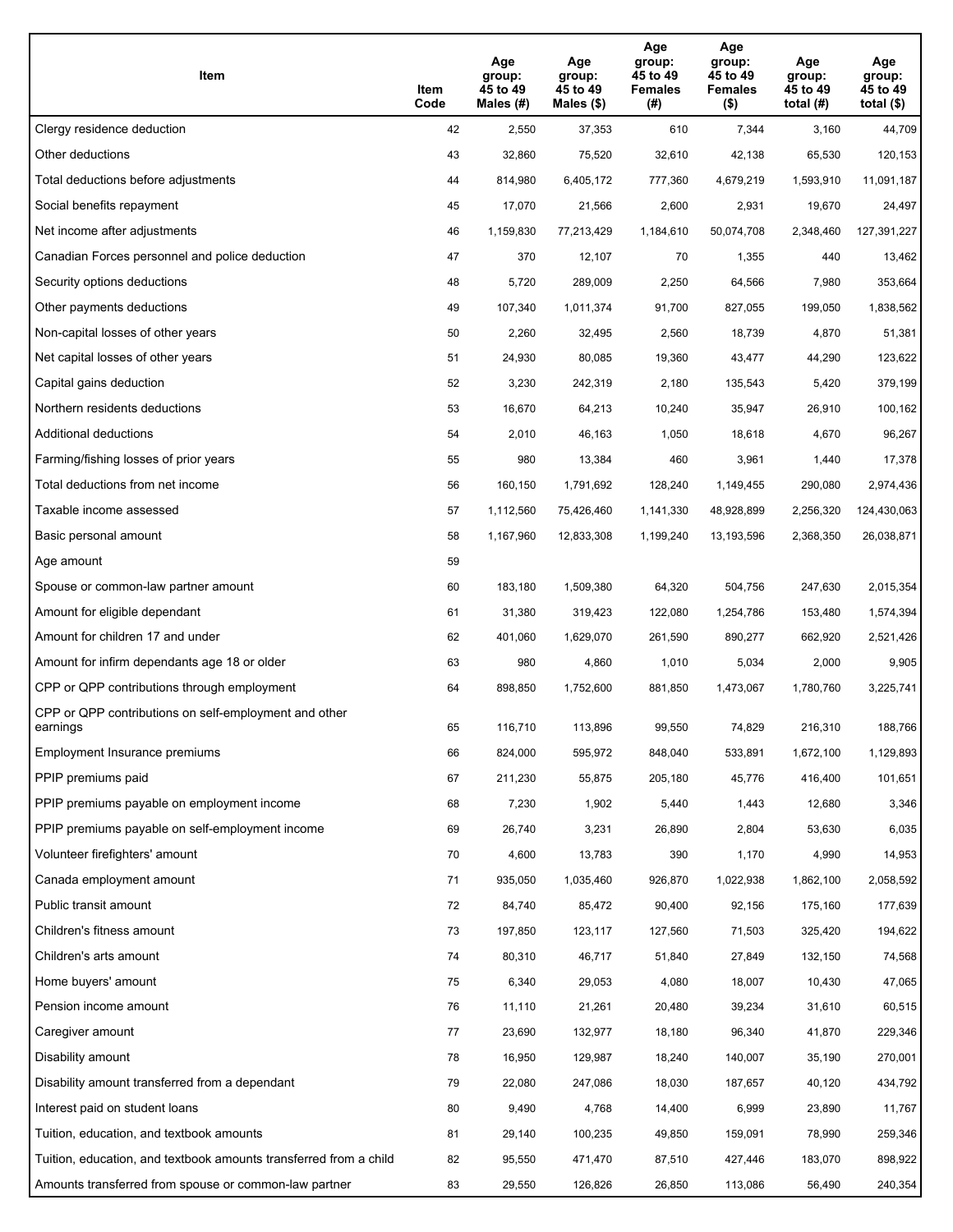| Item | Item Code | Age group: 45 to 49 Males (#) | Age group: 45 to 49 Males ($) | Age group: 45 to 49 Females (#) | Age group: 45 to 49 Females ($) | Age group: 45 to 49 total (#) | Age group: 45 to 49 total ($) |
|---|---|---|---|---|---|---|---|
| Clergy residence deduction | 42 | 2,550 | 37,353 | 610 | 7,344 | 3,160 | 44,709 |
| Other deductions | 43 | 32,860 | 75,520 | 32,610 | 42,138 | 65,530 | 120,153 |
| Total deductions before adjustments | 44 | 814,980 | 6,405,172 | 777,360 | 4,679,219 | 1,593,910 | 11,091,187 |
| Social benefits repayment | 45 | 17,070 | 21,566 | 2,600 | 2,931 | 19,670 | 24,497 |
| Net income after adjustments | 46 | 1,159,830 | 77,213,429 | 1,184,610 | 50,074,708 | 2,348,460 | 127,391,227 |
| Canadian Forces personnel and police deduction | 47 | 370 | 12,107 | 70 | 1,355 | 440 | 13,462 |
| Security options deductions | 48 | 5,720 | 289,009 | 2,250 | 64,566 | 7,980 | 353,664 |
| Other payments deductions | 49 | 107,340 | 1,011,374 | 91,700 | 827,055 | 199,050 | 1,838,562 |
| Non-capital losses of other years | 50 | 2,260 | 32,495 | 2,560 | 18,739 | 4,870 | 51,381 |
| Net capital losses of other years | 51 | 24,930 | 80,085 | 19,360 | 43,477 | 44,290 | 123,622 |
| Capital gains deduction | 52 | 3,230 | 242,319 | 2,180 | 135,543 | 5,420 | 379,199 |
| Northern residents deductions | 53 | 16,670 | 64,213 | 10,240 | 35,947 | 26,910 | 100,162 |
| Additional deductions | 54 | 2,010 | 46,163 | 1,050 | 18,618 | 4,670 | 96,267 |
| Farming/fishing losses of prior years | 55 | 980 | 13,384 | 460 | 3,961 | 1,440 | 17,378 |
| Total deductions from net income | 56 | 160,150 | 1,791,692 | 128,240 | 1,149,455 | 290,080 | 2,974,436 |
| Taxable income assessed | 57 | 1,112,560 | 75,426,460 | 1,141,330 | 48,928,899 | 2,256,320 | 124,430,063 |
| Basic personal amount | 58 | 1,167,960 | 12,833,308 | 1,199,240 | 13,193,596 | 2,368,350 | 26,038,871 |
| Age amount | 59 | | | | | | |
| Spouse or common-law partner amount | 60 | 183,180 | 1,509,380 | 64,320 | 504,756 | 247,630 | 2,015,354 |
| Amount for eligible dependant | 61 | 31,380 | 319,423 | 122,080 | 1,254,786 | 153,480 | 1,574,394 |
| Amount for children 17 and under | 62 | 401,060 | 1,629,070 | 261,590 | 890,277 | 662,920 | 2,521,426 |
| Amount for infirm dependants age 18 or older | 63 | 980 | 4,860 | 1,010 | 5,034 | 2,000 | 9,905 |
| CPP or QPP contributions through employment | 64 | 898,850 | 1,752,600 | 881,850 | 1,473,067 | 1,780,760 | 3,225,741 |
| CPP or QPP contributions on self-employment and other earnings | 65 | 116,710 | 113,896 | 99,550 | 74,829 | 216,310 | 188,766 |
| Employment Insurance premiums | 66 | 824,000 | 595,972 | 848,040 | 533,891 | 1,672,100 | 1,129,893 |
| PPIP premiums paid | 67 | 211,230 | 55,875 | 205,180 | 45,776 | 416,400 | 101,651 |
| PPIP premiums payable on employment income | 68 | 7,230 | 1,902 | 5,440 | 1,443 | 12,680 | 3,346 |
| PPIP premiums payable on self-employment income | 69 | 26,740 | 3,231 | 26,890 | 2,804 | 53,630 | 6,035 |
| Volunteer firefighters' amount | 70 | 4,600 | 13,783 | 390 | 1,170 | 4,990 | 14,953 |
| Canada employment amount | 71 | 935,050 | 1,035,460 | 926,870 | 1,022,938 | 1,862,100 | 2,058,592 |
| Public transit amount | 72 | 84,740 | 85,472 | 90,400 | 92,156 | 175,160 | 177,639 |
| Children's fitness amount | 73 | 197,850 | 123,117 | 127,560 | 71,503 | 325,420 | 194,622 |
| Children's arts amount | 74 | 80,310 | 46,717 | 51,840 | 27,849 | 132,150 | 74,568 |
| Home buyers' amount | 75 | 6,340 | 29,053 | 4,080 | 18,007 | 10,430 | 47,065 |
| Pension income amount | 76 | 11,110 | 21,261 | 20,480 | 39,234 | 31,610 | 60,515 |
| Caregiver amount | 77 | 23,690 | 132,977 | 18,180 | 96,340 | 41,870 | 229,346 |
| Disability amount | 78 | 16,950 | 129,987 | 18,240 | 140,007 | 35,190 | 270,001 |
| Disability amount transferred from a dependant | 79 | 22,080 | 247,086 | 18,030 | 187,657 | 40,120 | 434,792 |
| Interest paid on student loans | 80 | 9,490 | 4,768 | 14,400 | 6,999 | 23,890 | 11,767 |
| Tuition, education, and textbook amounts | 81 | 29,140 | 100,235 | 49,850 | 159,091 | 78,990 | 259,346 |
| Tuition, education, and textbook amounts transferred from a child | 82 | 95,550 | 471,470 | 87,510 | 427,446 | 183,070 | 898,922 |
| Amounts transferred from spouse or common-law partner | 83 | 29,550 | 126,826 | 26,850 | 113,086 | 56,490 | 240,354 |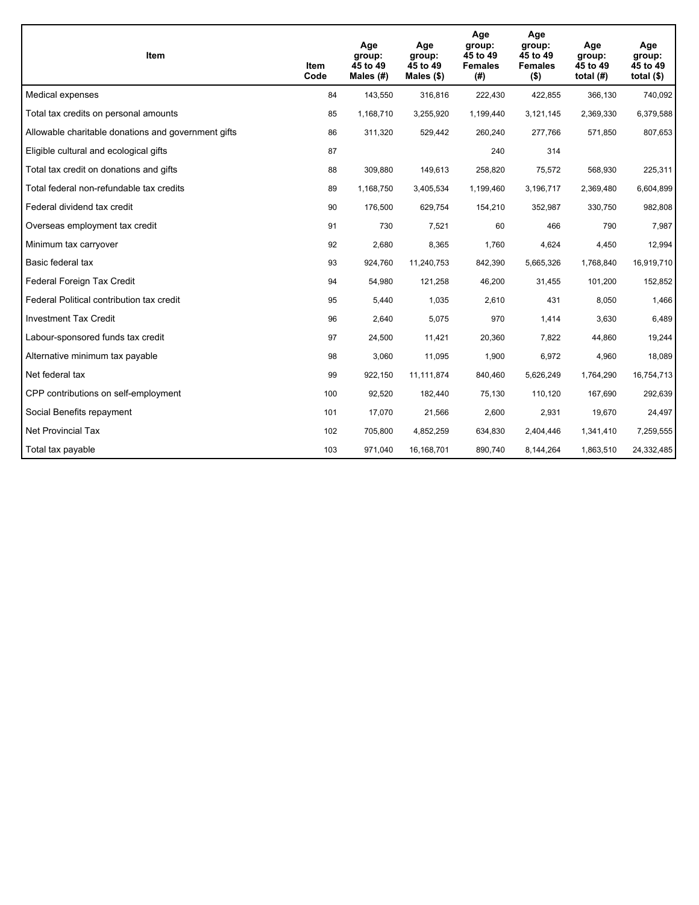| Item | Item Code | Age group: 45 to 49 Males (#) | Age group: 45 to 49 Males ($) | Age group: 45 to 49 Females (#) | Age group: 45 to 49 Females ($) | Age group: 45 to 49 total (#) | Age group: 45 to 49 total ($) |
| --- | --- | --- | --- | --- | --- | --- | --- |
| Medical expenses | 84 | 143,550 | 316,816 | 222,430 | 422,855 | 366,130 | 740,092 |
| Total tax credits on personal amounts | 85 | 1,168,710 | 3,255,920 | 1,199,440 | 3,121,145 | 2,369,330 | 6,379,588 |
| Allowable charitable donations and government gifts | 86 | 311,320 | 529,442 | 260,240 | 277,766 | 571,850 | 807,653 |
| Eligible cultural and ecological gifts | 87 | | | 240 | 314 | | |
| Total tax credit on donations and gifts | 88 | 309,880 | 149,613 | 258,820 | 75,572 | 568,930 | 225,311 |
| Total federal non-refundable tax credits | 89 | 1,168,750 | 3,405,534 | 1,199,460 | 3,196,717 | 2,369,480 | 6,604,899 |
| Federal dividend tax credit | 90 | 176,500 | 629,754 | 154,210 | 352,987 | 330,750 | 982,808 |
| Overseas employment tax credit | 91 | 730 | 7,521 | 60 | 466 | 790 | 7,987 |
| Minimum tax carryover | 92 | 2,680 | 8,365 | 1,760 | 4,624 | 4,450 | 12,994 |
| Basic federal tax | 93 | 924,760 | 11,240,753 | 842,390 | 5,665,326 | 1,768,840 | 16,919,710 |
| Federal Foreign Tax Credit | 94 | 54,980 | 121,258 | 46,200 | 31,455 | 101,200 | 152,852 |
| Federal Political contribution tax credit | 95 | 5,440 | 1,035 | 2,610 | 431 | 8,050 | 1,466 |
| Investment Tax Credit | 96 | 2,640 | 5,075 | 970 | 1,414 | 3,630 | 6,489 |
| Labour-sponsored funds tax credit | 97 | 24,500 | 11,421 | 20,360 | 7,822 | 44,860 | 19,244 |
| Alternative minimum tax payable | 98 | 3,060 | 11,095 | 1,900 | 6,972 | 4,960 | 18,089 |
| Net federal tax | 99 | 922,150 | 11,111,874 | 840,460 | 5,626,249 | 1,764,290 | 16,754,713 |
| CPP contributions on self-employment | 100 | 92,520 | 182,440 | 75,130 | 110,120 | 167,690 | 292,639 |
| Social Benefits repayment | 101 | 17,070 | 21,566 | 2,600 | 2,931 | 19,670 | 24,497 |
| Net Provincial Tax | 102 | 705,800 | 4,852,259 | 634,830 | 2,404,446 | 1,341,410 | 7,259,555 |
| Total tax payable | 103 | 971,040 | 16,168,701 | 890,740 | 8,144,264 | 1,863,510 | 24,332,485 |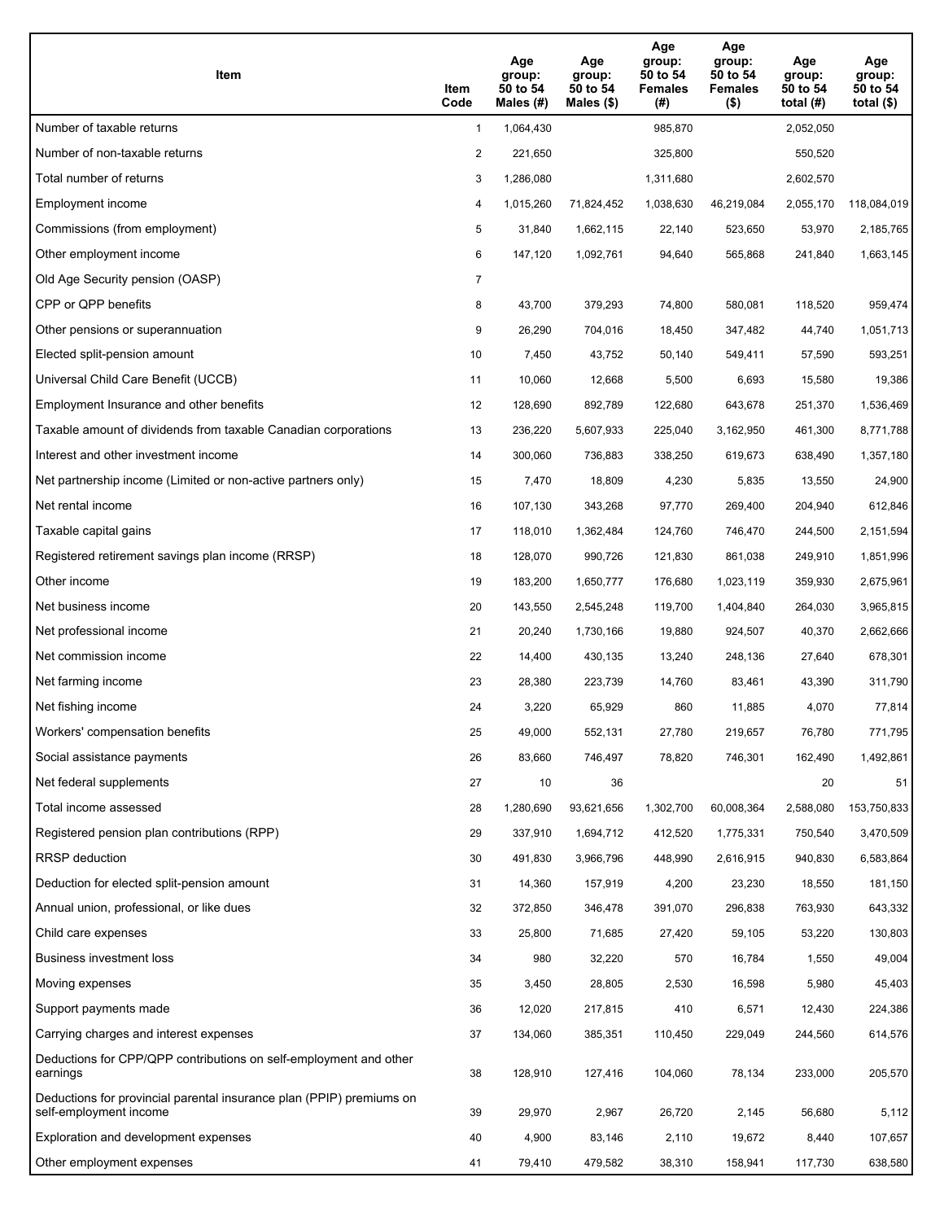| Item | Item Code | Age group: 50 to 54 Males (#) | Age group: 50 to 54 Males ($) | Age group: 50 to 54 Females (#) | Age group: 50 to 54 Females ($) | Age group: 50 to 54 total (#) | Age group: 50 to 54 total ($) |
|---|---|---|---|---|---|---|---|
| Number of taxable returns | 1 | 1,064,430 | | 985,870 | | 2,052,050 | |
| Number of non-taxable returns | 2 | 221,650 | | 325,800 | | 550,520 | |
| Total number of returns | 3 | 1,286,080 | | 1,311,680 | | 2,602,570 | |
| Employment income | 4 | 1,015,260 | 71,824,452 | 1,038,630 | 46,219,084 | 2,055,170 | 118,084,019 |
| Commissions (from employment) | 5 | 31,840 | 1,662,115 | 22,140 | 523,650 | 53,970 | 2,185,765 |
| Other employment income | 6 | 147,120 | 1,092,761 | 94,640 | 565,868 | 241,840 | 1,663,145 |
| Old Age Security pension (OASP) | 7 | | | | | | |
| CPP or QPP benefits | 8 | 43,700 | 379,293 | 74,800 | 580,081 | 118,520 | 959,474 |
| Other pensions or superannuation | 9 | 26,290 | 704,016 | 18,450 | 347,482 | 44,740 | 1,051,713 |
| Elected split-pension amount | 10 | 7,450 | 43,752 | 50,140 | 549,411 | 57,590 | 593,251 |
| Universal Child Care Benefit (UCCB) | 11 | 10,060 | 12,668 | 5,500 | 6,693 | 15,580 | 19,386 |
| Employment Insurance and other benefits | 12 | 128,690 | 892,789 | 122,680 | 643,678 | 251,370 | 1,536,469 |
| Taxable amount of dividends from taxable Canadian corporations | 13 | 236,220 | 5,607,933 | 225,040 | 3,162,950 | 461,300 | 8,771,788 |
| Interest and other investment income | 14 | 300,060 | 736,883 | 338,250 | 619,673 | 638,490 | 1,357,180 |
| Net partnership income (Limited or non-active partners only) | 15 | 7,470 | 18,809 | 4,230 | 5,835 | 13,550 | 24,900 |
| Net rental income | 16 | 107,130 | 343,268 | 97,770 | 269,400 | 204,940 | 612,846 |
| Taxable capital gains | 17 | 118,010 | 1,362,484 | 124,760 | 746,470 | 244,500 | 2,151,594 |
| Registered retirement savings plan income (RRSP) | 18 | 128,070 | 990,726 | 121,830 | 861,038 | 249,910 | 1,851,996 |
| Other income | 19 | 183,200 | 1,650,777 | 176,680 | 1,023,119 | 359,930 | 2,675,961 |
| Net business income | 20 | 143,550 | 2,545,248 | 119,700 | 1,404,840 | 264,030 | 3,965,815 |
| Net professional income | 21 | 20,240 | 1,730,166 | 19,880 | 924,507 | 40,370 | 2,662,666 |
| Net commission income | 22 | 14,400 | 430,135 | 13,240 | 248,136 | 27,640 | 678,301 |
| Net farming income | 23 | 28,380 | 223,739 | 14,760 | 83,461 | 43,390 | 311,790 |
| Net fishing income | 24 | 3,220 | 65,929 | 860 | 11,885 | 4,070 | 77,814 |
| Workers' compensation benefits | 25 | 49,000 | 552,131 | 27,780 | 219,657 | 76,780 | 771,795 |
| Social assistance payments | 26 | 83,660 | 746,497 | 78,820 | 746,301 | 162,490 | 1,492,861 |
| Net federal supplements | 27 | 10 | 36 | | | 20 | 51 |
| Total income assessed | 28 | 1,280,690 | 93,621,656 | 1,302,700 | 60,008,364 | 2,588,080 | 153,750,833 |
| Registered pension plan contributions (RPP) | 29 | 337,910 | 1,694,712 | 412,520 | 1,775,331 | 750,540 | 3,470,509 |
| RRSP deduction | 30 | 491,830 | 3,966,796 | 448,990 | 2,616,915 | 940,830 | 6,583,864 |
| Deduction for elected split-pension amount | 31 | 14,360 | 157,919 | 4,200 | 23,230 | 18,550 | 181,150 |
| Annual union, professional, or like dues | 32 | 372,850 | 346,478 | 391,070 | 296,838 | 763,930 | 643,332 |
| Child care expenses | 33 | 25,800 | 71,685 | 27,420 | 59,105 | 53,220 | 130,803 |
| Business investment loss | 34 | 980 | 32,220 | 570 | 16,784 | 1,550 | 49,004 |
| Moving expenses | 35 | 3,450 | 28,805 | 2,530 | 16,598 | 5,980 | 45,403 |
| Support payments made | 36 | 12,020 | 217,815 | 410 | 6,571 | 12,430 | 224,386 |
| Carrying charges and interest expenses | 37 | 134,060 | 385,351 | 110,450 | 229,049 | 244,560 | 614,576 |
| Deductions for CPP/QPP contributions on self-employment and other earnings | 38 | 128,910 | 127,416 | 104,060 | 78,134 | 233,000 | 205,570 |
| Deductions for provincial parental insurance plan (PPIP) premiums on self-employment income | 39 | 29,970 | 2,967 | 26,720 | 2,145 | 56,680 | 5,112 |
| Exploration and development expenses | 40 | 4,900 | 83,146 | 2,110 | 19,672 | 8,440 | 107,657 |
| Other employment expenses | 41 | 79,410 | 479,582 | 38,310 | 158,941 | 117,730 | 638,580 |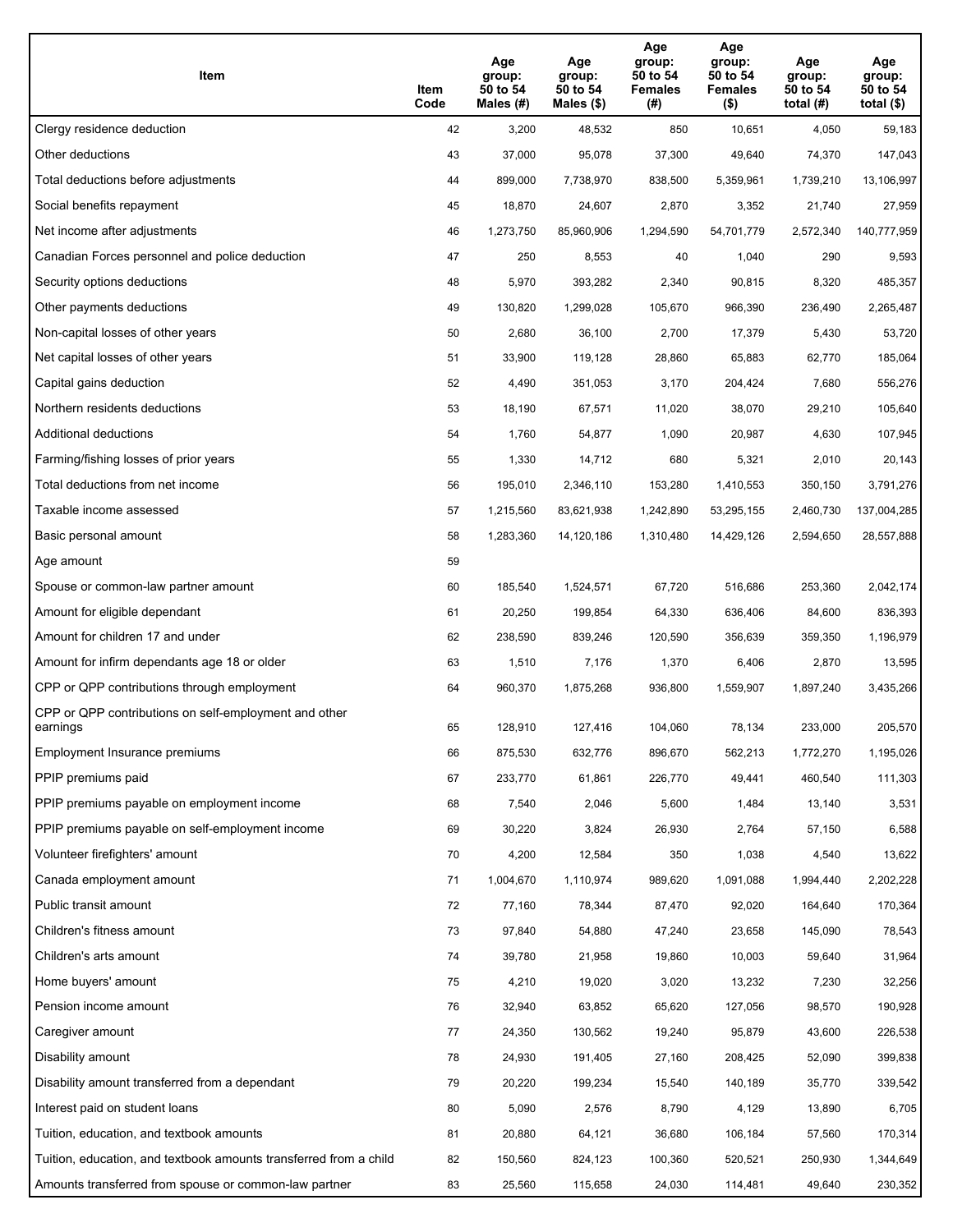| Item | Item Code | Age group: 50 to 54 Males (#) | Age group: 50 to 54 Males ($) | Age group: 50 to 54 Females (#) | Age group: 50 to 54 Females ($) | Age group: 50 to 54 total (#) | Age group: 50 to 54 total ($) |
|---|---|---|---|---|---|---|---|
| Clergy residence deduction | 42 | 3,200 | 48,532 | 850 | 10,651 | 4,050 | 59,183 |
| Other deductions | 43 | 37,000 | 95,078 | 37,300 | 49,640 | 74,370 | 147,043 |
| Total deductions before adjustments | 44 | 899,000 | 7,738,970 | 838,500 | 5,359,961 | 1,739,210 | 13,106,997 |
| Social benefits repayment | 45 | 18,870 | 24,607 | 2,870 | 3,352 | 21,740 | 27,959 |
| Net income after adjustments | 46 | 1,273,750 | 85,960,906 | 1,294,590 | 54,701,779 | 2,572,340 | 140,777,959 |
| Canadian Forces personnel and police deduction | 47 | 250 | 8,553 | 40 | 1,040 | 290 | 9,593 |
| Security options deductions | 48 | 5,970 | 393,282 | 2,340 | 90,815 | 8,320 | 485,357 |
| Other payments deductions | 49 | 130,820 | 1,299,028 | 105,670 | 966,390 | 236,490 | 2,265,487 |
| Non-capital losses of other years | 50 | 2,680 | 36,100 | 2,700 | 17,379 | 5,430 | 53,720 |
| Net capital losses of other years | 51 | 33,900 | 119,128 | 28,860 | 65,883 | 62,770 | 185,064 |
| Capital gains deduction | 52 | 4,490 | 351,053 | 3,170 | 204,424 | 7,680 | 556,276 |
| Northern residents deductions | 53 | 18,190 | 67,571 | 11,020 | 38,070 | 29,210 | 105,640 |
| Additional deductions | 54 | 1,760 | 54,877 | 1,090 | 20,987 | 4,630 | 107,945 |
| Farming/fishing losses of prior years | 55 | 1,330 | 14,712 | 680 | 5,321 | 2,010 | 20,143 |
| Total deductions from net income | 56 | 195,010 | 2,346,110 | 153,280 | 1,410,553 | 350,150 | 3,791,276 |
| Taxable income assessed | 57 | 1,215,560 | 83,621,938 | 1,242,890 | 53,295,155 | 2,460,730 | 137,004,285 |
| Basic personal amount | 58 | 1,283,360 | 14,120,186 | 1,310,480 | 14,429,126 | 2,594,650 | 28,557,888 |
| Age amount | 59 | | | | | | |
| Spouse or common-law partner amount | 60 | 185,540 | 1,524,571 | 67,720 | 516,686 | 253,360 | 2,042,174 |
| Amount for eligible dependant | 61 | 20,250 | 199,854 | 64,330 | 636,406 | 84,600 | 836,393 |
| Amount for children 17 and under | 62 | 238,590 | 839,246 | 120,590 | 356,639 | 359,350 | 1,196,979 |
| Amount for infirm dependants age 18 or older | 63 | 1,510 | 7,176 | 1,370 | 6,406 | 2,870 | 13,595 |
| CPP or QPP contributions through employment | 64 | 960,370 | 1,875,268 | 936,800 | 1,559,907 | 1,897,240 | 3,435,266 |
| CPP or QPP contributions on self-employment and other earnings | 65 | 128,910 | 127,416 | 104,060 | 78,134 | 233,000 | 205,570 |
| Employment Insurance premiums | 66 | 875,530 | 632,776 | 896,670 | 562,213 | 1,772,270 | 1,195,026 |
| PPIP premiums paid | 67 | 233,770 | 61,861 | 226,770 | 49,441 | 460,540 | 111,303 |
| PPIP premiums payable on employment income | 68 | 7,540 | 2,046 | 5,600 | 1,484 | 13,140 | 3,531 |
| PPIP premiums payable on self-employment income | 69 | 30,220 | 3,824 | 26,930 | 2,764 | 57,150 | 6,588 |
| Volunteer firefighters' amount | 70 | 4,200 | 12,584 | 350 | 1,038 | 4,540 | 13,622 |
| Canada employment amount | 71 | 1,004,670 | 1,110,974 | 989,620 | 1,091,088 | 1,994,440 | 2,202,228 |
| Public transit amount | 72 | 77,160 | 78,344 | 87,470 | 92,020 | 164,640 | 170,364 |
| Children's fitness amount | 73 | 97,840 | 54,880 | 47,240 | 23,658 | 145,090 | 78,543 |
| Children's arts amount | 74 | 39,780 | 21,958 | 19,860 | 10,003 | 59,640 | 31,964 |
| Home buyers' amount | 75 | 4,210 | 19,020 | 3,020 | 13,232 | 7,230 | 32,256 |
| Pension income amount | 76 | 32,940 | 63,852 | 65,620 | 127,056 | 98,570 | 190,928 |
| Caregiver amount | 77 | 24,350 | 130,562 | 19,240 | 95,879 | 43,600 | 226,538 |
| Disability amount | 78 | 24,930 | 191,405 | 27,160 | 208,425 | 52,090 | 399,838 |
| Disability amount transferred from a dependant | 79 | 20,220 | 199,234 | 15,540 | 140,189 | 35,770 | 339,542 |
| Interest paid on student loans | 80 | 5,090 | 2,576 | 8,790 | 4,129 | 13,890 | 6,705 |
| Tuition, education, and textbook amounts | 81 | 20,880 | 64,121 | 36,680 | 106,184 | 57,560 | 170,314 |
| Tuition, education, and textbook amounts transferred from a child | 82 | 150,560 | 824,123 | 100,360 | 520,521 | 250,930 | 1,344,649 |
| Amounts transferred from spouse or common-law partner | 83 | 25,560 | 115,658 | 24,030 | 114,481 | 49,640 | 230,352 |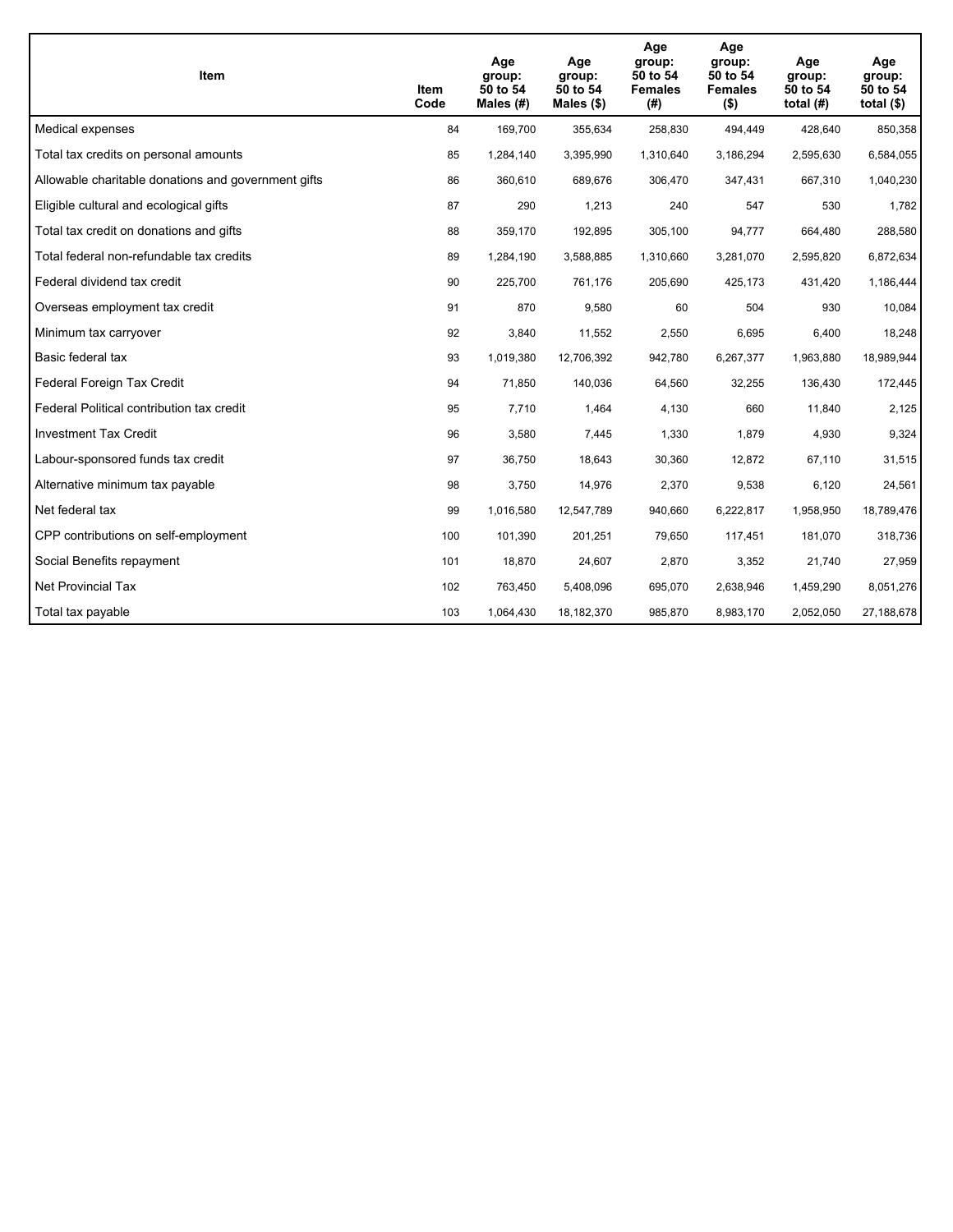| Item | Item Code | Age group: 50 to 54 Males (#) | Age group: 50 to 54 Males ($) | Age group: 50 to 54 Females (#) | Age group: 50 to 54 Females ($) | Age group: 50 to 54 total (#) | Age group: 50 to 54 total ($) |
|---|---|---|---|---|---|---|---|
| Medical expenses | 84 | 169,700 | 355,634 | 258,830 | 494,449 | 428,640 | 850,358 |
| Total tax credits on personal amounts | 85 | 1,284,140 | 3,395,990 | 1,310,640 | 3,186,294 | 2,595,630 | 6,584,055 |
| Allowable charitable donations and government gifts | 86 | 360,610 | 689,676 | 306,470 | 347,431 | 667,310 | 1,040,230 |
| Eligible cultural and ecological gifts | 87 | 290 | 1,213 | 240 | 547 | 530 | 1,782 |
| Total tax credit on donations and gifts | 88 | 359,170 | 192,895 | 305,100 | 94,777 | 664,480 | 288,580 |
| Total federal non-refundable tax credits | 89 | 1,284,190 | 3,588,885 | 1,310,660 | 3,281,070 | 2,595,820 | 6,872,634 |
| Federal dividend tax credit | 90 | 225,700 | 761,176 | 205,690 | 425,173 | 431,420 | 1,186,444 |
| Overseas employment tax credit | 91 | 870 | 9,580 | 60 | 504 | 930 | 10,084 |
| Minimum tax carryover | 92 | 3,840 | 11,552 | 2,550 | 6,695 | 6,400 | 18,248 |
| Basic federal tax | 93 | 1,019,380 | 12,706,392 | 942,780 | 6,267,377 | 1,963,880 | 18,989,944 |
| Federal Foreign Tax Credit | 94 | 71,850 | 140,036 | 64,560 | 32,255 | 136,430 | 172,445 |
| Federal Political contribution tax credit | 95 | 7,710 | 1,464 | 4,130 | 660 | 11,840 | 2,125 |
| Investment Tax Credit | 96 | 3,580 | 7,445 | 1,330 | 1,879 | 4,930 | 9,324 |
| Labour-sponsored funds tax credit | 97 | 36,750 | 18,643 | 30,360 | 12,872 | 67,110 | 31,515 |
| Alternative minimum tax payable | 98 | 3,750 | 14,976 | 2,370 | 9,538 | 6,120 | 24,561 |
| Net federal tax | 99 | 1,016,580 | 12,547,789 | 940,660 | 6,222,817 | 1,958,950 | 18,789,476 |
| CPP contributions on self-employment | 100 | 101,390 | 201,251 | 79,650 | 117,451 | 181,070 | 318,736 |
| Social Benefits repayment | 101 | 18,870 | 24,607 | 2,870 | 3,352 | 21,740 | 27,959 |
| Net Provincial Tax | 102 | 763,450 | 5,408,096 | 695,070 | 2,638,946 | 1,459,290 | 8,051,276 |
| Total tax payable | 103 | 1,064,430 | 18,182,370 | 985,870 | 8,983,170 | 2,052,050 | 27,188,678 |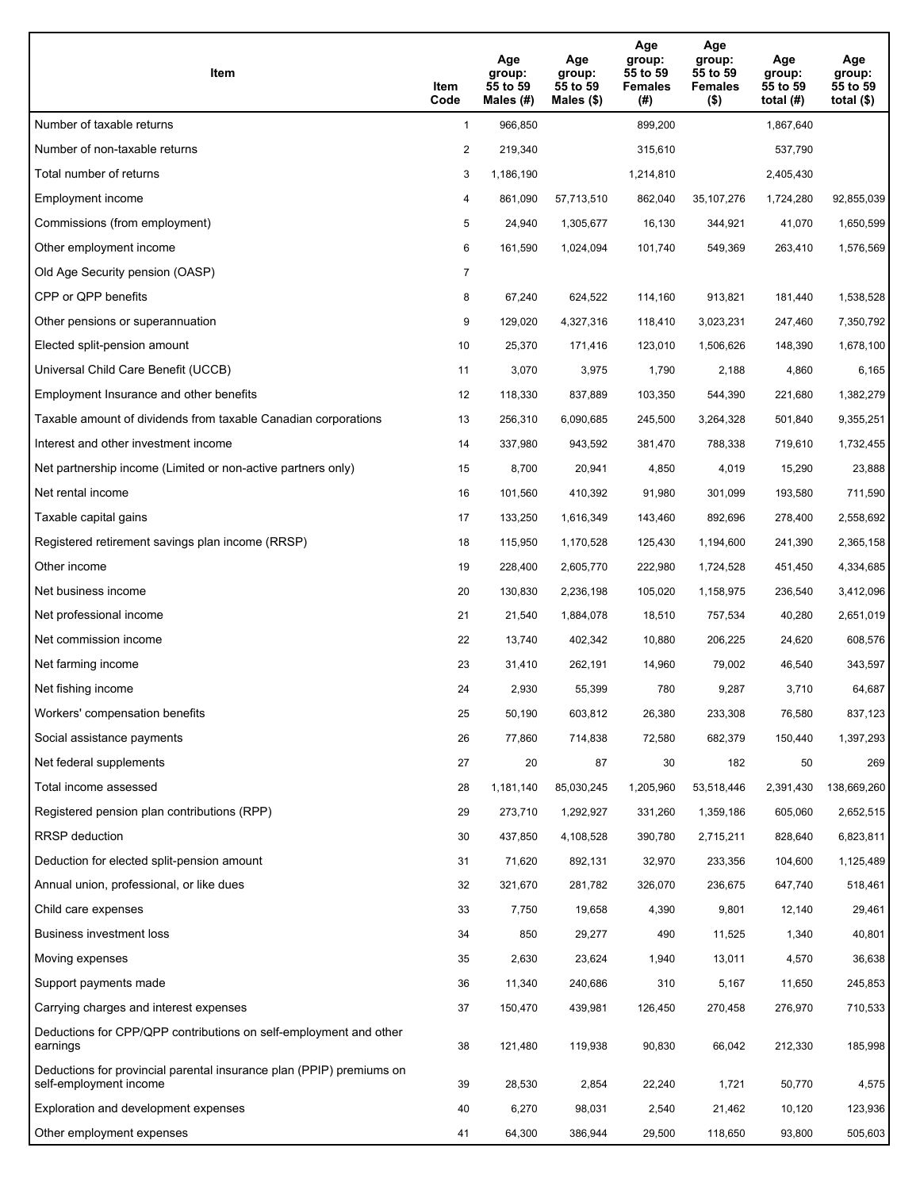| Item | Item Code | Age group: 55 to 59 Males (#) | Age group: 55 to 59 Males ($) | Age group: 55 to 59 Females (#) | Age group: 55 to 59 Females ($) | Age group: 55 to 59 total (#) | Age group: 55 to 59 total ($) |
|---|---|---|---|---|---|---|---|
| Number of taxable returns | 1 | 966,850 | | 899,200 | | 1,867,640 | |
| Number of non-taxable returns | 2 | 219,340 | | 315,610 | | 537,790 | |
| Total number of returns | 3 | 1,186,190 | | 1,214,810 | | 2,405,430 | |
| Employment income | 4 | 861,090 | 57,713,510 | 862,040 | 35,107,276 | 1,724,280 | 92,855,039 |
| Commissions (from employment) | 5 | 24,940 | 1,305,677 | 16,130 | 344,921 | 41,070 | 1,650,599 |
| Other employment income | 6 | 161,590 | 1,024,094 | 101,740 | 549,369 | 263,410 | 1,576,569 |
| Old Age Security pension (OASP) | 7 | | | | | | |
| CPP or QPP benefits | 8 | 67,240 | 624,522 | 114,160 | 913,821 | 181,440 | 1,538,528 |
| Other pensions or superannuation | 9 | 129,020 | 4,327,316 | 118,410 | 3,023,231 | 247,460 | 7,350,792 |
| Elected split-pension amount | 10 | 25,370 | 171,416 | 123,010 | 1,506,626 | 148,390 | 1,678,100 |
| Universal Child Care Benefit (UCCB) | 11 | 3,070 | 3,975 | 1,790 | 2,188 | 4,860 | 6,165 |
| Employment Insurance and other benefits | 12 | 118,330 | 837,889 | 103,350 | 544,390 | 221,680 | 1,382,279 |
| Taxable amount of dividends from taxable Canadian corporations | 13 | 256,310 | 6,090,685 | 245,500 | 3,264,328 | 501,840 | 9,355,251 |
| Interest and other investment income | 14 | 337,980 | 943,592 | 381,470 | 788,338 | 719,610 | 1,732,455 |
| Net partnership income (Limited or non-active partners only) | 15 | 8,700 | 20,941 | 4,850 | 4,019 | 15,290 | 23,888 |
| Net rental income | 16 | 101,560 | 410,392 | 91,980 | 301,099 | 193,580 | 711,590 |
| Taxable capital gains | 17 | 133,250 | 1,616,349 | 143,460 | 892,696 | 278,400 | 2,558,692 |
| Registered retirement savings plan income (RRSP) | 18 | 115,950 | 1,170,528 | 125,430 | 1,194,600 | 241,390 | 2,365,158 |
| Other income | 19 | 228,400 | 2,605,770 | 222,980 | 1,724,528 | 451,450 | 4,334,685 |
| Net business income | 20 | 130,830 | 2,236,198 | 105,020 | 1,158,975 | 236,540 | 3,412,096 |
| Net professional income | 21 | 21,540 | 1,884,078 | 18,510 | 757,534 | 40,280 | 2,651,019 |
| Net commission income | 22 | 13,740 | 402,342 | 10,880 | 206,225 | 24,620 | 608,576 |
| Net farming income | 23 | 31,410 | 262,191 | 14,960 | 79,002 | 46,540 | 343,597 |
| Net fishing income | 24 | 2,930 | 55,399 | 780 | 9,287 | 3,710 | 64,687 |
| Workers' compensation benefits | 25 | 50,190 | 603,812 | 26,380 | 233,308 | 76,580 | 837,123 |
| Social assistance payments | 26 | 77,860 | 714,838 | 72,580 | 682,379 | 150,440 | 1,397,293 |
| Net federal supplements | 27 | 20 | 87 | 30 | 182 | 50 | 269 |
| Total income assessed | 28 | 1,181,140 | 85,030,245 | 1,205,960 | 53,518,446 | 2,391,430 | 138,669,260 |
| Registered pension plan contributions (RPP) | 29 | 273,710 | 1,292,927 | 331,260 | 1,359,186 | 605,060 | 2,652,515 |
| RRSP deduction | 30 | 437,850 | 4,108,528 | 390,780 | 2,715,211 | 828,640 | 6,823,811 |
| Deduction for elected split-pension amount | 31 | 71,620 | 892,131 | 32,970 | 233,356 | 104,600 | 1,125,489 |
| Annual union, professional, or like dues | 32 | 321,670 | 281,782 | 326,070 | 236,675 | 647,740 | 518,461 |
| Child care expenses | 33 | 7,750 | 19,658 | 4,390 | 9,801 | 12,140 | 29,461 |
| Business investment loss | 34 | 850 | 29,277 | 490 | 11,525 | 1,340 | 40,801 |
| Moving expenses | 35 | 2,630 | 23,624 | 1,940 | 13,011 | 4,570 | 36,638 |
| Support payments made | 36 | 11,340 | 240,686 | 310 | 5,167 | 11,650 | 245,853 |
| Carrying charges and interest expenses | 37 | 150,470 | 439,981 | 126,450 | 270,458 | 276,970 | 710,533 |
| Deductions for CPP/QPP contributions on self-employment and other earnings | 38 | 121,480 | 119,938 | 90,830 | 66,042 | 212,330 | 185,998 |
| Deductions for provincial parental insurance plan (PPIP) premiums on self-employment income | 39 | 28,530 | 2,854 | 22,240 | 1,721 | 50,770 | 4,575 |
| Exploration and development expenses | 40 | 6,270 | 98,031 | 2,540 | 21,462 | 10,120 | 123,936 |
| Other employment expenses | 41 | 64,300 | 386,944 | 29,500 | 118,650 | 93,800 | 505,603 |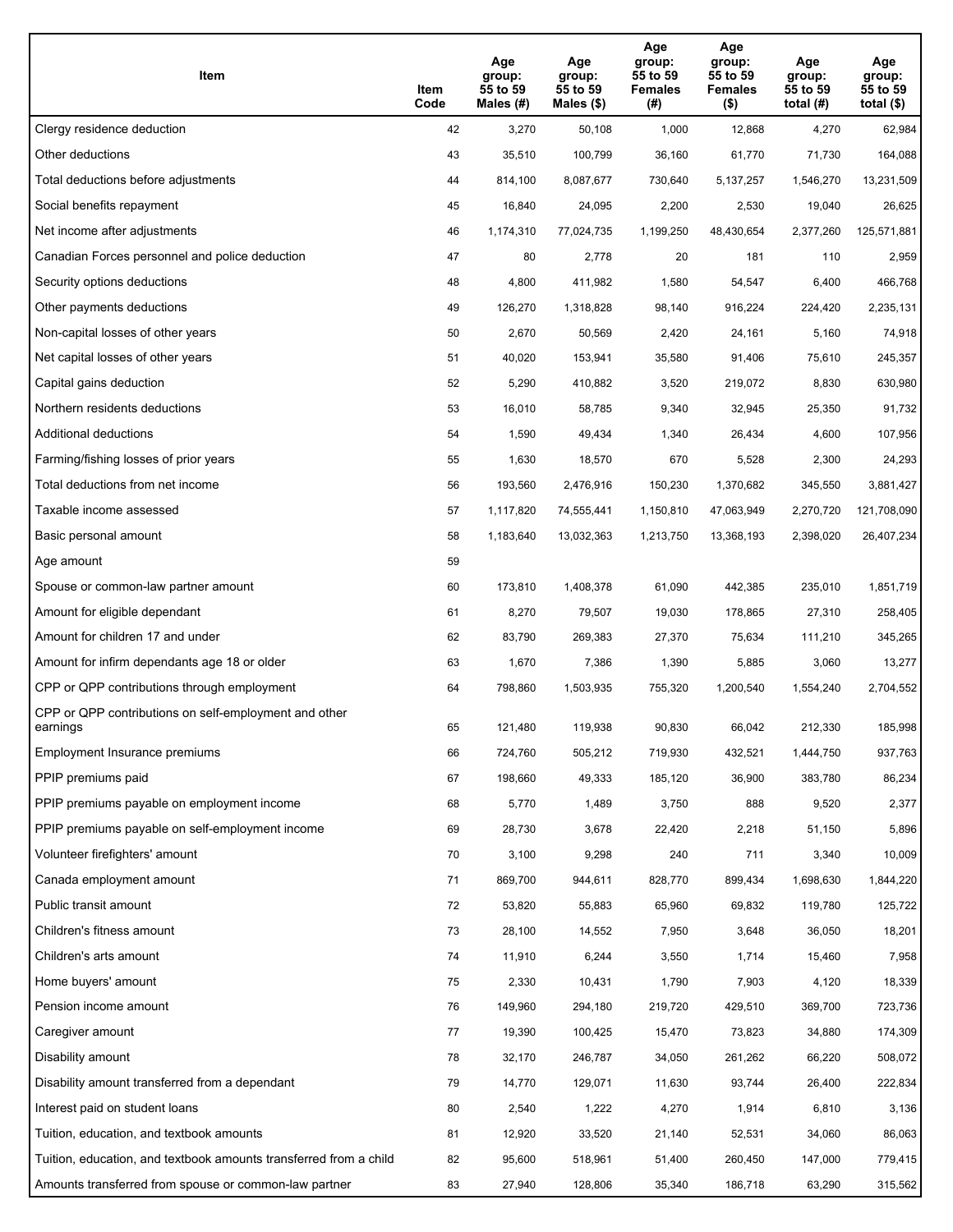| Item | Item Code | Age group: 55 to 59 Males (#) | Age group: 55 to 59 Males ($) | Age group: 55 to 59 Females (#) | Age group: 55 to 59 Females ($) | Age group: 55 to 59 total (#) | Age group: 55 to 59 total ($) |
|---|---|---|---|---|---|---|---|
| Clergy residence deduction | 42 | 3,270 | 50,108 | 1,000 | 12,868 | 4,270 | 62,984 |
| Other deductions | 43 | 35,510 | 100,799 | 36,160 | 61,770 | 71,730 | 164,088 |
| Total deductions before adjustments | 44 | 814,100 | 8,087,677 | 730,640 | 5,137,257 | 1,546,270 | 13,231,509 |
| Social benefits repayment | 45 | 16,840 | 24,095 | 2,200 | 2,530 | 19,040 | 26,625 |
| Net income after adjustments | 46 | 1,174,310 | 77,024,735 | 1,199,250 | 48,430,654 | 2,377,260 | 125,571,881 |
| Canadian Forces personnel and police deduction | 47 | 80 | 2,778 | 20 | 181 | 110 | 2,959 |
| Security options deductions | 48 | 4,800 | 411,982 | 1,580 | 54,547 | 6,400 | 466,768 |
| Other payments deductions | 49 | 126,270 | 1,318,828 | 98,140 | 916,224 | 224,420 | 2,235,131 |
| Non-capital losses of other years | 50 | 2,670 | 50,569 | 2,420 | 24,161 | 5,160 | 74,918 |
| Net capital losses of other years | 51 | 40,020 | 153,941 | 35,580 | 91,406 | 75,610 | 245,357 |
| Capital gains deduction | 52 | 5,290 | 410,882 | 3,520 | 219,072 | 8,830 | 630,980 |
| Northern residents deductions | 53 | 16,010 | 58,785 | 9,340 | 32,945 | 25,350 | 91,732 |
| Additional deductions | 54 | 1,590 | 49,434 | 1,340 | 26,434 | 4,600 | 107,956 |
| Farming/fishing losses of prior years | 55 | 1,630 | 18,570 | 670 | 5,528 | 2,300 | 24,293 |
| Total deductions from net income | 56 | 193,560 | 2,476,916 | 150,230 | 1,370,682 | 345,550 | 3,881,427 |
| Taxable income assessed | 57 | 1,117,820 | 74,555,441 | 1,150,810 | 47,063,949 | 2,270,720 | 121,708,090 |
| Basic personal amount | 58 | 1,183,640 | 13,032,363 | 1,213,750 | 13,368,193 | 2,398,020 | 26,407,234 |
| Age amount | 59 | | | | | | |
| Spouse or common-law partner amount | 60 | 173,810 | 1,408,378 | 61,090 | 442,385 | 235,010 | 1,851,719 |
| Amount for eligible dependant | 61 | 8,270 | 79,507 | 19,030 | 178,865 | 27,310 | 258,405 |
| Amount for children 17 and under | 62 | 83,790 | 269,383 | 27,370 | 75,634 | 111,210 | 345,265 |
| Amount for infirm dependants age 18 or older | 63 | 1,670 | 7,386 | 1,390 | 5,885 | 3,060 | 13,277 |
| CPP or QPP contributions through employment | 64 | 798,860 | 1,503,935 | 755,320 | 1,200,540 | 1,554,240 | 2,704,552 |
| CPP or QPP contributions on self-employment and other earnings | 65 | 121,480 | 119,938 | 90,830 | 66,042 | 212,330 | 185,998 |
| Employment Insurance premiums | 66 | 724,760 | 505,212 | 719,930 | 432,521 | 1,444,750 | 937,763 |
| PPIP premiums paid | 67 | 198,660 | 49,333 | 185,120 | 36,900 | 383,780 | 86,234 |
| PPIP premiums payable on employment income | 68 | 5,770 | 1,489 | 3,750 | 888 | 9,520 | 2,377 |
| PPIP premiums payable on self-employment income | 69 | 28,730 | 3,678 | 22,420 | 2,218 | 51,150 | 5,896 |
| Volunteer firefighters' amount | 70 | 3,100 | 9,298 | 240 | 711 | 3,340 | 10,009 |
| Canada employment amount | 71 | 869,700 | 944,611 | 828,770 | 899,434 | 1,698,630 | 1,844,220 |
| Public transit amount | 72 | 53,820 | 55,883 | 65,960 | 69,832 | 119,780 | 125,722 |
| Children's fitness amount | 73 | 28,100 | 14,552 | 7,950 | 3,648 | 36,050 | 18,201 |
| Children's arts amount | 74 | 11,910 | 6,244 | 3,550 | 1,714 | 15,460 | 7,958 |
| Home buyers' amount | 75 | 2,330 | 10,431 | 1,790 | 7,903 | 4,120 | 18,339 |
| Pension income amount | 76 | 149,960 | 294,180 | 219,720 | 429,510 | 369,700 | 723,736 |
| Caregiver amount | 77 | 19,390 | 100,425 | 15,470 | 73,823 | 34,880 | 174,309 |
| Disability amount | 78 | 32,170 | 246,787 | 34,050 | 261,262 | 66,220 | 508,072 |
| Disability amount transferred from a dependant | 79 | 14,770 | 129,071 | 11,630 | 93,744 | 26,400 | 222,834 |
| Interest paid on student loans | 80 | 2,540 | 1,222 | 4,270 | 1,914 | 6,810 | 3,136 |
| Tuition, education, and textbook amounts | 81 | 12,920 | 33,520 | 21,140 | 52,531 | 34,060 | 86,063 |
| Tuition, education, and textbook amounts transferred from a child | 82 | 95,600 | 518,961 | 51,400 | 260,450 | 147,000 | 779,415 |
| Amounts transferred from spouse or common-law partner | 83 | 27,940 | 128,806 | 35,340 | 186,718 | 63,290 | 315,562 |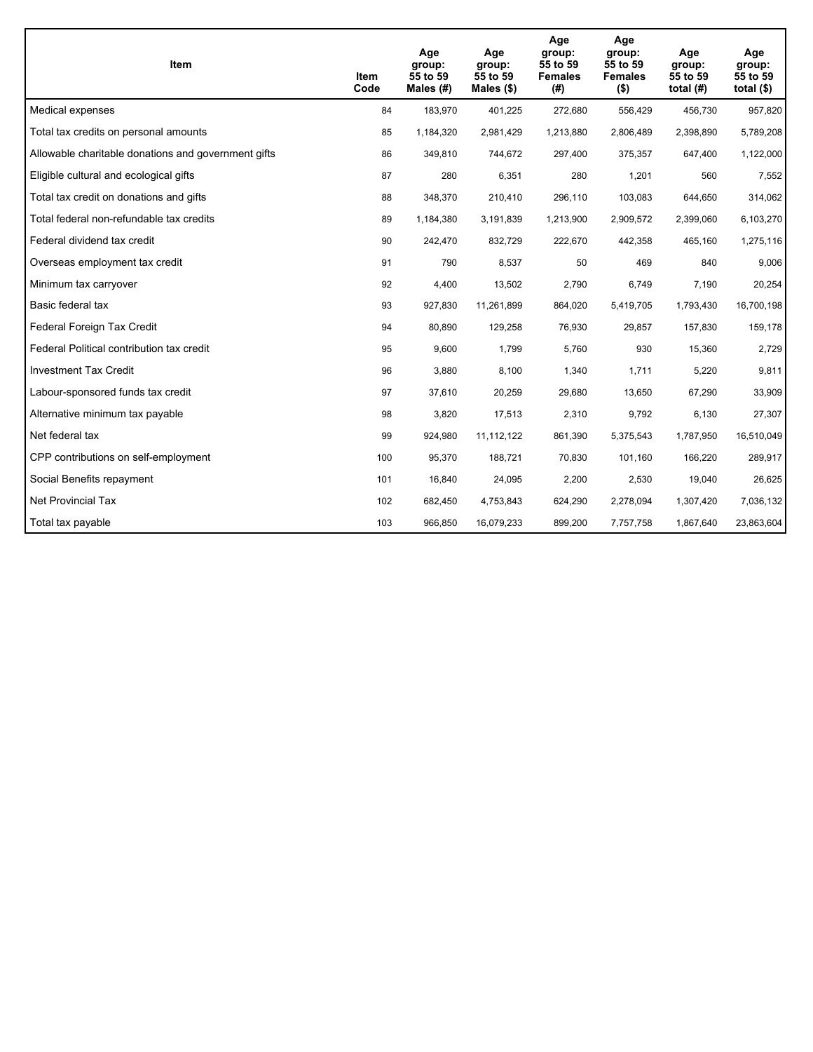| Item | Item Code | Age group: 55 to 59 Males (#) | Age group: 55 to 59 Males ($) | Age group: 55 to 59 Females (#) | Age group: 55 to 59 Females ($) | Age group: 55 to 59 total (#) | Age group: 55 to 59 total ($) |
|---|---|---|---|---|---|---|---|
| Medical expenses | 84 | 183,970 | 401,225 | 272,680 | 556,429 | 456,730 | 957,820 |
| Total tax credits on personal amounts | 85 | 1,184,320 | 2,981,429 | 1,213,880 | 2,806,489 | 2,398,890 | 5,789,208 |
| Allowable charitable donations and government gifts | 86 | 349,810 | 744,672 | 297,400 | 375,357 | 647,400 | 1,122,000 |
| Eligible cultural and ecological gifts | 87 | 280 | 6,351 | 280 | 1,201 | 560 | 7,552 |
| Total tax credit on donations and gifts | 88 | 348,370 | 210,410 | 296,110 | 103,083 | 644,650 | 314,062 |
| Total federal non-refundable tax credits | 89 | 1,184,380 | 3,191,839 | 1,213,900 | 2,909,572 | 2,399,060 | 6,103,270 |
| Federal dividend tax credit | 90 | 242,470 | 832,729 | 222,670 | 442,358 | 465,160 | 1,275,116 |
| Overseas employment tax credit | 91 | 790 | 8,537 | 50 | 469 | 840 | 9,006 |
| Minimum tax carryover | 92 | 4,400 | 13,502 | 2,790 | 6,749 | 7,190 | 20,254 |
| Basic federal tax | 93 | 927,830 | 11,261,899 | 864,020 | 5,419,705 | 1,793,430 | 16,700,198 |
| Federal Foreign Tax Credit | 94 | 80,890 | 129,258 | 76,930 | 29,857 | 157,830 | 159,178 |
| Federal Political contribution tax credit | 95 | 9,600 | 1,799 | 5,760 | 930 | 15,360 | 2,729 |
| Investment Tax Credit | 96 | 3,880 | 8,100 | 1,340 | 1,711 | 5,220 | 9,811 |
| Labour-sponsored funds tax credit | 97 | 37,610 | 20,259 | 29,680 | 13,650 | 67,290 | 33,909 |
| Alternative minimum tax payable | 98 | 3,820 | 17,513 | 2,310 | 9,792 | 6,130 | 27,307 |
| Net federal tax | 99 | 924,980 | 11,112,122 | 861,390 | 5,375,543 | 1,787,950 | 16,510,049 |
| CPP contributions on self-employment | 100 | 95,370 | 188,721 | 70,830 | 101,160 | 166,220 | 289,917 |
| Social Benefits repayment | 101 | 16,840 | 24,095 | 2,200 | 2,530 | 19,040 | 26,625 |
| Net Provincial Tax | 102 | 682,450 | 4,753,843 | 624,290 | 2,278,094 | 1,307,420 | 7,036,132 |
| Total tax payable | 103 | 966,850 | 16,079,233 | 899,200 | 7,757,758 | 1,867,640 | 23,863,604 |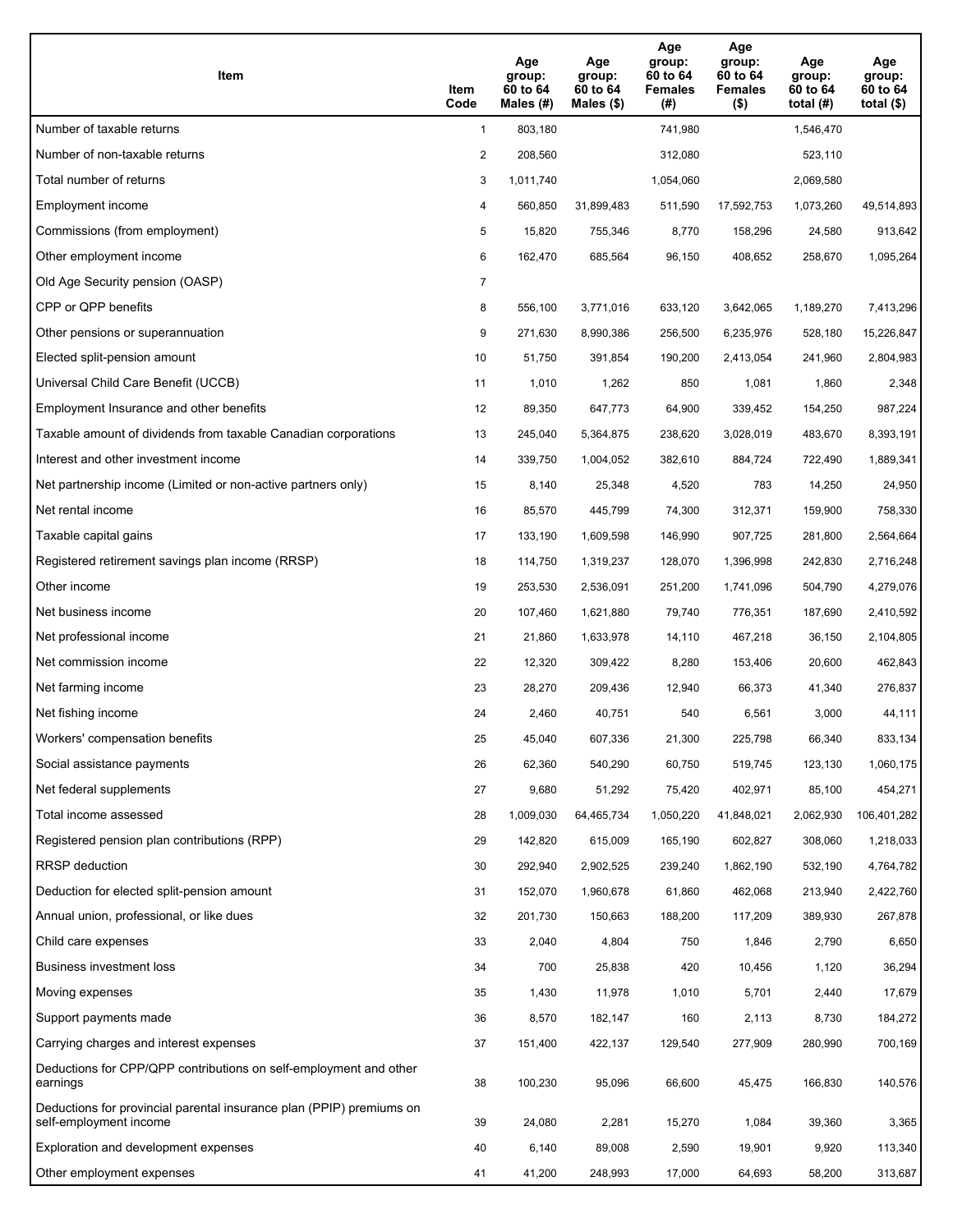| Item | Item Code | Age group: 60 to 64 Males (#) | Age group: 60 to 64 Males ($) | Age group: 60 to 64 Females (#) | Age group: 60 to 64 Females ($) | Age group: 60 to 64 total (#) | Age group: 60 to 64 total ($) |
|---|---|---|---|---|---|---|---|
| Number of taxable returns | 1 | 803,180 | | 741,980 | | 1,546,470 | |
| Number of non-taxable returns | 2 | 208,560 | | 312,080 | | 523,110 | |
| Total number of returns | 3 | 1,011,740 | | 1,054,060 | | 2,069,580 | |
| Employment income | 4 | 560,850 | 31,899,483 | 511,590 | 17,592,753 | 1,073,260 | 49,514,893 |
| Commissions (from employment) | 5 | 15,820 | 755,346 | 8,770 | 158,296 | 24,580 | 913,642 |
| Other employment income | 6 | 162,470 | 685,564 | 96,150 | 408,652 | 258,670 | 1,095,264 |
| Old Age Security pension (OASP) | 7 | | | | | | |
| CPP or QPP benefits | 8 | 556,100 | 3,771,016 | 633,120 | 3,642,065 | 1,189,270 | 7,413,296 |
| Other pensions or superannuation | 9 | 271,630 | 8,990,386 | 256,500 | 6,235,976 | 528,180 | 15,226,847 |
| Elected split-pension amount | 10 | 51,750 | 391,854 | 190,200 | 2,413,054 | 241,960 | 2,804,983 |
| Universal Child Care Benefit (UCCB) | 11 | 1,010 | 1,262 | 850 | 1,081 | 1,860 | 2,348 |
| Employment Insurance and other benefits | 12 | 89,350 | 647,773 | 64,900 | 339,452 | 154,250 | 987,224 |
| Taxable amount of dividends from taxable Canadian corporations | 13 | 245,040 | 5,364,875 | 238,620 | 3,028,019 | 483,670 | 8,393,191 |
| Interest and other investment income | 14 | 339,750 | 1,004,052 | 382,610 | 884,724 | 722,490 | 1,889,341 |
| Net partnership income (Limited or non-active partners only) | 15 | 8,140 | 25,348 | 4,520 | 783 | 14,250 | 24,950 |
| Net rental income | 16 | 85,570 | 445,799 | 74,300 | 312,371 | 159,900 | 758,330 |
| Taxable capital gains | 17 | 133,190 | 1,609,598 | 146,990 | 907,725 | 281,800 | 2,564,664 |
| Registered retirement savings plan income (RRSP) | 18 | 114,750 | 1,319,237 | 128,070 | 1,396,998 | 242,830 | 2,716,248 |
| Other income | 19 | 253,530 | 2,536,091 | 251,200 | 1,741,096 | 504,790 | 4,279,076 |
| Net business income | 20 | 107,460 | 1,621,880 | 79,740 | 776,351 | 187,690 | 2,410,592 |
| Net professional income | 21 | 21,860 | 1,633,978 | 14,110 | 467,218 | 36,150 | 2,104,805 |
| Net commission income | 22 | 12,320 | 309,422 | 8,280 | 153,406 | 20,600 | 462,843 |
| Net farming income | 23 | 28,270 | 209,436 | 12,940 | 66,373 | 41,340 | 276,837 |
| Net fishing income | 24 | 2,460 | 40,751 | 540 | 6,561 | 3,000 | 44,111 |
| Workers' compensation benefits | 25 | 45,040 | 607,336 | 21,300 | 225,798 | 66,340 | 833,134 |
| Social assistance payments | 26 | 62,360 | 540,290 | 60,750 | 519,745 | 123,130 | 1,060,175 |
| Net federal supplements | 27 | 9,680 | 51,292 | 75,420 | 402,971 | 85,100 | 454,271 |
| Total income assessed | 28 | 1,009,030 | 64,465,734 | 1,050,220 | 41,848,021 | 2,062,930 | 106,401,282 |
| Registered pension plan contributions (RPP) | 29 | 142,820 | 615,009 | 165,190 | 602,827 | 308,060 | 1,218,033 |
| RRSP deduction | 30 | 292,940 | 2,902,525 | 239,240 | 1,862,190 | 532,190 | 4,764,782 |
| Deduction for elected split-pension amount | 31 | 152,070 | 1,960,678 | 61,860 | 462,068 | 213,940 | 2,422,760 |
| Annual union, professional, or like dues | 32 | 201,730 | 150,663 | 188,200 | 117,209 | 389,930 | 267,878 |
| Child care expenses | 33 | 2,040 | 4,804 | 750 | 1,846 | 2,790 | 6,650 |
| Business investment loss | 34 | 700 | 25,838 | 420 | 10,456 | 1,120 | 36,294 |
| Moving expenses | 35 | 1,430 | 11,978 | 1,010 | 5,701 | 2,440 | 17,679 |
| Support payments made | 36 | 8,570 | 182,147 | 160 | 2,113 | 8,730 | 184,272 |
| Carrying charges and interest expenses | 37 | 151,400 | 422,137 | 129,540 | 277,909 | 280,990 | 700,169 |
| Deductions for CPP/QPP contributions on self-employment and other earnings | 38 | 100,230 | 95,096 | 66,600 | 45,475 | 166,830 | 140,576 |
| Deductions for provincial parental insurance plan (PPIP) premiums on self-employment income | 39 | 24,080 | 2,281 | 15,270 | 1,084 | 39,360 | 3,365 |
| Exploration and development expenses | 40 | 6,140 | 89,008 | 2,590 | 19,901 | 9,920 | 113,340 |
| Other employment expenses | 41 | 41,200 | 248,993 | 17,000 | 64,693 | 58,200 | 313,687 |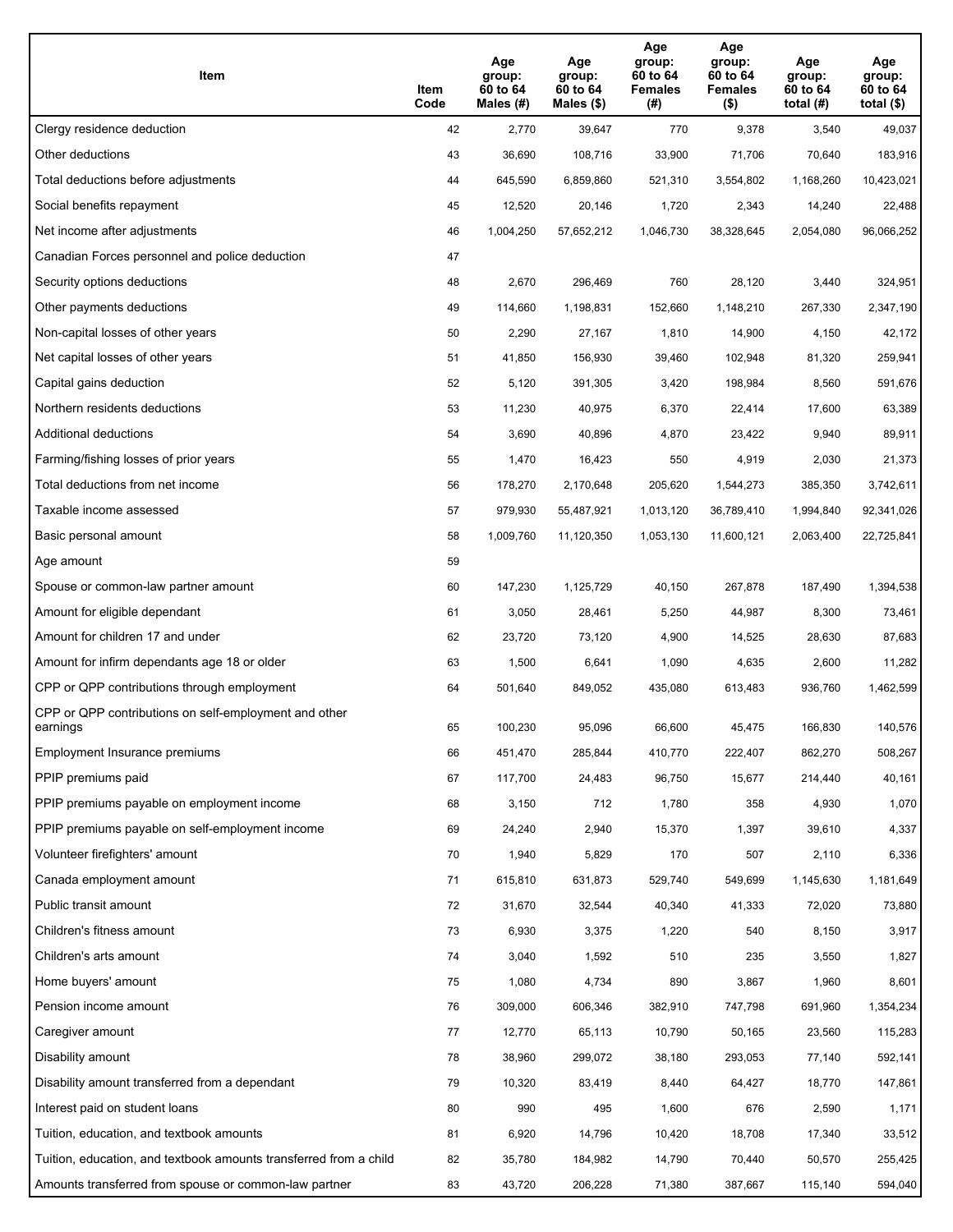| Item | Item Code | Age group: 60 to 64 Males (#) | Age group: 60 to 64 Males ($) | Age group: 60 to 64 Females (#) | Age group: 60 to 64 Females ($) | Age group: 60 to 64 total (#) | Age group: 60 to 64 total ($) |
|---|---|---|---|---|---|---|---|
| Clergy residence deduction | 42 | 2,770 | 39,647 | 770 | 9,378 | 3,540 | 49,037 |
| Other deductions | 43 | 36,690 | 108,716 | 33,900 | 71,706 | 70,640 | 183,916 |
| Total deductions before adjustments | 44 | 645,590 | 6,859,860 | 521,310 | 3,554,802 | 1,168,260 | 10,423,021 |
| Social benefits repayment | 45 | 12,520 | 20,146 | 1,720 | 2,343 | 14,240 | 22,488 |
| Net income after adjustments | 46 | 1,004,250 | 57,652,212 | 1,046,730 | 38,328,645 | 2,054,080 | 96,066,252 |
| Canadian Forces personnel and police deduction | 47 | | | | | | |
| Security options deductions | 48 | 2,670 | 296,469 | 760 | 28,120 | 3,440 | 324,951 |
| Other payments deductions | 49 | 114,660 | 1,198,831 | 152,660 | 1,148,210 | 267,330 | 2,347,190 |
| Non-capital losses of other years | 50 | 2,290 | 27,167 | 1,810 | 14,900 | 4,150 | 42,172 |
| Net capital losses of other years | 51 | 41,850 | 156,930 | 39,460 | 102,948 | 81,320 | 259,941 |
| Capital gains deduction | 52 | 5,120 | 391,305 | 3,420 | 198,984 | 8,560 | 591,676 |
| Northern residents deductions | 53 | 11,230 | 40,975 | 6,370 | 22,414 | 17,600 | 63,389 |
| Additional deductions | 54 | 3,690 | 40,896 | 4,870 | 23,422 | 9,940 | 89,911 |
| Farming/fishing losses of prior years | 55 | 1,470 | 16,423 | 550 | 4,919 | 2,030 | 21,373 |
| Total deductions from net income | 56 | 178,270 | 2,170,648 | 205,620 | 1,544,273 | 385,350 | 3,742,611 |
| Taxable income assessed | 57 | 979,930 | 55,487,921 | 1,013,120 | 36,789,410 | 1,994,840 | 92,341,026 |
| Basic personal amount | 58 | 1,009,760 | 11,120,350 | 1,053,130 | 11,600,121 | 2,063,400 | 22,725,841 |
| Age amount | 59 | | | | | | |
| Spouse or common-law partner amount | 60 | 147,230 | 1,125,729 | 40,150 | 267,878 | 187,490 | 1,394,538 |
| Amount for eligible dependant | 61 | 3,050 | 28,461 | 5,250 | 44,987 | 8,300 | 73,461 |
| Amount for children 17 and under | 62 | 23,720 | 73,120 | 4,900 | 14,525 | 28,630 | 87,683 |
| Amount for infirm dependants age 18 or older | 63 | 1,500 | 6,641 | 1,090 | 4,635 | 2,600 | 11,282 |
| CPP or QPP contributions through employment | 64 | 501,640 | 849,052 | 435,080 | 613,483 | 936,760 | 1,462,599 |
| CPP or QPP contributions on self-employment and other earnings | 65 | 100,230 | 95,096 | 66,600 | 45,475 | 166,830 | 140,576 |
| Employment Insurance premiums | 66 | 451,470 | 285,844 | 410,770 | 222,407 | 862,270 | 508,267 |
| PPIP premiums paid | 67 | 117,700 | 24,483 | 96,750 | 15,677 | 214,440 | 40,161 |
| PPIP premiums payable on employment income | 68 | 3,150 | 712 | 1,780 | 358 | 4,930 | 1,070 |
| PPIP premiums payable on self-employment income | 69 | 24,240 | 2,940 | 15,370 | 1,397 | 39,610 | 4,337 |
| Volunteer firefighters' amount | 70 | 1,940 | 5,829 | 170 | 507 | 2,110 | 6,336 |
| Canada employment amount | 71 | 615,810 | 631,873 | 529,740 | 549,699 | 1,145,630 | 1,181,649 |
| Public transit amount | 72 | 31,670 | 32,544 | 40,340 | 41,333 | 72,020 | 73,880 |
| Children's fitness amount | 73 | 6,930 | 3,375 | 1,220 | 540 | 8,150 | 3,917 |
| Children's arts amount | 74 | 3,040 | 1,592 | 510 | 235 | 3,550 | 1,827 |
| Home buyers' amount | 75 | 1,080 | 4,734 | 890 | 3,867 | 1,960 | 8,601 |
| Pension income amount | 76 | 309,000 | 606,346 | 382,910 | 747,798 | 691,960 | 1,354,234 |
| Caregiver amount | 77 | 12,770 | 65,113 | 10,790 | 50,165 | 23,560 | 115,283 |
| Disability amount | 78 | 38,960 | 299,072 | 38,180 | 293,053 | 77,140 | 592,141 |
| Disability amount transferred from a dependant | 79 | 10,320 | 83,419 | 8,440 | 64,427 | 18,770 | 147,861 |
| Interest paid on student loans | 80 | 990 | 495 | 1,600 | 676 | 2,590 | 1,171 |
| Tuition, education, and textbook amounts | 81 | 6,920 | 14,796 | 10,420 | 18,708 | 17,340 | 33,512 |
| Tuition, education, and textbook amounts transferred from a child | 82 | 35,780 | 184,982 | 14,790 | 70,440 | 50,570 | 255,425 |
| Amounts transferred from spouse or common-law partner | 83 | 43,720 | 206,228 | 71,380 | 387,667 | 115,140 | 594,040 |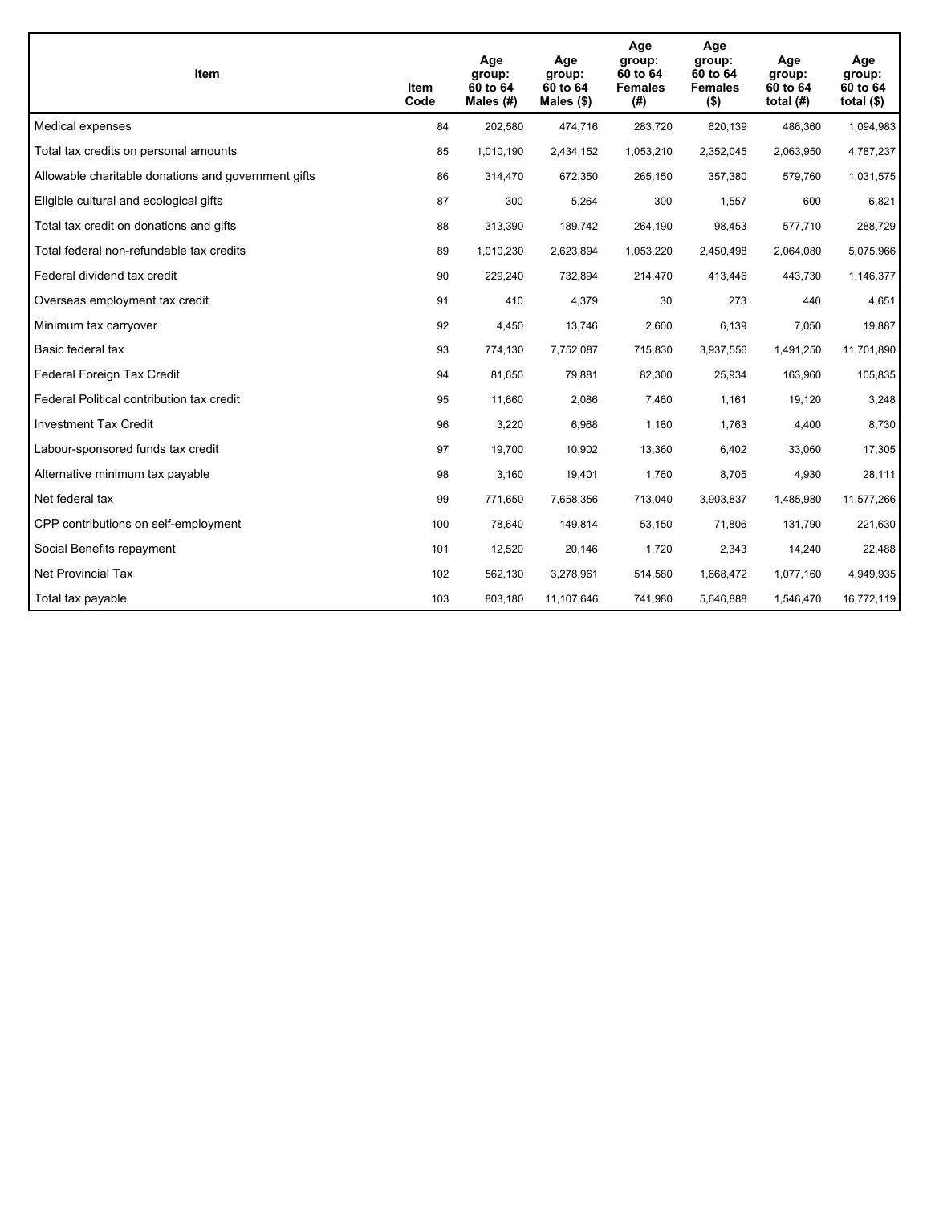| Item | Item Code | Age group: 60 to 64 Males (#) | Age group: 60 to 64 Males ($) | Age group: 60 to 64 Females (#) | Age group: 60 to 64 Females ($) | Age group: 60 to 64 total (#) | Age group: 60 to 64 total ($) |
| --- | --- | --- | --- | --- | --- | --- | --- |
| Medical expenses | 84 | 202,580 | 474,716 | 283,720 | 620,139 | 486,360 | 1,094,983 |
| Total tax credits on personal amounts | 85 | 1,010,190 | 2,434,152 | 1,053,210 | 2,352,045 | 2,063,950 | 4,787,237 |
| Allowable charitable donations and government gifts | 86 | 314,470 | 672,350 | 265,150 | 357,380 | 579,760 | 1,031,575 |
| Eligible cultural and ecological gifts | 87 | 300 | 5,264 | 300 | 1,557 | 600 | 6,821 |
| Total tax credit on donations and gifts | 88 | 313,390 | 189,742 | 264,190 | 98,453 | 577,710 | 288,729 |
| Total federal non-refundable tax credits | 89 | 1,010,230 | 2,623,894 | 1,053,220 | 2,450,498 | 2,064,080 | 5,075,966 |
| Federal dividend tax credit | 90 | 229,240 | 732,894 | 214,470 | 413,446 | 443,730 | 1,146,377 |
| Overseas employment tax credit | 91 | 410 | 4,379 | 30 | 273 | 440 | 4,651 |
| Minimum tax carryover | 92 | 4,450 | 13,746 | 2,600 | 6,139 | 7,050 | 19,887 |
| Basic federal tax | 93 | 774,130 | 7,752,087 | 715,830 | 3,937,556 | 1,491,250 | 11,701,890 |
| Federal Foreign Tax Credit | 94 | 81,650 | 79,881 | 82,300 | 25,934 | 163,960 | 105,835 |
| Federal Political contribution tax credit | 95 | 11,660 | 2,086 | 7,460 | 1,161 | 19,120 | 3,248 |
| Investment Tax Credit | 96 | 3,220 | 6,968 | 1,180 | 1,763 | 4,400 | 8,730 |
| Labour-sponsored funds tax credit | 97 | 19,700 | 10,902 | 13,360 | 6,402 | 33,060 | 17,305 |
| Alternative minimum tax payable | 98 | 3,160 | 19,401 | 1,760 | 8,705 | 4,930 | 28,111 |
| Net federal tax | 99 | 771,650 | 7,658,356 | 713,040 | 3,903,837 | 1,485,980 | 11,577,266 |
| CPP contributions on self-employment | 100 | 78,640 | 149,814 | 53,150 | 71,806 | 131,790 | 221,630 |
| Social Benefits repayment | 101 | 12,520 | 20,146 | 1,720 | 2,343 | 14,240 | 22,488 |
| Net Provincial Tax | 102 | 562,130 | 3,278,961 | 514,580 | 1,668,472 | 1,077,160 | 4,949,935 |
| Total tax payable | 103 | 803,180 | 11,107,646 | 741,980 | 5,646,888 | 1,546,470 | 16,772,119 |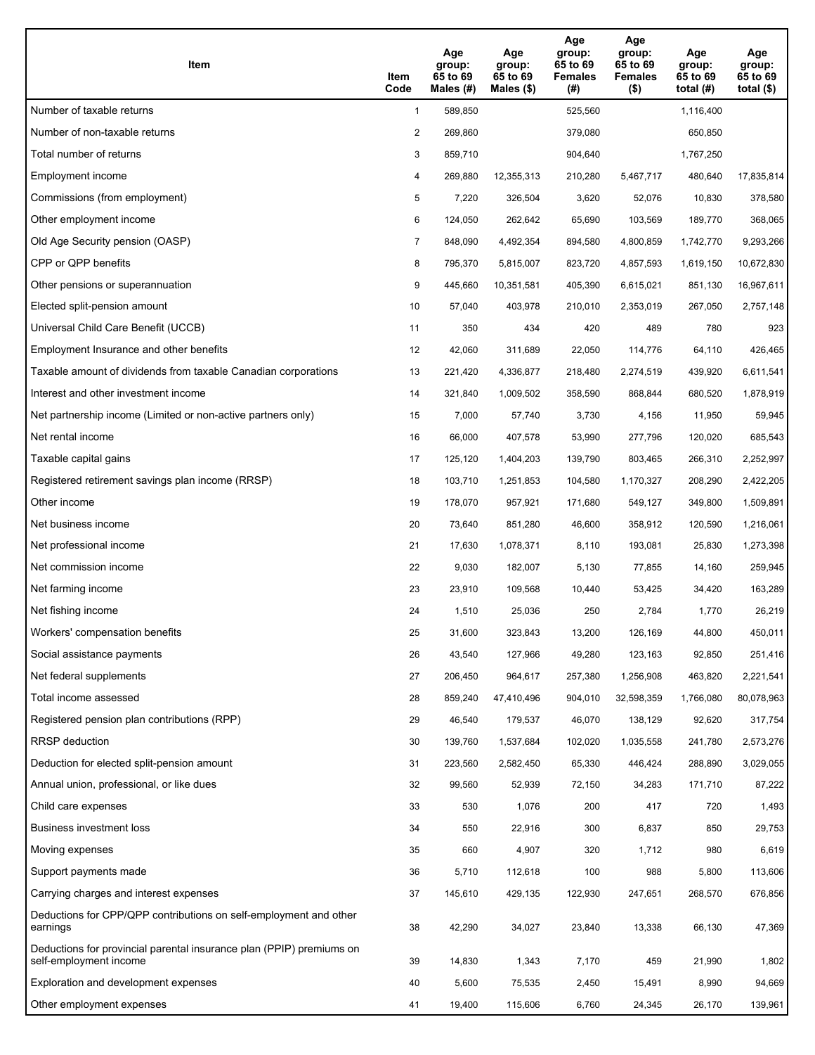| Item | Item Code | Age group: 65 to 69 Males (#) | Age group: 65 to 69 Males ($) | Age group: 65 to 69 Females (#) | Age group: 65 to 69 Females ($) | Age group: 65 to 69 total (#) | Age group: 65 to 69 total ($) |
|---|---|---|---|---|---|---|---|
| Number of taxable returns | 1 | 589,850 | | 525,560 | | 1,116,400 | |
| Number of non-taxable returns | 2 | 269,860 | | 379,080 | | 650,850 | |
| Total number of returns | 3 | 859,710 | | 904,640 | | 1,767,250 | |
| Employment income | 4 | 269,880 | 12,355,313 | 210,280 | 5,467,717 | 480,640 | 17,835,814 |
| Commissions (from employment) | 5 | 7,220 | 326,504 | 3,620 | 52,076 | 10,830 | 378,580 |
| Other employment income | 6 | 124,050 | 262,642 | 65,690 | 103,569 | 189,770 | 368,065 |
| Old Age Security pension (OASP) | 7 | 848,090 | 4,492,354 | 894,580 | 4,800,859 | 1,742,770 | 9,293,266 |
| CPP or QPP benefits | 8 | 795,370 | 5,815,007 | 823,720 | 4,857,593 | 1,619,150 | 10,672,830 |
| Other pensions or superannuation | 9 | 445,660 | 10,351,581 | 405,390 | 6,615,021 | 851,130 | 16,967,611 |
| Elected split-pension amount | 10 | 57,040 | 403,978 | 210,010 | 2,353,019 | 267,050 | 2,757,148 |
| Universal Child Care Benefit (UCCB) | 11 | 350 | 434 | 420 | 489 | 780 | 923 |
| Employment Insurance and other benefits | 12 | 42,060 | 311,689 | 22,050 | 114,776 | 64,110 | 426,465 |
| Taxable amount of dividends from taxable Canadian corporations | 13 | 221,420 | 4,336,877 | 218,480 | 2,274,519 | 439,920 | 6,611,541 |
| Interest and other investment income | 14 | 321,840 | 1,009,502 | 358,590 | 868,844 | 680,520 | 1,878,919 |
| Net partnership income (Limited or non-active partners only) | 15 | 7,000 | 57,740 | 3,730 | 4,156 | 11,950 | 59,945 |
| Net rental income | 16 | 66,000 | 407,578 | 53,990 | 277,796 | 120,020 | 685,543 |
| Taxable capital gains | 17 | 125,120 | 1,404,203 | 139,790 | 803,465 | 266,310 | 2,252,997 |
| Registered retirement savings plan income (RRSP) | 18 | 103,710 | 1,251,853 | 104,580 | 1,170,327 | 208,290 | 2,422,205 |
| Other income | 19 | 178,070 | 957,921 | 171,680 | 549,127 | 349,800 | 1,509,891 |
| Net business income | 20 | 73,640 | 851,280 | 46,600 | 358,912 | 120,590 | 1,216,061 |
| Net professional income | 21 | 17,630 | 1,078,371 | 8,110 | 193,081 | 25,830 | 1,273,398 |
| Net commission income | 22 | 9,030 | 182,007 | 5,130 | 77,855 | 14,160 | 259,945 |
| Net farming income | 23 | 23,910 | 109,568 | 10,440 | 53,425 | 34,420 | 163,289 |
| Net fishing income | 24 | 1,510 | 25,036 | 250 | 2,784 | 1,770 | 26,219 |
| Workers' compensation benefits | 25 | 31,600 | 323,843 | 13,200 | 126,169 | 44,800 | 450,011 |
| Social assistance payments | 26 | 43,540 | 127,966 | 49,280 | 123,163 | 92,850 | 251,416 |
| Net federal supplements | 27 | 206,450 | 964,617 | 257,380 | 1,256,908 | 463,820 | 2,221,541 |
| Total income assessed | 28 | 859,240 | 47,410,496 | 904,010 | 32,598,359 | 1,766,080 | 80,078,963 |
| Registered pension plan contributions (RPP) | 29 | 46,540 | 179,537 | 46,070 | 138,129 | 92,620 | 317,754 |
| RRSP deduction | 30 | 139,760 | 1,537,684 | 102,020 | 1,035,558 | 241,780 | 2,573,276 |
| Deduction for elected split-pension amount | 31 | 223,560 | 2,582,450 | 65,330 | 446,424 | 288,890 | 3,029,055 |
| Annual union, professional, or like dues | 32 | 99,560 | 52,939 | 72,150 | 34,283 | 171,710 | 87,222 |
| Child care expenses | 33 | 530 | 1,076 | 200 | 417 | 720 | 1,493 |
| Business investment loss | 34 | 550 | 22,916 | 300 | 6,837 | 850 | 29,753 |
| Moving expenses | 35 | 660 | 4,907 | 320 | 1,712 | 980 | 6,619 |
| Support payments made | 36 | 5,710 | 112,618 | 100 | 988 | 5,800 | 113,606 |
| Carrying charges and interest expenses | 37 | 145,610 | 429,135 | 122,930 | 247,651 | 268,570 | 676,856 |
| Deductions for CPP/QPP contributions on self-employment and other earnings | 38 | 42,290 | 34,027 | 23,840 | 13,338 | 66,130 | 47,369 |
| Deductions for provincial parental insurance plan (PPIP) premiums on self-employment income | 39 | 14,830 | 1,343 | 7,170 | 459 | 21,990 | 1,802 |
| Exploration and development expenses | 40 | 5,600 | 75,535 | 2,450 | 15,491 | 8,990 | 94,669 |
| Other employment expenses | 41 | 19,400 | 115,606 | 6,760 | 24,345 | 26,170 | 139,961 |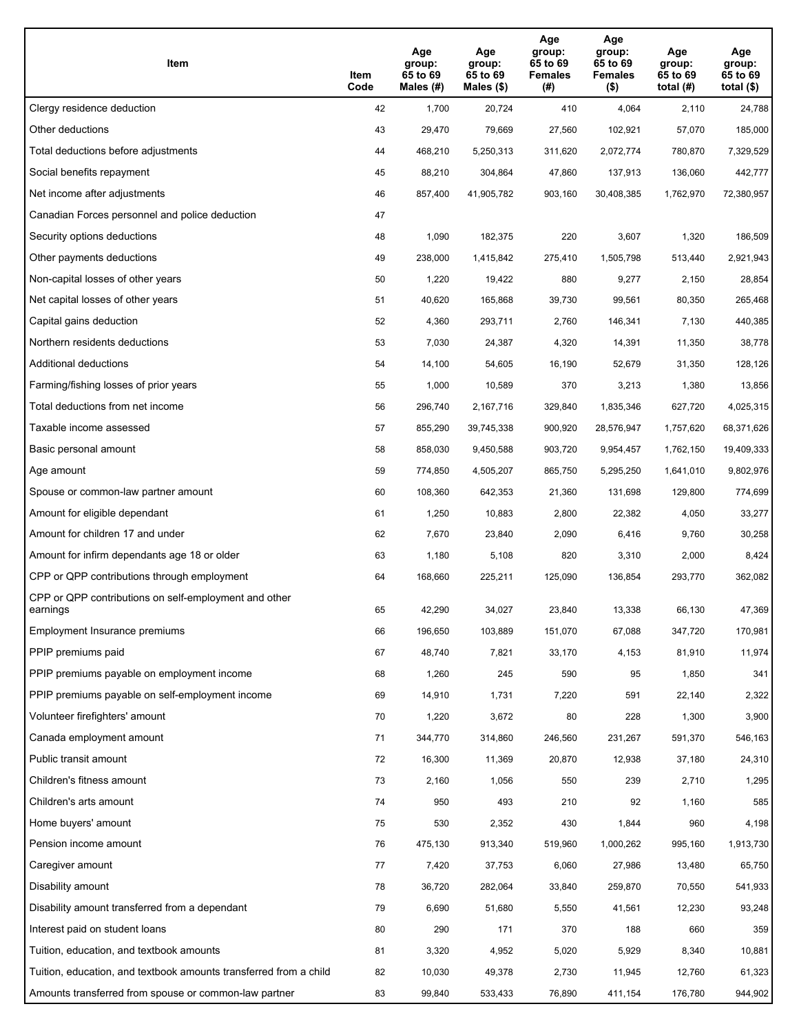| Item | Item Code | Age group: 65 to 69 Males (#) | Age group: 65 to 69 Males ($) | Age group: 65 to 69 Females (#) | Age group: 65 to 69 Females ($) | Age group: 65 to 69 total (#) | Age group: 65 to 69 total ($) |
|---|---|---|---|---|---|---|---|
| Clergy residence deduction | 42 | 1,700 | 20,724 | 410 | 4,064 | 2,110 | 24,788 |
| Other deductions | 43 | 29,470 | 79,669 | 27,560 | 102,921 | 57,070 | 185,000 |
| Total deductions before adjustments | 44 | 468,210 | 5,250,313 | 311,620 | 2,072,774 | 780,870 | 7,329,529 |
| Social benefits repayment | 45 | 88,210 | 304,864 | 47,860 | 137,913 | 136,060 | 442,777 |
| Net income after adjustments | 46 | 857,400 | 41,905,782 | 903,160 | 30,408,385 | 1,762,970 | 72,380,957 |
| Canadian Forces personnel and police deduction | 47 | | | | | | |
| Security options deductions | 48 | 1,090 | 182,375 | 220 | 3,607 | 1,320 | 186,509 |
| Other payments deductions | 49 | 238,000 | 1,415,842 | 275,410 | 1,505,798 | 513,440 | 2,921,943 |
| Non-capital losses of other years | 50 | 1,220 | 19,422 | 880 | 9,277 | 2,150 | 28,854 |
| Net capital losses of other years | 51 | 40,620 | 165,868 | 39,730 | 99,561 | 80,350 | 265,468 |
| Capital gains deduction | 52 | 4,360 | 293,711 | 2,760 | 146,341 | 7,130 | 440,385 |
| Northern residents deductions | 53 | 7,030 | 24,387 | 4,320 | 14,391 | 11,350 | 38,778 |
| Additional deductions | 54 | 14,100 | 54,605 | 16,190 | 52,679 | 31,350 | 128,126 |
| Farming/fishing losses of prior years | 55 | 1,000 | 10,589 | 370 | 3,213 | 1,380 | 13,856 |
| Total deductions from net income | 56 | 296,740 | 2,167,716 | 329,840 | 1,835,346 | 627,720 | 4,025,315 |
| Taxable income assessed | 57 | 855,290 | 39,745,338 | 900,920 | 28,576,947 | 1,757,620 | 68,371,626 |
| Basic personal amount | 58 | 858,030 | 9,450,588 | 903,720 | 9,954,457 | 1,762,150 | 19,409,333 |
| Age amount | 59 | 774,850 | 4,505,207 | 865,750 | 5,295,250 | 1,641,010 | 9,802,976 |
| Spouse or common-law partner amount | 60 | 108,360 | 642,353 | 21,360 | 131,698 | 129,800 | 774,699 |
| Amount for eligible dependant | 61 | 1,250 | 10,883 | 2,800 | 22,382 | 4,050 | 33,277 |
| Amount for children 17 and under | 62 | 7,670 | 23,840 | 2,090 | 6,416 | 9,760 | 30,258 |
| Amount for infirm dependants age 18 or older | 63 | 1,180 | 5,108 | 820 | 3,310 | 2,000 | 8,424 |
| CPP or QPP contributions through employment | 64 | 168,660 | 225,211 | 125,090 | 136,854 | 293,770 | 362,082 |
| CPP or QPP contributions on self-employment and other earnings | 65 | 42,290 | 34,027 | 23,840 | 13,338 | 66,130 | 47,369 |
| Employment Insurance premiums | 66 | 196,650 | 103,889 | 151,070 | 67,088 | 347,720 | 170,981 |
| PPIP premiums paid | 67 | 48,740 | 7,821 | 33,170 | 4,153 | 81,910 | 11,974 |
| PPIP premiums payable on employment income | 68 | 1,260 | 245 | 590 | 95 | 1,850 | 341 |
| PPIP premiums payable on self-employment income | 69 | 14,910 | 1,731 | 7,220 | 591 | 22,140 | 2,322 |
| Volunteer firefighters' amount | 70 | 1,220 | 3,672 | 80 | 228 | 1,300 | 3,900 |
| Canada employment amount | 71 | 344,770 | 314,860 | 246,560 | 231,267 | 591,370 | 546,163 |
| Public transit amount | 72 | 16,300 | 11,369 | 20,870 | 12,938 | 37,180 | 24,310 |
| Children's fitness amount | 73 | 2,160 | 1,056 | 550 | 239 | 2,710 | 1,295 |
| Children's arts amount | 74 | 950 | 493 | 210 | 92 | 1,160 | 585 |
| Home buyers' amount | 75 | 530 | 2,352 | 430 | 1,844 | 960 | 4,198 |
| Pension income amount | 76 | 475,130 | 913,340 | 519,960 | 1,000,262 | 995,160 | 1,913,730 |
| Caregiver amount | 77 | 7,420 | 37,753 | 6,060 | 27,986 | 13,480 | 65,750 |
| Disability amount | 78 | 36,720 | 282,064 | 33,840 | 259,870 | 70,550 | 541,933 |
| Disability amount transferred from a dependant | 79 | 6,690 | 51,680 | 5,550 | 41,561 | 12,230 | 93,248 |
| Interest paid on student loans | 80 | 290 | 171 | 370 | 188 | 660 | 359 |
| Tuition, education, and textbook amounts | 81 | 3,320 | 4,952 | 5,020 | 5,929 | 8,340 | 10,881 |
| Tuition, education, and textbook amounts transferred from a child | 82 | 10,030 | 49,378 | 2,730 | 11,945 | 12,760 | 61,323 |
| Amounts transferred from spouse or common-law partner | 83 | 99,840 | 533,433 | 76,890 | 411,154 | 176,780 | 944,902 |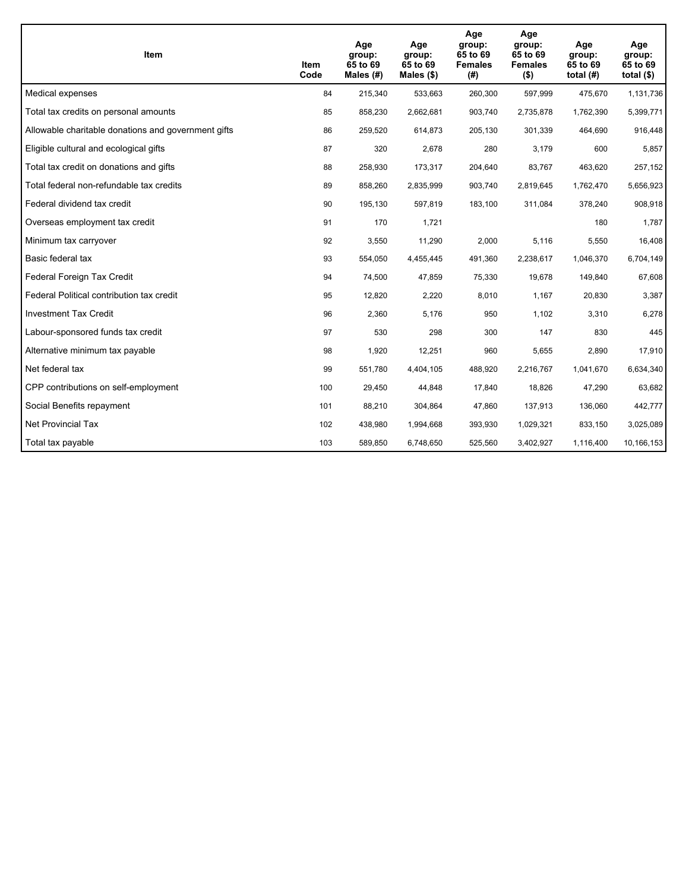| Item | Item Code | Age group: 65 to 69 Males (#) | Age group: 65 to 69 Males ($) | Age group: 65 to 69 Females (#) | Age group: 65 to 69 Females ($) | Age group: 65 to 69 total (#) | Age group: 65 to 69 total ($) |
|---|---|---|---|---|---|---|---|
| Medical expenses | 84 | 215,340 | 533,663 | 260,300 | 597,999 | 475,670 | 1,131,736 |
| Total tax credits on personal amounts | 85 | 858,230 | 2,662,681 | 903,740 | 2,735,878 | 1,762,390 | 5,399,771 |
| Allowable charitable donations and government gifts | 86 | 259,520 | 614,873 | 205,130 | 301,339 | 464,690 | 916,448 |
| Eligible cultural and ecological gifts | 87 | 320 | 2,678 | 280 | 3,179 | 600 | 5,857 |
| Total tax credit on donations and gifts | 88 | 258,930 | 173,317 | 204,640 | 83,767 | 463,620 | 257,152 |
| Total federal non-refundable tax credits | 89 | 858,260 | 2,835,999 | 903,740 | 2,819,645 | 1,762,470 | 5,656,923 |
| Federal dividend tax credit | 90 | 195,130 | 597,819 | 183,100 | 311,084 | 378,240 | 908,918 |
| Overseas employment tax credit | 91 | 170 | 1,721 | | | 180 | 1,787 |
| Minimum tax carryover | 92 | 3,550 | 11,290 | 2,000 | 5,116 | 5,550 | 16,408 |
| Basic federal tax | 93 | 554,050 | 4,455,445 | 491,360 | 2,238,617 | 1,046,370 | 6,704,149 |
| Federal Foreign Tax Credit | 94 | 74,500 | 47,859 | 75,330 | 19,678 | 149,840 | 67,608 |
| Federal Political contribution tax credit | 95 | 12,820 | 2,220 | 8,010 | 1,167 | 20,830 | 3,387 |
| Investment Tax Credit | 96 | 2,360 | 5,176 | 950 | 1,102 | 3,310 | 6,278 |
| Labour-sponsored funds tax credit | 97 | 530 | 298 | 300 | 147 | 830 | 445 |
| Alternative minimum tax payable | 98 | 1,920 | 12,251 | 960 | 5,655 | 2,890 | 17,910 |
| Net federal tax | 99 | 551,780 | 4,404,105 | 488,920 | 2,216,767 | 1,041,670 | 6,634,340 |
| CPP contributions on self-employment | 100 | 29,450 | 44,848 | 17,840 | 18,826 | 47,290 | 63,682 |
| Social Benefits repayment | 101 | 88,210 | 304,864 | 47,860 | 137,913 | 136,060 | 442,777 |
| Net Provincial Tax | 102 | 438,980 | 1,994,668 | 393,930 | 1,029,321 | 833,150 | 3,025,089 |
| Total tax payable | 103 | 589,850 | 6,748,650 | 525,560 | 3,402,927 | 1,116,400 | 10,166,153 |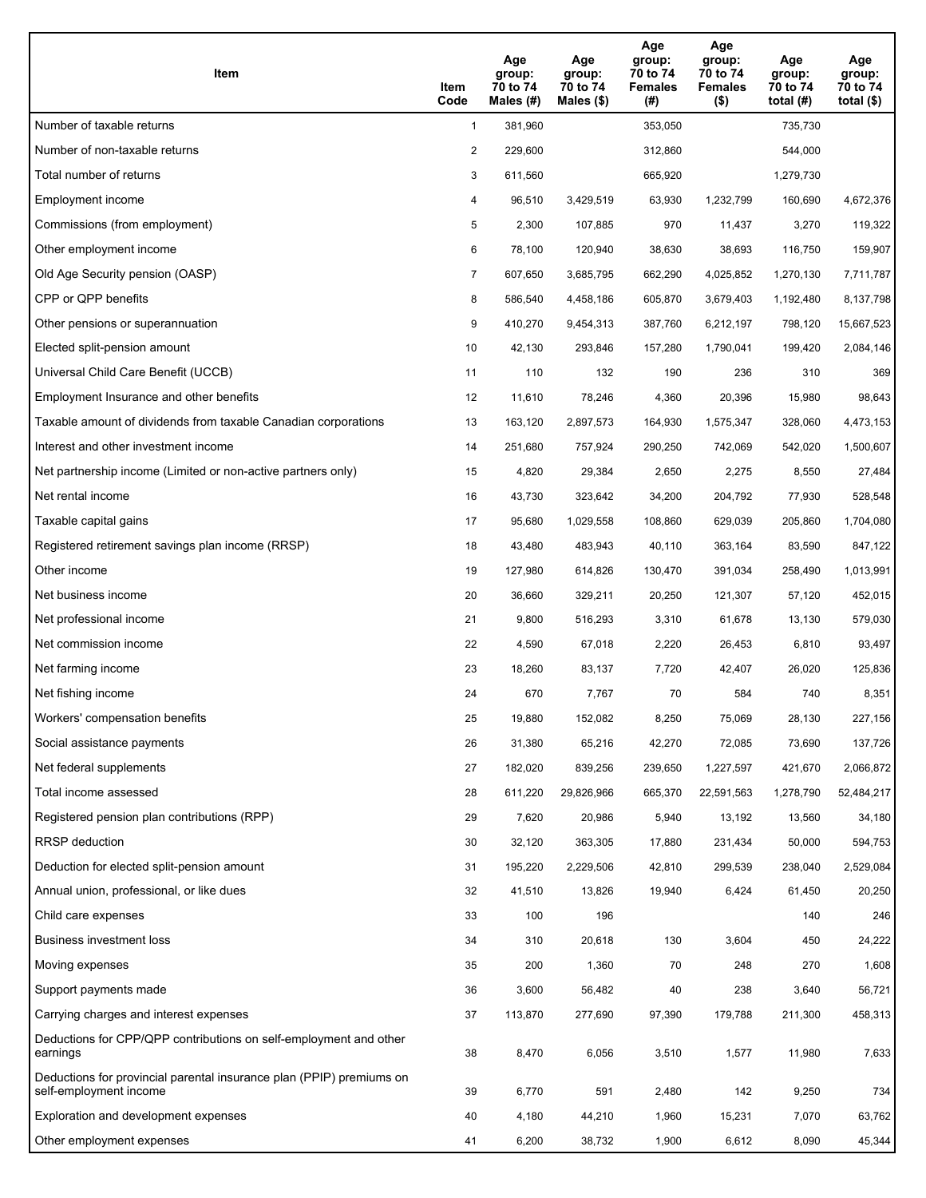| Item | Item Code | Age group: 70 to 74 Males (#) | Age group: 70 to 74 Males ($) | Age group: 70 to 74 Females (#) | Age group: 70 to 74 Females ($) | Age group: 70 to 74 total (#) | Age group: 70 to 74 total ($) |
|---|---|---|---|---|---|---|---|
| Number of taxable returns | 1 | 381,960 | | 353,050 | | 735,730 | |
| Number of non-taxable returns | 2 | 229,600 | | 312,860 | | 544,000 | |
| Total number of returns | 3 | 611,560 | | 665,920 | | 1,279,730 | |
| Employment income | 4 | 96,510 | 3,429,519 | 63,930 | 1,232,799 | 160,690 | 4,672,376 |
| Commissions (from employment) | 5 | 2,300 | 107,885 | 970 | 11,437 | 3,270 | 119,322 |
| Other employment income | 6 | 78,100 | 120,940 | 38,630 | 38,693 | 116,750 | 159,907 |
| Old Age Security pension (OASP) | 7 | 607,650 | 3,685,795 | 662,290 | 4,025,852 | 1,270,130 | 7,711,787 |
| CPP or QPP benefits | 8 | 586,540 | 4,458,186 | 605,870 | 3,679,403 | 1,192,480 | 8,137,798 |
| Other pensions or superannuation | 9 | 410,270 | 9,454,313 | 387,760 | 6,212,197 | 798,120 | 15,667,523 |
| Elected split-pension amount | 10 | 42,130 | 293,846 | 157,280 | 1,790,041 | 199,420 | 2,084,146 |
| Universal Child Care Benefit (UCCB) | 11 | 110 | 132 | 190 | 236 | 310 | 369 |
| Employment Insurance and other benefits | 12 | 11,610 | 78,246 | 4,360 | 20,396 | 15,980 | 98,643 |
| Taxable amount of dividends from taxable Canadian corporations | 13 | 163,120 | 2,897,573 | 164,930 | 1,575,347 | 328,060 | 4,473,153 |
| Interest and other investment income | 14 | 251,680 | 757,924 | 290,250 | 742,069 | 542,020 | 1,500,607 |
| Net partnership income (Limited or non-active partners only) | 15 | 4,820 | 29,384 | 2,650 | 2,275 | 8,550 | 27,484 |
| Net rental income | 16 | 43,730 | 323,642 | 34,200 | 204,792 | 77,930 | 528,548 |
| Taxable capital gains | 17 | 95,680 | 1,029,558 | 108,860 | 629,039 | 205,860 | 1,704,080 |
| Registered retirement savings plan income (RRSP) | 18 | 43,480 | 483,943 | 40,110 | 363,164 | 83,590 | 847,122 |
| Other income | 19 | 127,980 | 614,826 | 130,470 | 391,034 | 258,490 | 1,013,991 |
| Net business income | 20 | 36,660 | 329,211 | 20,250 | 121,307 | 57,120 | 452,015 |
| Net professional income | 21 | 9,800 | 516,293 | 3,310 | 61,678 | 13,130 | 579,030 |
| Net commission income | 22 | 4,590 | 67,018 | 2,220 | 26,453 | 6,810 | 93,497 |
| Net farming income | 23 | 18,260 | 83,137 | 7,720 | 42,407 | 26,020 | 125,836 |
| Net fishing income | 24 | 670 | 7,767 | 70 | 584 | 740 | 8,351 |
| Workers' compensation benefits | 25 | 19,880 | 152,082 | 8,250 | 75,069 | 28,130 | 227,156 |
| Social assistance payments | 26 | 31,380 | 65,216 | 42,270 | 72,085 | 73,690 | 137,726 |
| Net federal supplements | 27 | 182,020 | 839,256 | 239,650 | 1,227,597 | 421,670 | 2,066,872 |
| Total income assessed | 28 | 611,220 | 29,826,966 | 665,370 | 22,591,563 | 1,278,790 | 52,484,217 |
| Registered pension plan contributions (RPP) | 29 | 7,620 | 20,986 | 5,940 | 13,192 | 13,560 | 34,180 |
| RRSP deduction | 30 | 32,120 | 363,305 | 17,880 | 231,434 | 50,000 | 594,753 |
| Deduction for elected split-pension amount | 31 | 195,220 | 2,229,506 | 42,810 | 299,539 | 238,040 | 2,529,084 |
| Annual union, professional, or like dues | 32 | 41,510 | 13,826 | 19,940 | 6,424 | 61,450 | 20,250 |
| Child care expenses | 33 | 100 | 196 | | | 140 | 246 |
| Business investment loss | 34 | 310 | 20,618 | 130 | 3,604 | 450 | 24,222 |
| Moving expenses | 35 | 200 | 1,360 | 70 | 248 | 270 | 1,608 |
| Support payments made | 36 | 3,600 | 56,482 | 40 | 238 | 3,640 | 56,721 |
| Carrying charges and interest expenses | 37 | 113,870 | 277,690 | 97,390 | 179,788 | 211,300 | 458,313 |
| Deductions for CPP/QPP contributions on self-employment and other earnings | 38 | 8,470 | 6,056 | 3,510 | 1,577 | 11,980 | 7,633 |
| Deductions for provincial parental insurance plan (PPIP) premiums on self-employment income | 39 | 6,770 | 591 | 2,480 | 142 | 9,250 | 734 |
| Exploration and development expenses | 40 | 4,180 | 44,210 | 1,960 | 15,231 | 7,070 | 63,762 |
| Other employment expenses | 41 | 6,200 | 38,732 | 1,900 | 6,612 | 8,090 | 45,344 |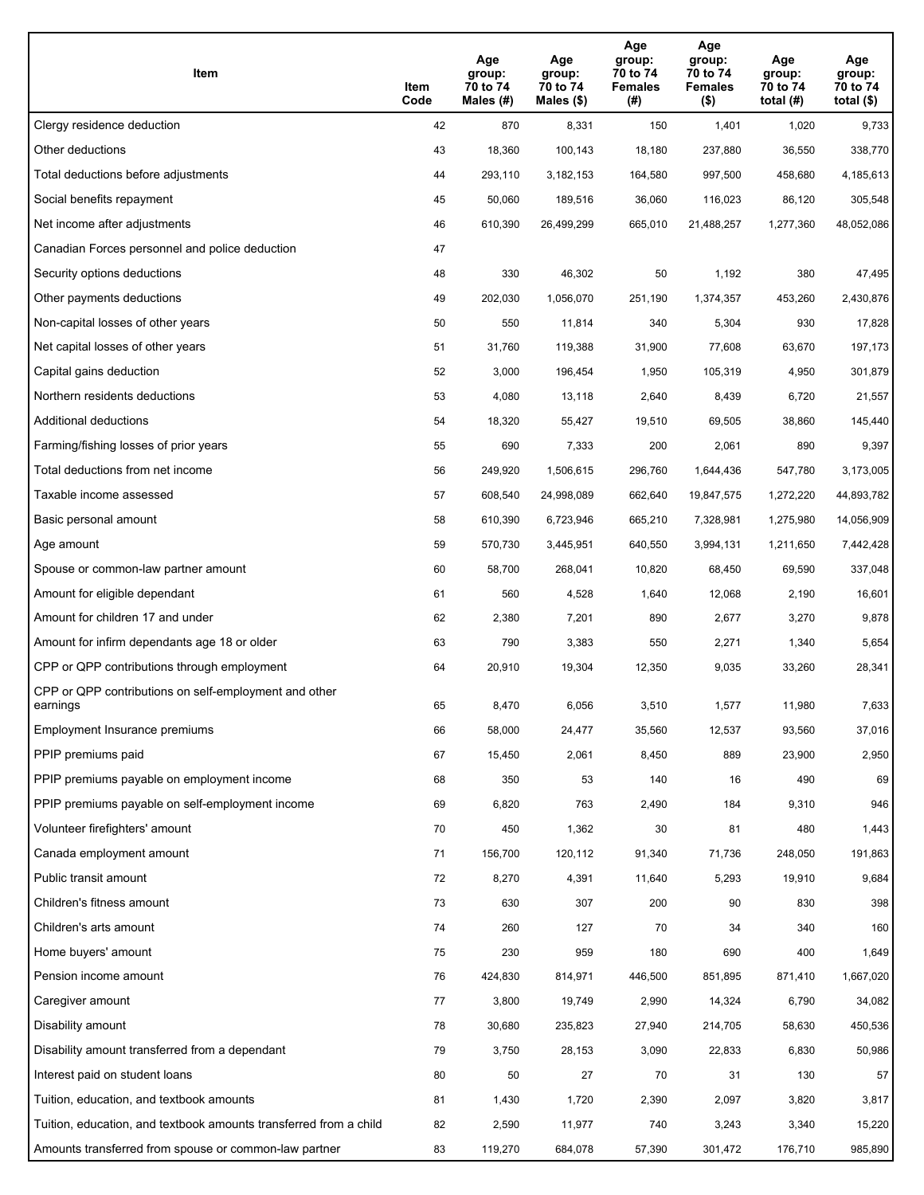| Item | Item Code | Age group: 70 to 74 Males (#) | Age group: 70 to 74 Males ($) | Age group: 70 to 74 Females (#) | Age group: 70 to 74 Females ($) | Age group: 70 to 74 total (#) | Age group: 70 to 74 total ($) |
|---|---|---|---|---|---|---|---|
| Clergy residence deduction | 42 | 870 | 8,331 | 150 | 1,401 | 1,020 | 9,733 |
| Other deductions | 43 | 18,360 | 100,143 | 18,180 | 237,880 | 36,550 | 338,770 |
| Total deductions before adjustments | 44 | 293,110 | 3,182,153 | 164,580 | 997,500 | 458,680 | 4,185,613 |
| Social benefits repayment | 45 | 50,060 | 189,516 | 36,060 | 116,023 | 86,120 | 305,548 |
| Net income after adjustments | 46 | 610,390 | 26,499,299 | 665,010 | 21,488,257 | 1,277,360 | 48,052,086 |
| Canadian Forces personnel and police deduction | 47 | | | | | | |
| Security options deductions | 48 | 330 | 46,302 | 50 | 1,192 | 380 | 47,495 |
| Other payments deductions | 49 | 202,030 | 1,056,070 | 251,190 | 1,374,357 | 453,260 | 2,430,876 |
| Non-capital losses of other years | 50 | 550 | 11,814 | 340 | 5,304 | 930 | 17,828 |
| Net capital losses of other years | 51 | 31,760 | 119,388 | 31,900 | 77,608 | 63,670 | 197,173 |
| Capital gains deduction | 52 | 3,000 | 196,454 | 1,950 | 105,319 | 4,950 | 301,879 |
| Northern residents deductions | 53 | 4,080 | 13,118 | 2,640 | 8,439 | 6,720 | 21,557 |
| Additional deductions | 54 | 18,320 | 55,427 | 19,510 | 69,505 | 38,860 | 145,440 |
| Farming/fishing losses of prior years | 55 | 690 | 7,333 | 200 | 2,061 | 890 | 9,397 |
| Total deductions from net income | 56 | 249,920 | 1,506,615 | 296,760 | 1,644,436 | 547,780 | 3,173,005 |
| Taxable income assessed | 57 | 608,540 | 24,998,089 | 662,640 | 19,847,575 | 1,272,220 | 44,893,782 |
| Basic personal amount | 58 | 610,390 | 6,723,946 | 665,210 | 7,328,981 | 1,275,980 | 14,056,909 |
| Age amount | 59 | 570,730 | 3,445,951 | 640,550 | 3,994,131 | 1,211,650 | 7,442,428 |
| Spouse or common-law partner amount | 60 | 58,700 | 268,041 | 10,820 | 68,450 | 69,590 | 337,048 |
| Amount for eligible dependant | 61 | 560 | 4,528 | 1,640 | 12,068 | 2,190 | 16,601 |
| Amount for children 17 and under | 62 | 2,380 | 7,201 | 890 | 2,677 | 3,270 | 9,878 |
| Amount for infirm dependants age 18 or older | 63 | 790 | 3,383 | 550 | 2,271 | 1,340 | 5,654 |
| CPP or QPP contributions through employment | 64 | 20,910 | 19,304 | 12,350 | 9,035 | 33,260 | 28,341 |
| CPP or QPP contributions on self-employment and other earnings | 65 | 8,470 | 6,056 | 3,510 | 1,577 | 11,980 | 7,633 |
| Employment Insurance premiums | 66 | 58,000 | 24,477 | 35,560 | 12,537 | 93,560 | 37,016 |
| PPIP premiums paid | 67 | 15,450 | 2,061 | 8,450 | 889 | 23,900 | 2,950 |
| PPIP premiums payable on employment income | 68 | 350 | 53 | 140 | 16 | 490 | 69 |
| PPIP premiums payable on self-employment income | 69 | 6,820 | 763 | 2,490 | 184 | 9,310 | 946 |
| Volunteer firefighters' amount | 70 | 450 | 1,362 | 30 | 81 | 480 | 1,443 |
| Canada employment amount | 71 | 156,700 | 120,112 | 91,340 | 71,736 | 248,050 | 191,863 |
| Public transit amount | 72 | 8,270 | 4,391 | 11,640 | 5,293 | 19,910 | 9,684 |
| Children's fitness amount | 73 | 630 | 307 | 200 | 90 | 830 | 398 |
| Children's arts amount | 74 | 260 | 127 | 70 | 34 | 340 | 160 |
| Home buyers' amount | 75 | 230 | 959 | 180 | 690 | 400 | 1,649 |
| Pension income amount | 76 | 424,830 | 814,971 | 446,500 | 851,895 | 871,410 | 1,667,020 |
| Caregiver amount | 77 | 3,800 | 19,749 | 2,990 | 14,324 | 6,790 | 34,082 |
| Disability amount | 78 | 30,680 | 235,823 | 27,940 | 214,705 | 58,630 | 450,536 |
| Disability amount transferred from a dependant | 79 | 3,750 | 28,153 | 3,090 | 22,833 | 6,830 | 50,986 |
| Interest paid on student loans | 80 | 50 | 27 | 70 | 31 | 130 | 57 |
| Tuition, education, and textbook amounts | 81 | 1,430 | 1,720 | 2,390 | 2,097 | 3,820 | 3,817 |
| Tuition, education, and textbook amounts transferred from a child | 82 | 2,590 | 11,977 | 740 | 3,243 | 3,340 | 15,220 |
| Amounts transferred from spouse or common-law partner | 83 | 119,270 | 684,078 | 57,390 | 301,472 | 176,710 | 985,890 |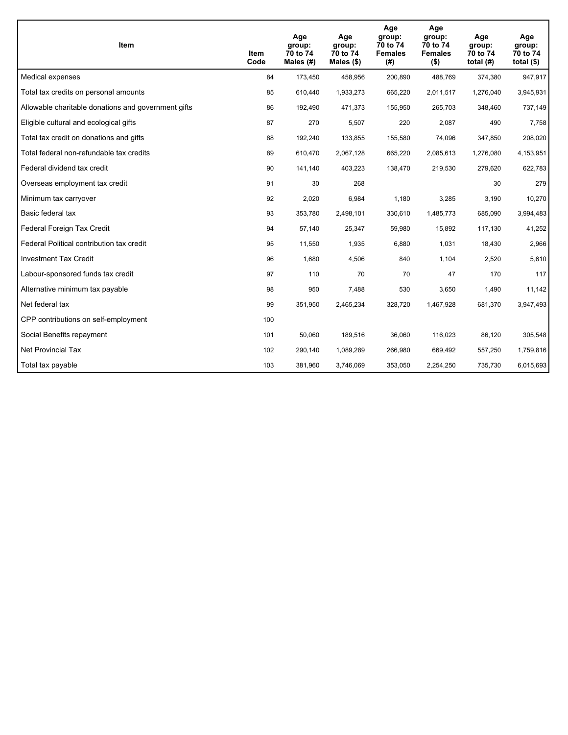| Item | Item Code | Age group: 70 to 74 Males (#) | Age group: 70 to 74 Males ($) | Age group: 70 to 74 Females (#) | Age group: 70 to 74 Females ($) | Age group: 70 to 74 total (#) | Age group: 70 to 74 total ($) |
| --- | --- | --- | --- | --- | --- | --- | --- |
| Medical expenses | 84 | 173,450 | 458,956 | 200,890 | 488,769 | 374,380 | 947,917 |
| Total tax credits on personal amounts | 85 | 610,440 | 1,933,273 | 665,220 | 2,011,517 | 1,276,040 | 3,945,931 |
| Allowable charitable donations and government gifts | 86 | 192,490 | 471,373 | 155,950 | 265,703 | 348,460 | 737,149 |
| Eligible cultural and ecological gifts | 87 | 270 | 5,507 | 220 | 2,087 | 490 | 7,758 |
| Total tax credit on donations and gifts | 88 | 192,240 | 133,855 | 155,580 | 74,096 | 347,850 | 208,020 |
| Total federal non-refundable tax credits | 89 | 610,470 | 2,067,128 | 665,220 | 2,085,613 | 1,276,080 | 4,153,951 |
| Federal dividend tax credit | 90 | 141,140 | 403,223 | 138,470 | 219,530 | 279,620 | 622,783 |
| Overseas employment tax credit | 91 | 30 | 268 | | | 30 | 279 |
| Minimum tax carryover | 92 | 2,020 | 6,984 | 1,180 | 3,285 | 3,190 | 10,270 |
| Basic federal tax | 93 | 353,780 | 2,498,101 | 330,610 | 1,485,773 | 685,090 | 3,994,483 |
| Federal Foreign Tax Credit | 94 | 57,140 | 25,347 | 59,980 | 15,892 | 117,130 | 41,252 |
| Federal Political contribution tax credit | 95 | 11,550 | 1,935 | 6,880 | 1,031 | 18,430 | 2,966 |
| Investment Tax Credit | 96 | 1,680 | 4,506 | 840 | 1,104 | 2,520 | 5,610 |
| Labour-sponsored funds tax credit | 97 | 110 | 70 | 70 | 47 | 170 | 117 |
| Alternative minimum tax payable | 98 | 950 | 7,488 | 530 | 3,650 | 1,490 | 11,142 |
| Net federal tax | 99 | 351,950 | 2,465,234 | 328,720 | 1,467,928 | 681,370 | 3,947,493 |
| CPP contributions on self-employment | 100 | | | | | | |
| Social Benefits repayment | 101 | 50,060 | 189,516 | 36,060 | 116,023 | 86,120 | 305,548 |
| Net Provincial Tax | 102 | 290,140 | 1,089,289 | 266,980 | 669,492 | 557,250 | 1,759,816 |
| Total tax payable | 103 | 381,960 | 3,746,069 | 353,050 | 2,254,250 | 735,730 | 6,015,693 |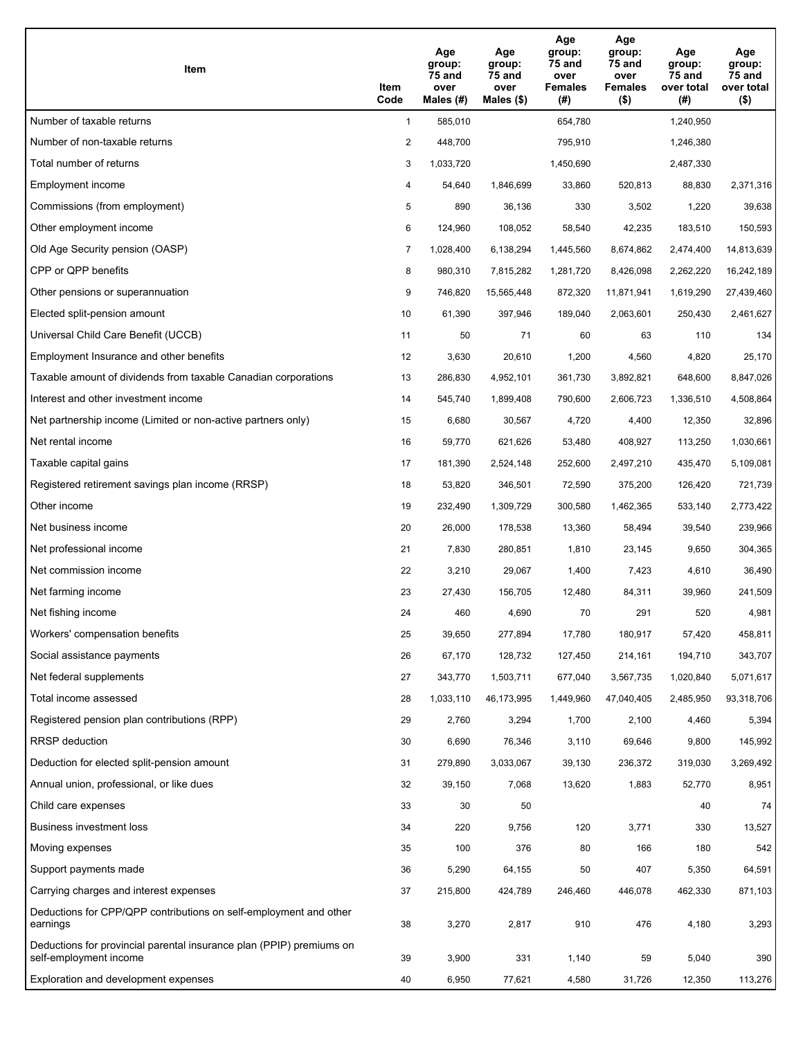| Item | Item Code | Age group: 75 and over Males (#) | Age group: 75 and over Males ($) | Age group: 75 and over Females (#) | Age group: 75 and over Females ($) | Age group: 75 and over total (#) | Age group: 75 and over total ($) |
|---|---|---|---|---|---|---|---|
| Number of taxable returns | 1 | 585,010 | | 654,780 | | 1,240,950 | |
| Number of non-taxable returns | 2 | 448,700 | | 795,910 | | 1,246,380 | |
| Total number of returns | 3 | 1,033,720 | | 1,450,690 | | 2,487,330 | |
| Employment income | 4 | 54,640 | 1,846,699 | 33,860 | 520,813 | 88,830 | 2,371,316 |
| Commissions (from employment) | 5 | 890 | 36,136 | 330 | 3,502 | 1,220 | 39,638 |
| Other employment income | 6 | 124,960 | 108,052 | 58,540 | 42,235 | 183,510 | 150,593 |
| Old Age Security pension (OASP) | 7 | 1,028,400 | 6,138,294 | 1,445,560 | 8,674,862 | 2,474,400 | 14,813,639 |
| CPP or QPP benefits | 8 | 980,310 | 7,815,282 | 1,281,720 | 8,426,098 | 2,262,220 | 16,242,189 |
| Other pensions or superannuation | 9 | 746,820 | 15,565,448 | 872,320 | 11,871,941 | 1,619,290 | 27,439,460 |
| Elected split-pension amount | 10 | 61,390 | 397,946 | 189,040 | 2,063,601 | 250,430 | 2,461,627 |
| Universal Child Care Benefit (UCCB) | 11 | 50 | 71 | 60 | 63 | 110 | 134 |
| Employment Insurance and other benefits | 12 | 3,630 | 20,610 | 1,200 | 4,560 | 4,820 | 25,170 |
| Taxable amount of dividends from taxable Canadian corporations | 13 | 286,830 | 4,952,101 | 361,730 | 3,892,821 | 648,600 | 8,847,026 |
| Interest and other investment income | 14 | 545,740 | 1,899,408 | 790,600 | 2,606,723 | 1,336,510 | 4,508,864 |
| Net partnership income (Limited or non-active partners only) | 15 | 6,680 | 30,567 | 4,720 | 4,400 | 12,350 | 32,896 |
| Net rental income | 16 | 59,770 | 621,626 | 53,480 | 408,927 | 113,250 | 1,030,661 |
| Taxable capital gains | 17 | 181,390 | 2,524,148 | 252,600 | 2,497,210 | 435,470 | 5,109,081 |
| Registered retirement savings plan income (RRSP) | 18 | 53,820 | 346,501 | 72,590 | 375,200 | 126,420 | 721,739 |
| Other income | 19 | 232,490 | 1,309,729 | 300,580 | 1,462,365 | 533,140 | 2,773,422 |
| Net business income | 20 | 26,000 | 178,538 | 13,360 | 58,494 | 39,540 | 239,966 |
| Net professional income | 21 | 7,830 | 280,851 | 1,810 | 23,145 | 9,650 | 304,365 |
| Net commission income | 22 | 3,210 | 29,067 | 1,400 | 7,423 | 4,610 | 36,490 |
| Net farming income | 23 | 27,430 | 156,705 | 12,480 | 84,311 | 39,960 | 241,509 |
| Net fishing income | 24 | 460 | 4,690 | 70 | 291 | 520 | 4,981 |
| Workers' compensation benefits | 25 | 39,650 | 277,894 | 17,780 | 180,917 | 57,420 | 458,811 |
| Social assistance payments | 26 | 67,170 | 128,732 | 127,450 | 214,161 | 194,710 | 343,707 |
| Net federal supplements | 27 | 343,770 | 1,503,711 | 677,040 | 3,567,735 | 1,020,840 | 5,071,617 |
| Total income assessed | 28 | 1,033,110 | 46,173,995 | 1,449,960 | 47,040,405 | 2,485,950 | 93,318,706 |
| Registered pension plan contributions (RPP) | 29 | 2,760 | 3,294 | 1,700 | 2,100 | 4,460 | 5,394 |
| RRSP deduction | 30 | 6,690 | 76,346 | 3,110 | 69,646 | 9,800 | 145,992 |
| Deduction for elected split-pension amount | 31 | 279,890 | 3,033,067 | 39,130 | 236,372 | 319,030 | 3,269,492 |
| Annual union, professional, or like dues | 32 | 39,150 | 7,068 | 13,620 | 1,883 | 52,770 | 8,951 |
| Child care expenses | 33 | 30 | 50 | | | 40 | 74 |
| Business investment loss | 34 | 220 | 9,756 | 120 | 3,771 | 330 | 13,527 |
| Moving expenses | 35 | 100 | 376 | 80 | 166 | 180 | 542 |
| Support payments made | 36 | 5,290 | 64,155 | 50 | 407 | 5,350 | 64,591 |
| Carrying charges and interest expenses | 37 | 215,800 | 424,789 | 246,460 | 446,078 | 462,330 | 871,103 |
| Deductions for CPP/QPP contributions on self-employment and other earnings | 38 | 3,270 | 2,817 | 910 | 476 | 4,180 | 3,293 |
| Deductions for provincial parental insurance plan (PPIP) premiums on self-employment income | 39 | 3,900 | 331 | 1,140 | 59 | 5,040 | 390 |
| Exploration and development expenses | 40 | 6,950 | 77,621 | 4,580 | 31,726 | 12,350 | 113,276 |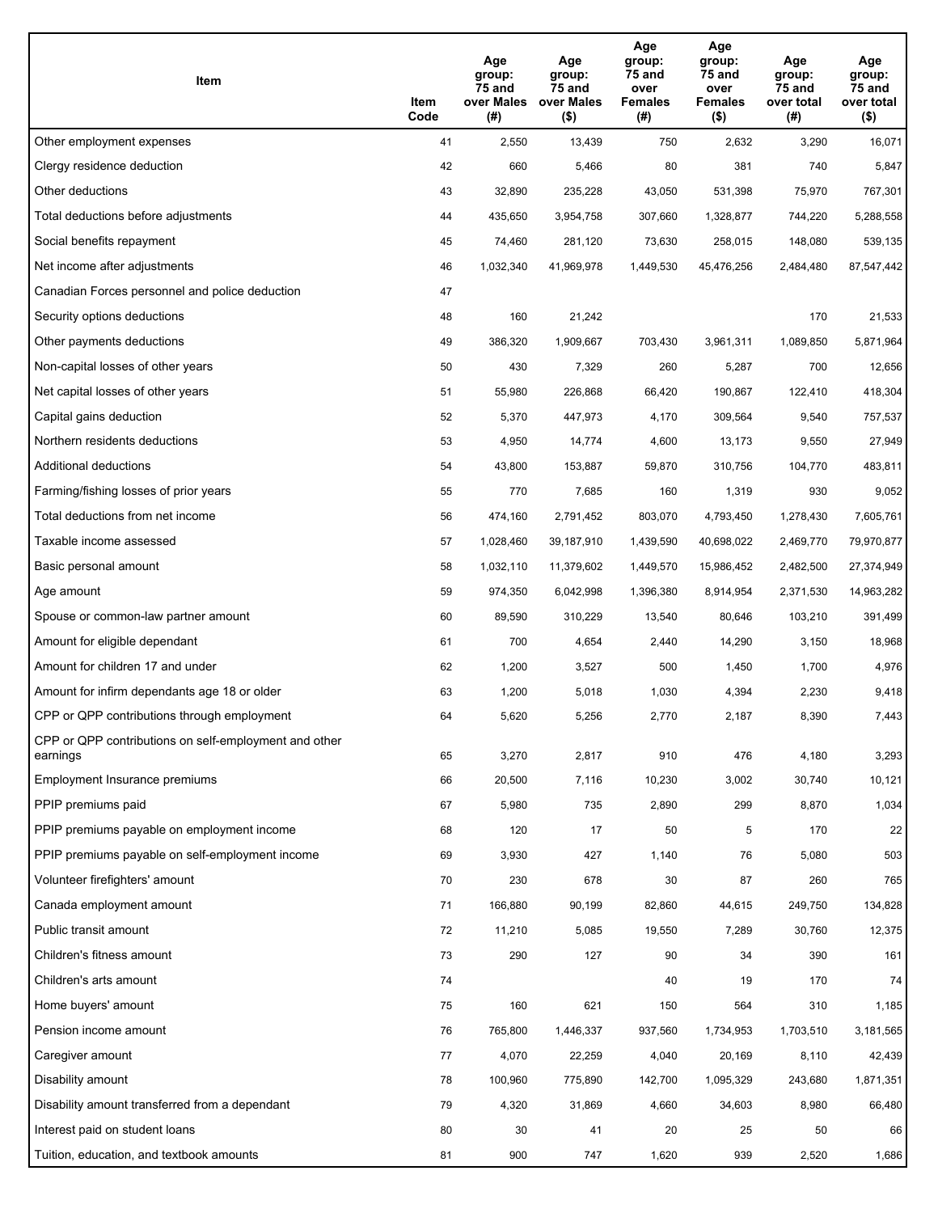| Item | Item Code | Age group: 75 and over Males (#) | Age group: 75 and over Males ($) | Age group: 75 and over Females (#) | Age group: 75 and over Females ($) | Age group: 75 and over total (#) | Age group: 75 and over total ($) |
|---|---|---|---|---|---|---|---|
| Other employment expenses | 41 | 2,550 | 13,439 | 750 | 2,632 | 3,290 | 16,071 |
| Clergy residence deduction | 42 | 660 | 5,466 | 80 | 381 | 740 | 5,847 |
| Other deductions | 43 | 32,890 | 235,228 | 43,050 | 531,398 | 75,970 | 767,301 |
| Total deductions before adjustments | 44 | 435,650 | 3,954,758 | 307,660 | 1,328,877 | 744,220 | 5,288,558 |
| Social benefits repayment | 45 | 74,460 | 281,120 | 73,630 | 258,015 | 148,080 | 539,135 |
| Net income after adjustments | 46 | 1,032,340 | 41,969,978 | 1,449,530 | 45,476,256 | 2,484,480 | 87,547,442 |
| Canadian Forces personnel and police deduction | 47 | | | | | | |
| Security options deductions | 48 | 160 | 21,242 | | | 170 | 21,533 |
| Other payments deductions | 49 | 386,320 | 1,909,667 | 703,430 | 3,961,311 | 1,089,850 | 5,871,964 |
| Non-capital losses of other years | 50 | 430 | 7,329 | 260 | 5,287 | 700 | 12,656 |
| Net capital losses of other years | 51 | 55,980 | 226,868 | 66,420 | 190,867 | 122,410 | 418,304 |
| Capital gains deduction | 52 | 5,370 | 447,973 | 4,170 | 309,564 | 9,540 | 757,537 |
| Northern residents deductions | 53 | 4,950 | 14,774 | 4,600 | 13,173 | 9,550 | 27,949 |
| Additional deductions | 54 | 43,800 | 153,887 | 59,870 | 310,756 | 104,770 | 483,811 |
| Farming/fishing losses of prior years | 55 | 770 | 7,685 | 160 | 1,319 | 930 | 9,052 |
| Total deductions from net income | 56 | 474,160 | 2,791,452 | 803,070 | 4,793,450 | 1,278,430 | 7,605,761 |
| Taxable income assessed | 57 | 1,028,460 | 39,187,910 | 1,439,590 | 40,698,022 | 2,469,770 | 79,970,877 |
| Basic personal amount | 58 | 1,032,110 | 11,379,602 | 1,449,570 | 15,986,452 | 2,482,500 | 27,374,949 |
| Age amount | 59 | 974,350 | 6,042,998 | 1,396,380 | 8,914,954 | 2,371,530 | 14,963,282 |
| Spouse or common-law partner amount | 60 | 89,590 | 310,229 | 13,540 | 80,646 | 103,210 | 391,499 |
| Amount for eligible dependant | 61 | 700 | 4,654 | 2,440 | 14,290 | 3,150 | 18,968 |
| Amount for children 17 and under | 62 | 1,200 | 3,527 | 500 | 1,450 | 1,700 | 4,976 |
| Amount for infirm dependants age 18 or older | 63 | 1,200 | 5,018 | 1,030 | 4,394 | 2,230 | 9,418 |
| CPP or QPP contributions through employment | 64 | 5,620 | 5,256 | 2,770 | 2,187 | 8,390 | 7,443 |
| CPP or QPP contributions on self-employment and other earnings | 65 | 3,270 | 2,817 | 910 | 476 | 4,180 | 3,293 |
| Employment Insurance premiums | 66 | 20,500 | 7,116 | 10,230 | 3,002 | 30,740 | 10,121 |
| PPIP premiums paid | 67 | 5,980 | 735 | 2,890 | 299 | 8,870 | 1,034 |
| PPIP premiums payable on employment income | 68 | 120 | 17 | 50 | 5 | 170 | 22 |
| PPIP premiums payable on self-employment income | 69 | 3,930 | 427 | 1,140 | 76 | 5,080 | 503 |
| Volunteer firefighters' amount | 70 | 230 | 678 | 30 | 87 | 260 | 765 |
| Canada employment amount | 71 | 166,880 | 90,199 | 82,860 | 44,615 | 249,750 | 134,828 |
| Public transit amount | 72 | 11,210 | 5,085 | 19,550 | 7,289 | 30,760 | 12,375 |
| Children's fitness amount | 73 | 290 | 127 | 90 | 34 | 390 | 161 |
| Children's arts amount | 74 | | | 40 | 19 | 170 | 74 |
| Home buyers' amount | 75 | 160 | 621 | 150 | 564 | 310 | 1,185 |
| Pension income amount | 76 | 765,800 | 1,446,337 | 937,560 | 1,734,953 | 1,703,510 | 3,181,565 |
| Caregiver amount | 77 | 4,070 | 22,259 | 4,040 | 20,169 | 8,110 | 42,439 |
| Disability amount | 78 | 100,960 | 775,890 | 142,700 | 1,095,329 | 243,680 | 1,871,351 |
| Disability amount transferred from a dependant | 79 | 4,320 | 31,869 | 4,660 | 34,603 | 8,980 | 66,480 |
| Interest paid on student loans | 80 | 30 | 41 | 20 | 25 | 50 | 66 |
| Tuition, education, and textbook amounts | 81 | 900 | 747 | 1,620 | 939 | 2,520 | 1,686 |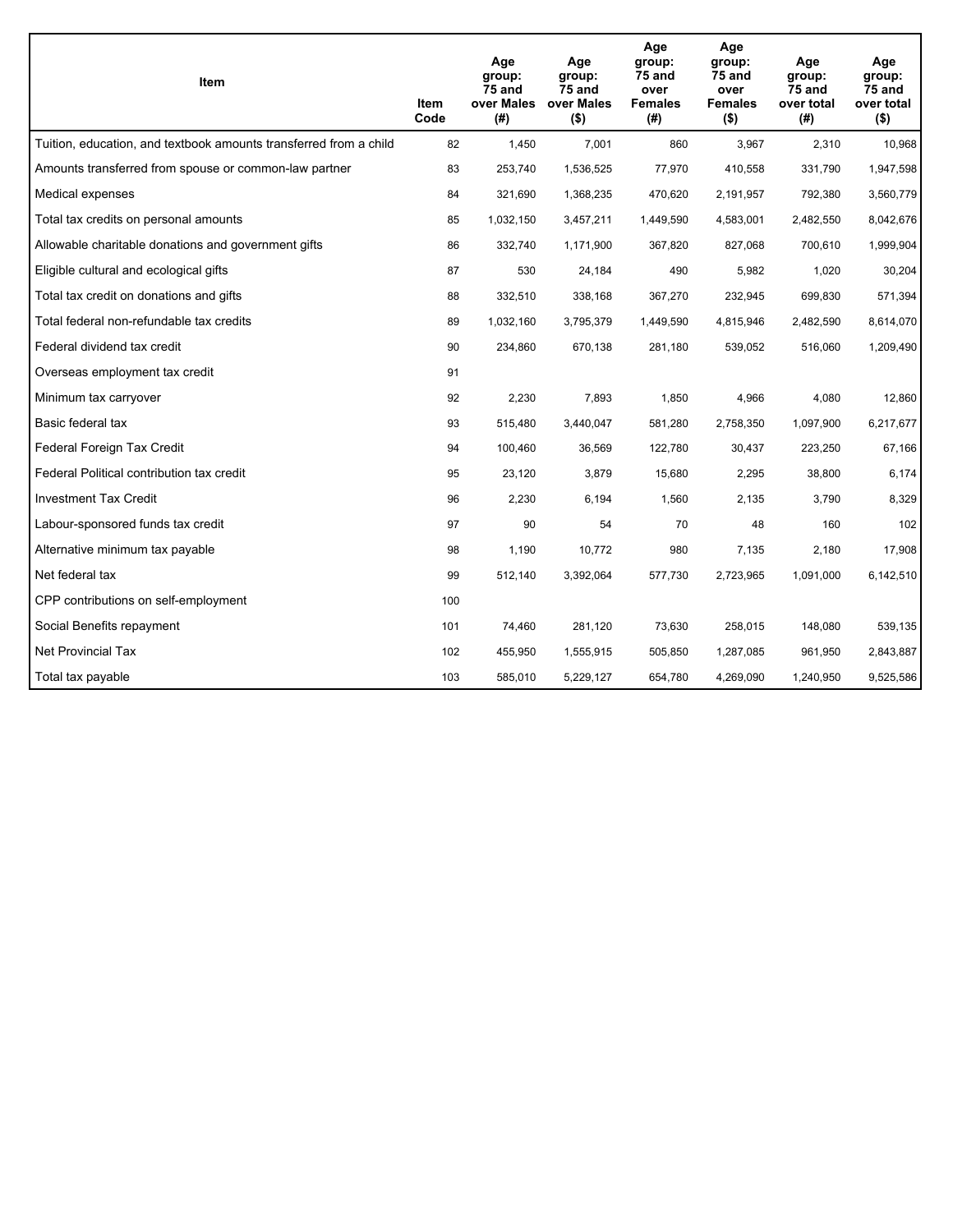| Item | Item Code | Age group: 75 and over Males (#) | Age group: 75 and over Males ($) | Age group: 75 and over Females (#) | Age group: 75 and over Females ($) | Age group: 75 and over total (#) | Age group: 75 and over total ($) |
|---|---|---|---|---|---|---|---|
| Tuition, education, and textbook amounts transferred from a child | 82 | 1,450 | 7,001 | 860 | 3,967 | 2,310 | 10,968 |
| Amounts transferred from spouse or common-law partner | 83 | 253,740 | 1,536,525 | 77,970 | 410,558 | 331,790 | 1,947,598 |
| Medical expenses | 84 | 321,690 | 1,368,235 | 470,620 | 2,191,957 | 792,380 | 3,560,779 |
| Total tax credits on personal amounts | 85 | 1,032,150 | 3,457,211 | 1,449,590 | 4,583,001 | 2,482,550 | 8,042,676 |
| Allowable charitable donations and government gifts | 86 | 332,740 | 1,171,900 | 367,820 | 827,068 | 700,610 | 1,999,904 |
| Eligible cultural and ecological gifts | 87 | 530 | 24,184 | 490 | 5,982 | 1,020 | 30,204 |
| Total tax credit on donations and gifts | 88 | 332,510 | 338,168 | 367,270 | 232,945 | 699,830 | 571,394 |
| Total federal non-refundable tax credits | 89 | 1,032,160 | 3,795,379 | 1,449,590 | 4,815,946 | 2,482,590 | 8,614,070 |
| Federal dividend tax credit | 90 | 234,860 | 670,138 | 281,180 | 539,052 | 516,060 | 1,209,490 |
| Overseas employment tax credit | 91 | | | | | | |
| Minimum tax carryover | 92 | 2,230 | 7,893 | 1,850 | 4,966 | 4,080 | 12,860 |
| Basic federal tax | 93 | 515,480 | 3,440,047 | 581,280 | 2,758,350 | 1,097,900 | 6,217,677 |
| Federal Foreign Tax Credit | 94 | 100,460 | 36,569 | 122,780 | 30,437 | 223,250 | 67,166 |
| Federal Political contribution tax credit | 95 | 23,120 | 3,879 | 15,680 | 2,295 | 38,800 | 6,174 |
| Investment Tax Credit | 96 | 2,230 | 6,194 | 1,560 | 2,135 | 3,790 | 8,329 |
| Labour-sponsored funds tax credit | 97 | 90 | 54 | 70 | 48 | 160 | 102 |
| Alternative minimum tax payable | 98 | 1,190 | 10,772 | 980 | 7,135 | 2,180 | 17,908 |
| Net federal tax | 99 | 512,140 | 3,392,064 | 577,730 | 2,723,965 | 1,091,000 | 6,142,510 |
| CPP contributions on self-employment | 100 | | | | | | |
| Social Benefits repayment | 101 | 74,460 | 281,120 | 73,630 | 258,015 | 148,080 | 539,135 |
| Net Provincial Tax | 102 | 455,950 | 1,555,915 | 505,850 | 1,287,085 | 961,950 | 2,843,887 |
| Total tax payable | 103 | 585,010 | 5,229,127 | 654,780 | 4,269,090 | 1,240,950 | 9,525,586 |